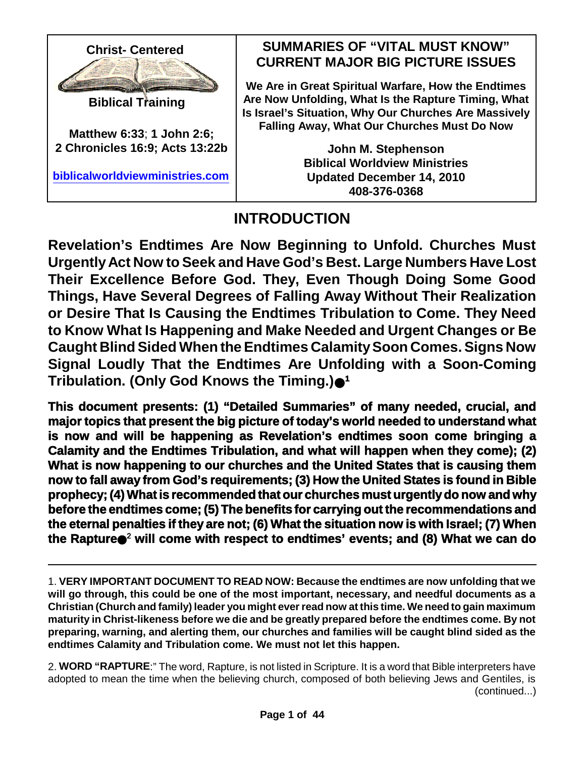| Christ- Centered Biblical Training | SUMMARIES OF "VITAL MUST KNOW" CURRENT MAJOR BIG PICTURE ISSUES |
|---|---|
| **Matthew 6:33**; **1 John 2:6; 2 Chronicles 16:9; Acts 13:22b** | **We Are in Great Spiritual Warfare, How the Endtimes Are Now Unfolding, What Is the Rapture Timing, What Is Israel's Situation, Why Our Churches Are Massively Falling Away, What Our Churches Must Do Now** |
| biblicalworldviewministries.com | **John M. Stephenson Biblical Worldview Ministries Updated December 14, 2010 408-376-0368** |

# INTRODUCTION

**Revelation's Endtimes Are Now Beginning to Unfold. Churches Must Urgently Act Now to Seek and Have God's Best. Large Numbers Have Lost Their Excellence Before God. They, Even Though Doing Some Good Things, Have Several Degrees of Falling Away Without Their Realization or Desire That Is Causing the Endtimes Tribulation to Come. They Need to Know What Is Happening and Make Needed and Urgent Changes or Be Caught Blind Sided When the Endtimes Calamity Soon Comes. Signs Now Signal Loudly That the Endtimes Are Unfolding with a Soon-Coming Tribulation. (Only God Knows the Timing.)●[1]**

**This document presents: (1) "Detailed Summaries" of many needed, crucial, and major topics that present the big picture of today's world needed to understand what is now and will be happening as Revelation's endtimes soon come bringing a Calamity and the Endtimes Tribulation, and what will happen when they come); (2) What is now happening to our churches and the United States that is causing them now to fall away from God's requirements; (3) How the United States is found in Bible prophecy; (4) What is recommended that our churches must urgently do now and why before the endtimes come; (5) The benefits for carrying out the recommendations and the eternal penalties if they are not; (6) What the situation now is with Israel; (7) When the Rapture●[2] will come with respect to endtimes' events; and (8) What we can do**

---

1. **VERY IMPORTANT DOCUMENT TO READ NOW: Because the endtimes are now unfolding that we will go through, this could be one of the most important, necessary, and needful documents as a Christian (Church and family) leader you might ever read now at this time. We need to gain maximum maturity in Christ-likeness before we die and be greatly prepared before the endtimes come. By not preparing, warning, and alerting them, our churches and families will be caught blind sided as the endtimes Calamity and Tribulation come. We must not let this happen.**

2. **WORD "RAPTURE**:" The word, Rapture, is not listed in Scripture. It is a word that Bible interpreters have adopted to mean the time when the believing church, composed of both believing Jews and Gentiles, is (continued...)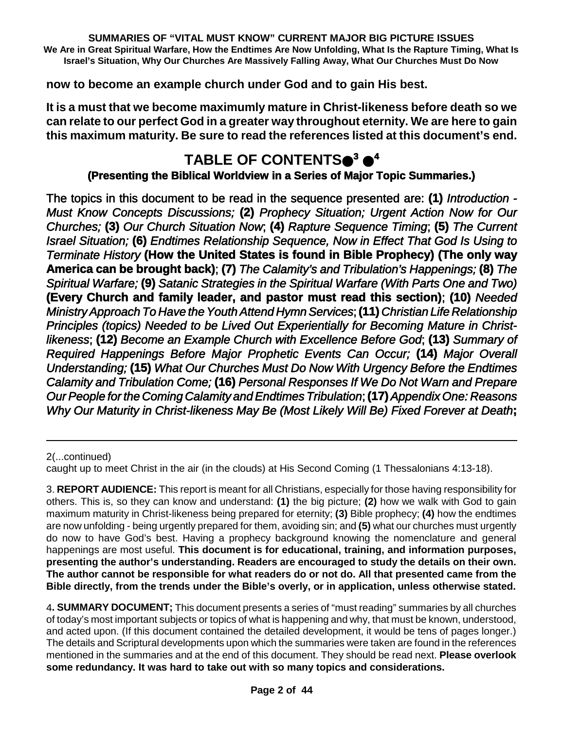**now to become an example church under God and to gain His best.**

**It is a must that we become maximumly mature in Christ-likeness before death so we can relate to our perfect God in a greater way throughout eternity. We are here to gain this maximum maturity. Be sure to read the references listed at this document's end.**

## TABLE OF CONTENTS●[3] ●[4]

### (Presenting the Biblical Worldview in a Series of Major Topic Summaries.)

The topics in this document to be read in the sequence presented are: **(1)** *Introduction - Must Know Concepts Discussions;* **(2)** *Prophecy Situation; Urgent Action Now for Our Churches;* **(3)** *Our Church Situation Now*; **(4)** *Rapture Sequence Timing*; **(5)** *The Current Israel Situation;* **(6)** *Endtimes Relationship Sequence, Now in Effect That God Is Using to Terminate History* **(How the United States is found in Bible Prophecy) (The only way America can be brought back)**; **(7)** *The Calamity's and Tribulation's Happenings;* **(8)** *The Spiritual Warfare;* **(9)** *Satanic Strategies in the Spiritual Warfare (With Parts One and Two)* **(Every Church and family leader, and pastor must read this section)**; **(10)** *Needed Ministry Approach To Have the Youth Attend Hymn Services*; **(11)** *Christian Life Relationship Principles (topics) Needed to be Lived Out Experientially for Becoming Mature in Christ-likeness*; **(12)** *Become an Example Church with Excellence Before God*; **(13)** *Summary of Required Happenings Before Major Prophetic Events Can Occur;* **(14)** *Major Overall Understanding;* **(15)** *What Our Churches Must Do Now With Urgency Before the Endtimes Calamity and Tribulation Come;* **(16)** *Personal Responses If We Do Not Warn and Prepare Our People for the Coming Calamity and Endtimes Tribulation*; **(17)** *Appendix One: Reasons Why Our Maturity in Christ-likeness May Be (Most Likely Will Be) Fixed Forever at Death***;**

---

2(...continued)
caught up to meet Christ in the air (in the clouds) at His Second Coming (1 Thessalonians 4:13-18).

3. **REPORT AUDIENCE:** This report is meant for all Christians, especially for those having responsibility for others. This is, so they can know and understand: **(1)** the big picture; **(2)** how we walk with God to gain maximum maturity in Christ-likeness being prepared for eternity; **(3)** Bible prophecy; **(4)** how the endtimes are now unfolding - being urgently prepared for them, avoiding sin; and **(5)** what our churches must urgently do now to have God's best. Having a prophecy background knowing the nomenclature and general happenings are most useful. **This document is for educational, training, and information purposes, presenting the author's understanding. Readers are encouraged to study the details on their own. The author cannot be responsible for what readers do or not do. All that presented came from the Bible directly, from the trends under the Bible's overly, or in application, unless otherwise stated.**

4**. SUMMARY DOCUMENT;** This document presents a series of "must reading" summaries by all churches of today's most important subjects or topics of what is happening and why, that must be known, understood, and acted upon. (If this document contained the detailed development, it would be tens of pages longer.) The details and Scriptural developments upon which the summaries were taken are found in the references mentioned in the summaries and at the end of this document. They should be read next. **Please overlook some redundancy. It was hard to take out with so many topics and considerations.**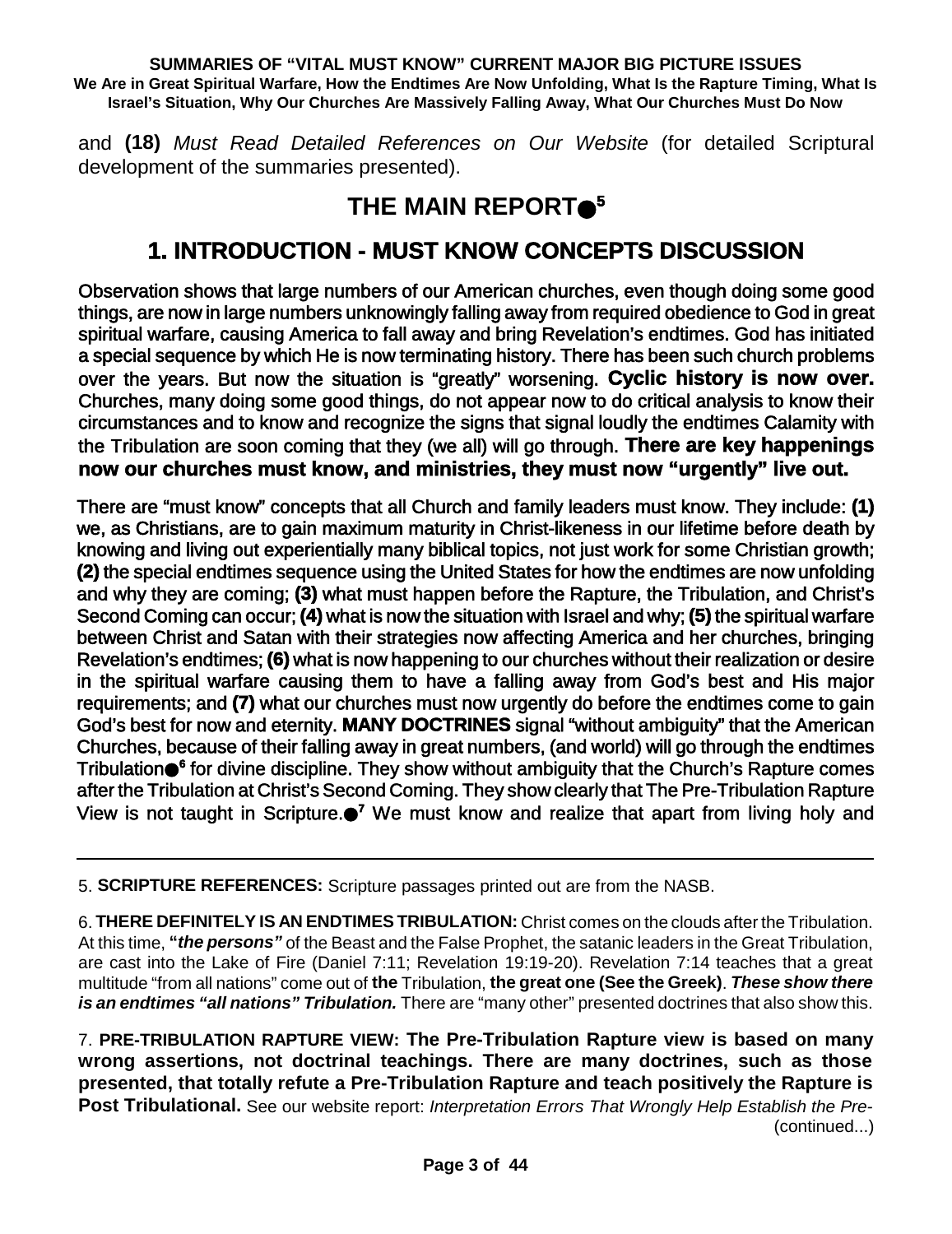and **(18)** *Must Read Detailed References on Our Website* (for detailed Scriptural development of the summaries presented).

# THE MAIN REPORT●[5]

## 1. INTRODUCTION - MUST KNOW CONCEPTS DISCUSSION

Observation shows that large numbers of our American churches, even though doing some good things, are now in large numbers unknowingly falling away from required obedience to God in great spiritual warfare, causing America to fall away and bring Revelation's endtimes. God has initiated a special sequence by which He is now terminating history. There has been such church problems over the years. But now the situation is "greatly" worsening. **Cyclic history is now over.** Churches, many doing some good things, do not appear now to do critical analysis to know their circumstances and to know and recognize the signs that signal loudly the endtimes Calamity with the Tribulation are soon coming that they (we all) will go through. **There are key happenings now our churches must know, and ministries, they must now "urgently" live out.**

There are "must know" concepts that all Church and family leaders must know. They include: **(1)** we, as Christians, are to gain maximum maturity in Christ-likeness in our lifetime before death by knowing and living out experientially many biblical topics, not just work for some Christian growth; **(2)** the special endtimes sequence using the United States for how the endtimes are now unfolding and why they are coming; **(3)** what must happen before the Rapture, the Tribulation, and Christ's Second Coming can occur; **(4)** what is now the situation with Israel and why; **(5)** the spiritual warfare between Christ and Satan with their strategies now affecting America and her churches, bringing Revelation's endtimes; **(6)** what is now happening to our churches without their realization or desire in the spiritual warfare causing them to have a falling away from God's best and His major requirements; and **(7)** what our churches must now urgently do before the endtimes come to gain God's best for now and eternity. **MANY DOCTRINES** signal "without ambiguity" that the American Churches, because of their falling away in great numbers, (and world) will go through the endtimes Tribulation●[6] for divine discipline. They show without ambiguity that the Church's Rapture comes after the Tribulation at Christ's Second Coming. They show clearly that The Pre-Tribulation Rapture View is not taught in Scripture.●[7] We must know and realize that apart from living holy and

---

5. **SCRIPTURE REFERENCES:** Scripture passages printed out are from the NASB.

6. **THERE DEFINITELY IS AN ENDTIMES TRIBULATION:** Christ comes on the clouds after the Tribulation. At this time, **"*the persons"*** of the Beast and the False Prophet, the satanic leaders in the Great Tribulation, are cast into the Lake of Fire (Daniel 7:11; Revelation 19:19-20). Revelation 7:14 teaches that a great multitude "from all nations" come out of **the** Tribulation, **the great one (See the Greek)**. ***These show there is an endtimes "all nations" Tribulation.*** There are "many other" presented doctrines that also show this.

7. **PRE-TRIBULATION RAPTURE VIEW: The Pre-Tribulation Rapture view is based on many wrong assertions, not doctrinal teachings. There are many doctrines, such as those presented, that totally refute a Pre-Tribulation Rapture and teach positively the Rapture is Post Tribulational.** See our website report: *Interpretation Errors That Wrongly Help Establish the Pre-* (continued...)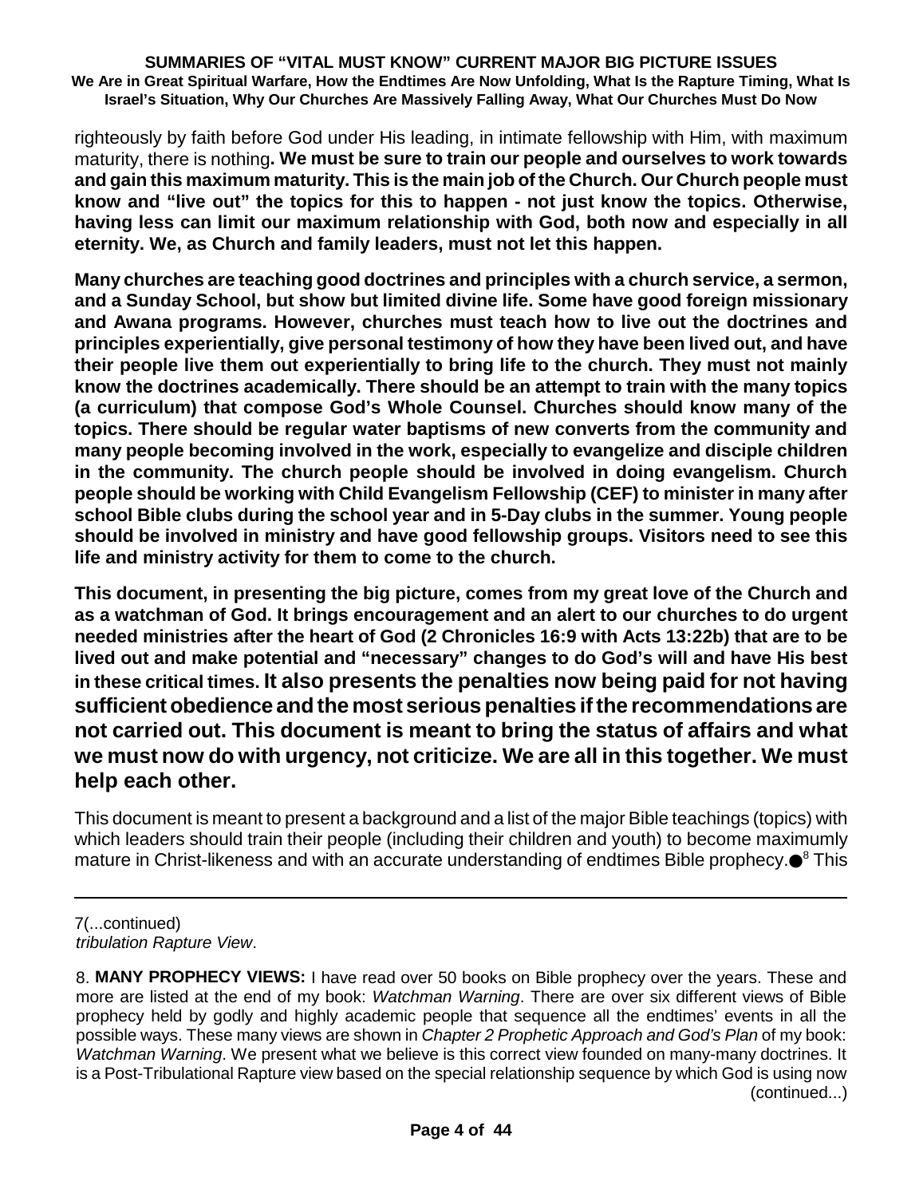righteously by faith before God under His leading, in intimate fellowship with Him, with maximum maturity, there is nothing**. We must be sure to train our people and ourselves to work towards and gain this maximum maturity. This is the main job of the Church. Our Church people must know and "live out" the topics for this to happen - not just know the topics. Otherwise, having less can limit our maximum relationship with God, both now and especially in all eternity. We, as Church and family leaders, must not let this happen.**

**Many churches are teaching good doctrines and principles with a church service, a sermon, and a Sunday School, but show but limited divine life. Some have good foreign missionary and Awana programs. However, churches must teach how to live out the doctrines and principles experientially, give personal testimony of how they have been lived out, and have their people live them out experientially to bring life to the church. They must not mainly know the doctrines academically. There should be an attempt to train with the many topics (a curriculum) that compose God's Whole Counsel. Churches should know many of the topics. There should be regular water baptisms of new converts from the community and many people becoming involved in the work, especially to evangelize and disciple children in the community. The church people should be involved in doing evangelism. Church people should be working with Child Evangelism Fellowship (CEF) to minister in many after school Bible clubs during the school year and in 5-Day clubs in the summer. Young people should be involved in ministry and have good fellowship groups. Visitors need to see this life and ministry activity for them to come to the church.**

**This document, in presenting the big picture, comes from my great love of the Church and as a watchman of God. It brings encouragement and an alert to our churches to do urgent needed ministries after the heart of God (2 Chronicles 16:9 with Acts 13:22b) that are to be lived out and make potential and "necessary" changes to do God's will and have His best in these critical times. It also presents the penalties now being paid for not having sufficient obedience and the most serious penalties if the recommendations are not carried out. This document is meant to bring the status of affairs and what we must now do with urgency, not criticize. We are all in this together. We must help each other.**

This document is meant to present a background and a list of the major Bible teachings (topics) with which leaders should train their people (including their children and youth) to become maximumly mature in Christ-likeness and with an accurate understanding of endtimes Bible prophecy.●[8] This

---

7(...continued)
*tribulation Rapture View*.

8. **MANY PROPHECY VIEWS:** I have read over 50 books on Bible prophecy over the years. These and more are listed at the end of my book: *Watchman Warning*. There are over six different views of Bible prophecy held by godly and highly academic people that sequence all the endtimes' events in all the possible ways. These many views are shown in *Chapter 2 Prophetic Approach and God's Plan* of my book: *Watchman Warning*. We present what we believe is this correct view founded on many-many doctrines. It is a Post-Tribulational Rapture view based on the special relationship sequence by which God is using now (continued...)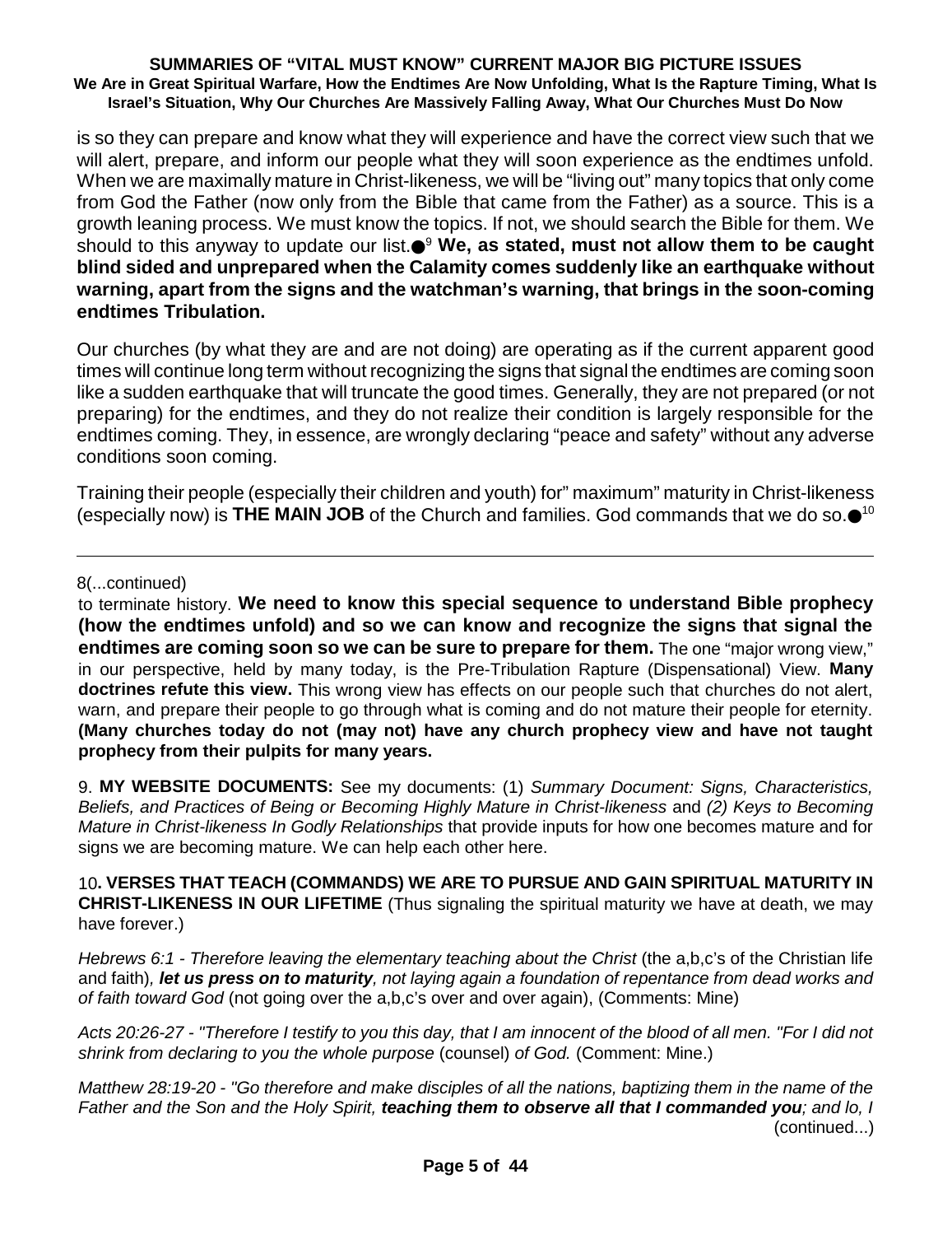is so they can prepare and know what they will experience and have the correct view such that we will alert, prepare, and inform our people what they will soon experience as the endtimes unfold. When we are maximally mature in Christ-likeness, we will be "living out" many topics that only come from God the Father (now only from the Bible that came from the Father) as a source. This is a growth leaning process. We must know the topics. If not, we should search the Bible for them. We should to this anyway to update our list.●[9] **We, as stated, must not allow them to be caught blind sided and unprepared when the Calamity comes suddenly like an earthquake without warning, apart from the signs and the watchman's warning, that brings in the soon-coming endtimes Tribulation.**

Our churches (by what they are and are not doing) are operating as if the current apparent good times will continue long term without recognizing the signs that signal the endtimes are coming soon like a sudden earthquake that will truncate the good times. Generally, they are not prepared (or not preparing) for the endtimes, and they do not realize their condition is largely responsible for the endtimes coming. They, in essence, are wrongly declaring "peace and safety" without any adverse conditions soon coming.

Training their people (especially their children and youth) for" maximum" maturity in Christ-likeness (especially now) is **THE MAIN JOB** of the Church and families. God commands that we do so.●[10]

---

8(...continued)
to terminate history. **We need to know this special sequence to understand Bible prophecy (how the endtimes unfold) and so we can know and recognize the signs that signal the endtimes are coming soon so we can be sure to prepare for them.** The one "major wrong view," in our perspective, held by many today, is the Pre-Tribulation Rapture (Dispensational) View. **Many doctrines refute this view.** This wrong view has effects on our people such that churches do not alert, warn, and prepare their people to go through what is coming and do not mature their people for eternity. **(Many churches today do not (may not) have any church prophecy view and have not taught prophecy from their pulpits for many years.**

9. **MY WEBSITE DOCUMENTS:** See my documents: (1) *Summary Document: Signs, Characteristics, Beliefs, and Practices of Being or Becoming Highly Mature in Christ-likeness* and *(2) Keys to Becoming Mature in Christ-likeness In Godly Relationships* that provide inputs for how one becomes mature and for signs we are becoming mature. We can help each other here.

10**. VERSES THAT TEACH (COMMANDS) WE ARE TO PURSUE AND GAIN SPIRITUAL MATURITY IN CHRIST-LIKENESS IN OUR LIFETIME** (Thus signaling the spiritual maturity we have at death, we may have forever.)

*Hebrews 6:1 - Therefore leaving the elementary teaching about the Christ* (the a,b,c's of the Christian life and faith)*, **let us press on to maturity**, not laying again a foundation of repentance from dead works and of faith toward God* (not going over the a,b,c's over and over again), (Comments: Mine)

*Acts 20:26-27 - "Therefore I testify to you this day, that I am innocent of the blood of all men. "For I did not shrink from declaring to you the whole purpose* (counsel) *of God.* (Comment: Mine.)

*Matthew 28:19-20 - "Go therefore and make disciples of all the nations, baptizing them in the name of the Father and the Son and the Holy Spirit, **teaching them to observe all that I commanded you**; and lo, I*
(continued...)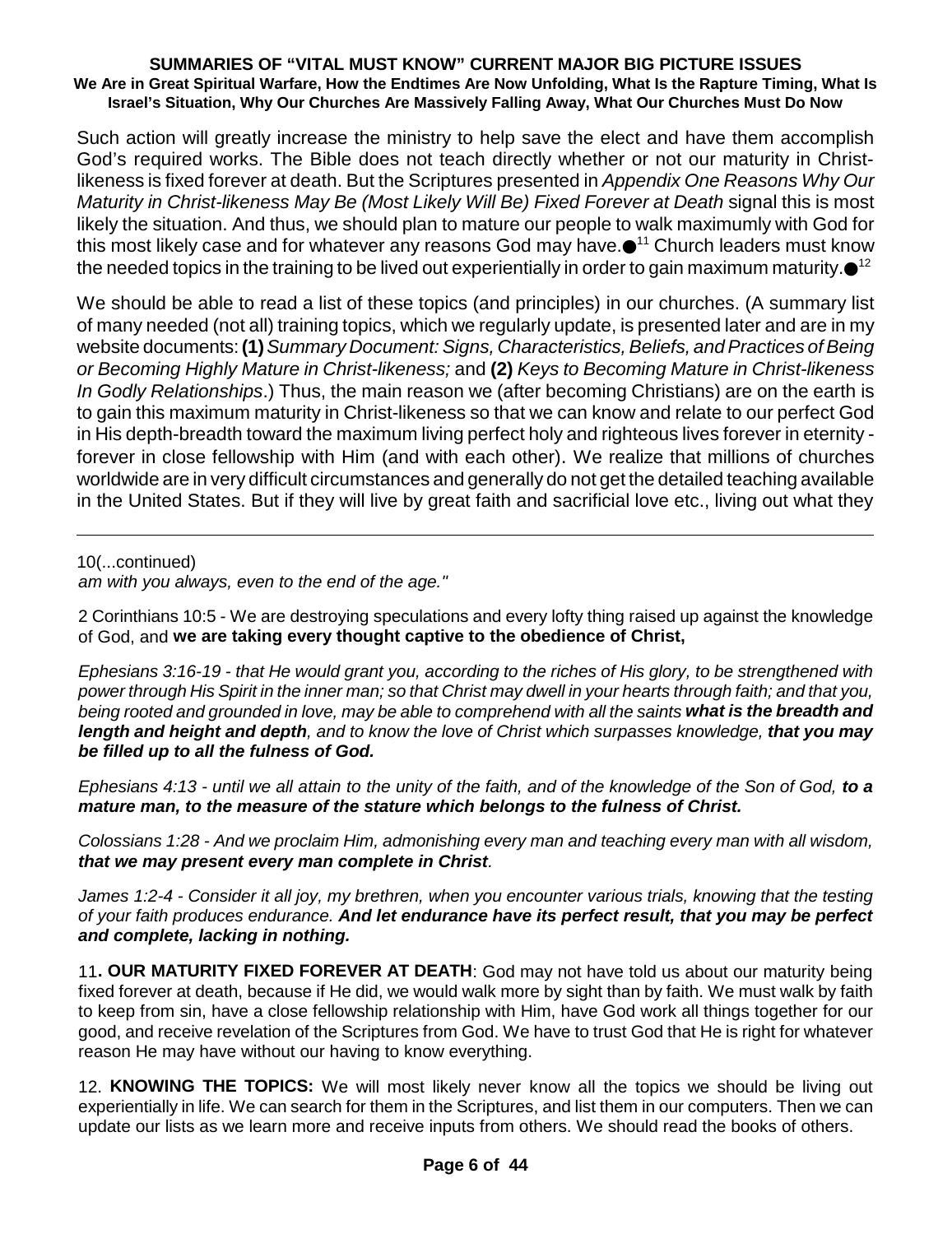Such action will greatly increase the ministry to help save the elect and have them accomplish God's required works. The Bible does not teach directly whether or not our maturity in Christ-likeness is fixed forever at death. But the Scriptures presented in *Appendix One Reasons Why Our Maturity in Christ-likeness May Be (Most Likely Will Be) Fixed Forever at Death* signal this is most likely the situation. And thus, we should plan to mature our people to walk maximumly with God for this most likely case and for whatever any reasons God may have.●[11] Church leaders must know the needed topics in the training to be lived out experientially in order to gain maximum maturity.●[12]

We should be able to read a list of these topics (and principles) in our churches. (A summary list of many needed (not all) training topics, which we regularly update, is presented later and are in my website documents: **(1)** *Summary Document: Signs, Characteristics, Beliefs, and Practices of Being or Becoming Highly Mature in Christ-likeness;* and **(2)** *Keys to Becoming Mature in Christ-likeness In Godly Relationships*.) Thus, the main reason we (after becoming Christians) are on the earth is to gain this maximum maturity in Christ-likeness so that we can know and relate to our perfect God in His depth-breadth toward the maximum living perfect holy and righteous lives forever in eternity - forever in close fellowship with Him (and with each other). We realize that millions of churches worldwide are in very difficult circumstances and generally do not get the detailed teaching available in the United States. But if they will live by great faith and sacrificial love etc., living out what they

---

10(...continued)
*am with you always, even to the end of the age."*

2 Corinthians 10:5 - We are destroying speculations and every lofty thing raised up against the knowledge of God, and **we are taking every thought captive to the obedience of Christ,**

*Ephesians 3:16-19 - that He would grant you, according to the riches of His glory, to be strengthened with power through His Spirit in the inner man; so that Christ may dwell in your hearts through faith; and that you, being rooted and grounded in love, may be able to comprehend with all the saints* ***what is the breadth and length and height and depth****, and to know the love of Christ which surpasses knowledge,* ***that you may be filled up to all the fulness of God.***

*Ephesians 4:13 - until we all attain to the unity of the faith, and of the knowledge of the Son of God,* ***to a mature man, to the measure of the stature which belongs to the fulness of Christ.***

*Colossians 1:28 - And we proclaim Him, admonishing every man and teaching every man with all wisdom,* ***that we may present every man complete in Christ****.*

*James 1:2-4 - Consider it all joy, my brethren, when you encounter various trials, knowing that the testing of your faith produces endurance.* ***And let endurance have its perfect result, that you may be perfect and complete, lacking in nothing.***

11**. OUR MATURITY FIXED FOREVER AT DEATH**: God may not have told us about our maturity being fixed forever at death, because if He did, we would walk more by sight than by faith. We must walk by faith to keep from sin, have a close fellowship relationship with Him, have God work all things together for our good, and receive revelation of the Scriptures from God. We have to trust God that He is right for whatever reason He may have without our having to know everything.

12. **KNOWING THE TOPICS:** We will most likely never know all the topics we should be living out experientially in life. We can search for them in the Scriptures, and list them in our computers. Then we can update our lists as we learn more and receive inputs from others. We should read the books of others.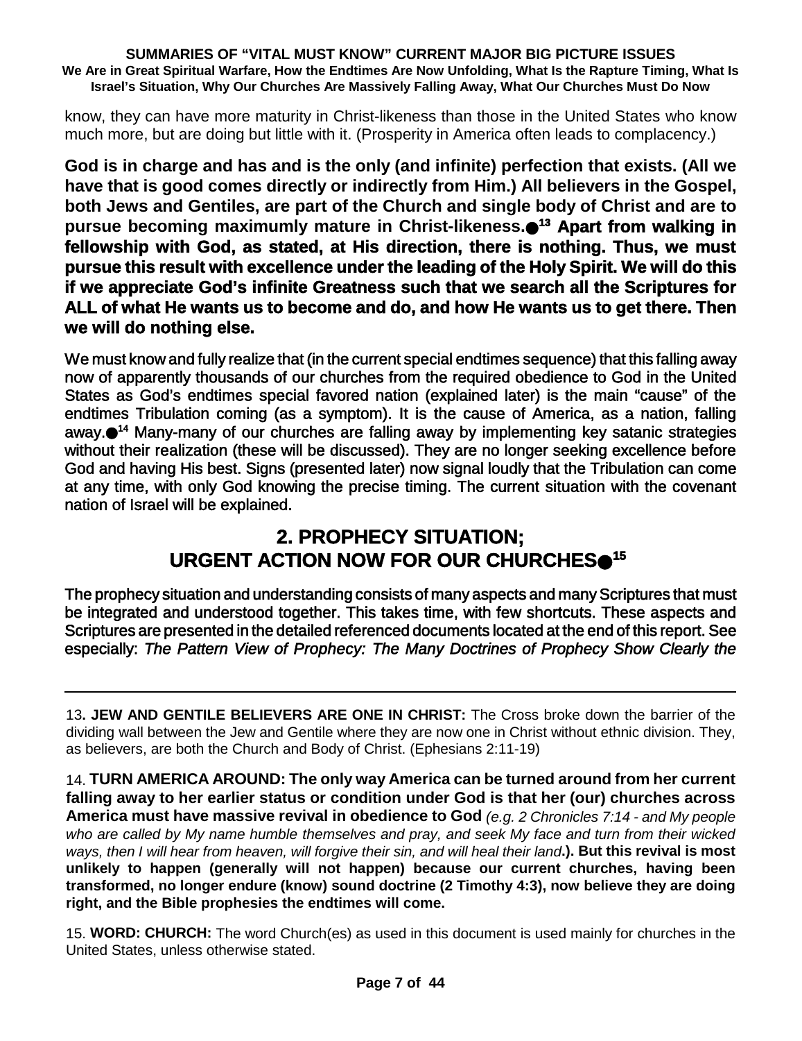know, they can have more maturity in Christ-likeness than those in the United States who know much more, but are doing but little with it. (Prosperity in America often leads to complacency.)

**God is in charge and has and is the only (and infinite) perfection that exists. (All we have that is good comes directly or indirectly from Him.) All believers in the Gospel, both Jews and Gentiles, are part of the Church and single body of Christ and are to pursue becoming maximumly mature in Christ-likeness.●[13] Apart from walking in fellowship with God, as stated, at His direction, there is nothing. Thus, we must pursue this result with excellence under the leading of the Holy Spirit. We will do this if we appreciate God's infinite Greatness such that we search all the Scriptures for ALL of what He wants us to become and do, and how He wants us to get there. Then we will do nothing else.**

We must know and fully realize that (in the current special endtimes sequence) that this falling away now of apparently thousands of our churches from the required obedience to God in the United States as God's endtimes special favored nation (explained later) is the main "cause" of the endtimes Tribulation coming (as a symptom). It is the cause of America, as a nation, falling away.●[14] Many-many of our churches are falling away by implementing key satanic strategies without their realization (these will be discussed). They are no longer seeking excellence before God and having His best. Signs (presented later) now signal loudly that the Tribulation can come at any time, with only God knowing the precise timing. The current situation with the covenant nation of Israel will be explained.

## 2. PROPHECY SITUATION; URGENT ACTION NOW FOR OUR CHURCHES●[15]

The prophecy situation and understanding consists of many aspects and many Scriptures that must be integrated and understood together. This takes time, with few shortcuts. These aspects and Scriptures are presented in the detailed referenced documents located at the end of this report. See especially: *The Pattern View of Prophecy: The Many Doctrines of Prophecy Show Clearly the*

---

13**. JEW AND GENTILE BELIEVERS ARE ONE IN CHRIST:** The Cross broke down the barrier of the dividing wall between the Jew and Gentile where they are now one in Christ without ethnic division. They, as believers, are both the Church and Body of Christ. (Ephesians 2:11-19)

14. **TURN AMERICA AROUND: The only way America can be turned around from her current falling away to her earlier status or condition under God is that her (our) churches across America must have massive revival in obedience to God** *(e.g. 2 Chronicles 7:14 - and My people who are called by My name humble themselves and pray, and seek My face and turn from their wicked ways, then I will hear from heaven, will forgive their sin, and will heal their land***.). But this revival is most unlikely to happen (generally will not happen) because our current churches, having been transformed, no longer endure (know) sound doctrine (2 Timothy 4:3), now believe they are doing right, and the Bible prophesies the endtimes will come.**

15. **WORD: CHURCH:** The word Church(es) as used in this document is used mainly for churches in the United States, unless otherwise stated.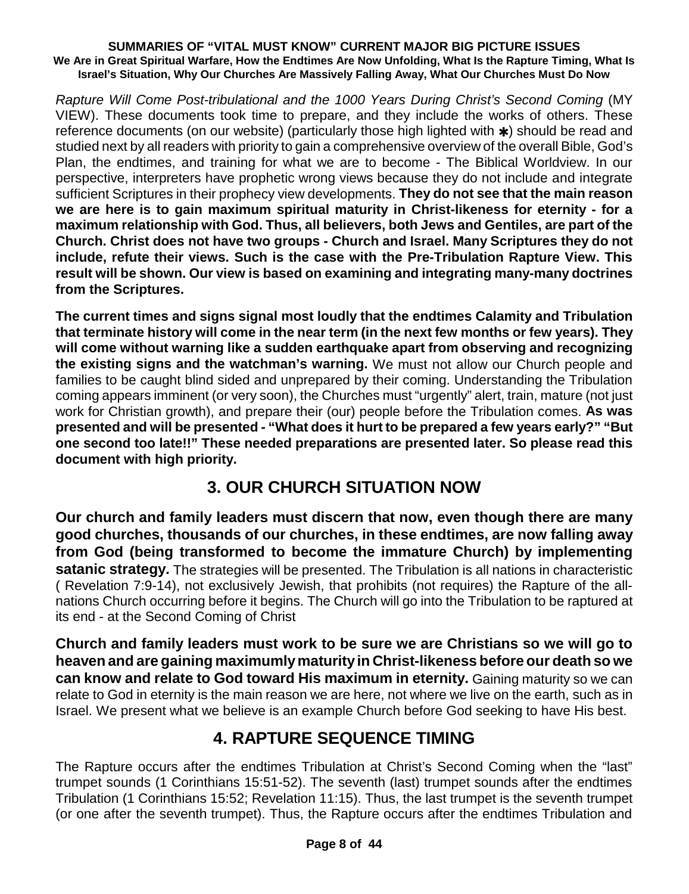*Rapture Will Come Post-tribulational and the 1000 Years During Christ's Second Coming* (MY VIEW). These documents took time to prepare, and they include the works of others. These reference documents (on our website) (particularly those high lighted with ✱) should be read and studied next by all readers with priority to gain a comprehensive overview of the overall Bible, God's Plan, the endtimes, and training for what we are to become - The Biblical Worldview. In our perspective, interpreters have prophetic wrong views because they do not include and integrate sufficient Scriptures in their prophecy view developments. **They do not see that the main reason we are here is to gain maximum spiritual maturity in Christ-likeness for eternity - for a maximum relationship with God. Thus, all believers, both Jews and Gentiles, are part of the Church. Christ does not have two groups - Church and Israel. Many Scriptures they do not include, refute their views. Such is the case with the Pre-Tribulation Rapture View. This result will be shown. Our view is based on examining and integrating many-many doctrines from the Scriptures.**

**The current times and signs signal most loudly that the endtimes Calamity and Tribulation that terminate history will come in the near term (in the next few months or few years). They will come without warning like a sudden earthquake apart from observing and recognizing the existing signs and the watchman's warning.** We must not allow our Church people and families to be caught blind sided and unprepared by their coming. Understanding the Tribulation coming appears imminent (or very soon), the Churches must "urgently" alert, train, mature (not just work for Christian growth), and prepare their (our) people before the Tribulation comes. **As was presented and will be presented - "What does it hurt to be prepared a few years early?" "But one second too late!!" These needed preparations are presented later. So please read this document with high priority.**

## 3. OUR CHURCH SITUATION NOW

**Our church and family leaders must discern that now, even though there are many good churches, thousands of our churches, in these endtimes, are now falling away from God (being transformed to become the immature Church) by implementing satanic strategy.** The strategies will be presented. The Tribulation is all nations in characteristic ( Revelation 7:9-14), not exclusively Jewish, that prohibits (not requires) the Rapture of the all-nations Church occurring before it begins. The Church will go into the Tribulation to be raptured at its end - at the Second Coming of Christ

**Church and family leaders must work to be sure we are Christians so we will go to heaven and are gaining maximumly maturity in Christ-likeness before our death so we can know and relate to God toward His maximum in eternity.** Gaining maturity so we can relate to God in eternity is the main reason we are here, not where we live on the earth, such as in Israel. We present what we believe is an example Church before God seeking to have His best.

## 4. RAPTURE SEQUENCE TIMING

The Rapture occurs after the endtimes Tribulation at Christ's Second Coming when the "last" trumpet sounds (1 Corinthians 15:51-52). The seventh (last) trumpet sounds after the endtimes Tribulation (1 Corinthians 15:52; Revelation 11:15). Thus, the last trumpet is the seventh trumpet (or one after the seventh trumpet). Thus, the Rapture occurs after the endtimes Tribulation and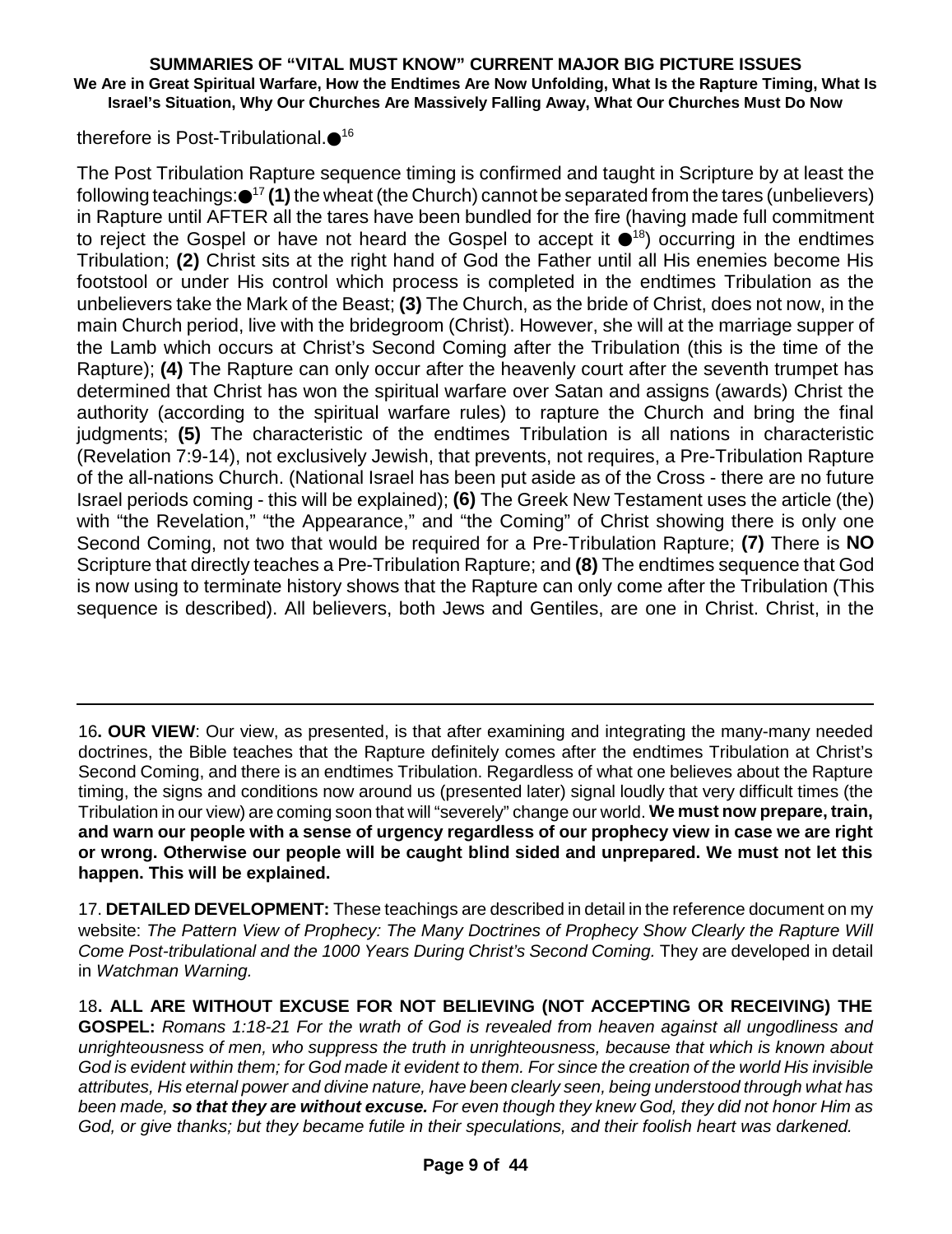therefore is Post-Tribulational.●[16]

The Post Tribulation Rapture sequence timing is confirmed and taught in Scripture by at least the following teachings:●[17] **(1)** the wheat (the Church) cannot be separated from the tares (unbelievers) in Rapture until AFTER all the tares have been bundled for the fire (having made full commitment to reject the Gospel or have not heard the Gospel to accept it ●[18]) occurring in the endtimes Tribulation; **(2)** Christ sits at the right hand of God the Father until all His enemies become His footstool or under His control which process is completed in the endtimes Tribulation as the unbelievers take the Mark of the Beast; **(3)** The Church, as the bride of Christ, does not now, in the main Church period, live with the bridegroom (Christ). However, she will at the marriage supper of the Lamb which occurs at Christ's Second Coming after the Tribulation (this is the time of the Rapture); **(4)** The Rapture can only occur after the heavenly court after the seventh trumpet has determined that Christ has won the spiritual warfare over Satan and assigns (awards) Christ the authority (according to the spiritual warfare rules) to rapture the Church and bring the final judgments; **(5)** The characteristic of the endtimes Tribulation is all nations in characteristic (Revelation 7:9-14), not exclusively Jewish, that prevents, not requires, a Pre-Tribulation Rapture of the all-nations Church. (National Israel has been put aside as of the Cross - there are no future Israel periods coming - this will be explained); **(6)** The Greek New Testament uses the article (the) with "the Revelation," "the Appearance," and "the Coming" of Christ showing there is only one Second Coming, not two that would be required for a Pre-Tribulation Rapture; **(7)** There is **NO** Scripture that directly teaches a Pre-Tribulation Rapture; and **(8)** The endtimes sequence that God is now using to terminate history shows that the Rapture can only come after the Tribulation (This sequence is described). All believers, both Jews and Gentiles, are one in Christ. Christ, in the

---

16**. OUR VIEW**: Our view, as presented, is that after examining and integrating the many-many needed doctrines, the Bible teaches that the Rapture definitely comes after the endtimes Tribulation at Christ's Second Coming, and there is an endtimes Tribulation. Regardless of what one believes about the Rapture timing, the signs and conditions now around us (presented later) signal loudly that very difficult times (the Tribulation in our view) are coming soon that will "severely" change our world. **We must now prepare, train, and warn our people with a sense of urgency regardless of our prophecy view in case we are right or wrong. Otherwise our people will be caught blind sided and unprepared. We must not let this happen. This will be explained.**

17. **DETAILED DEVELOPMENT:** These teachings are described in detail in the reference document on my website: *The Pattern View of Prophecy: The Many Doctrines of Prophecy Show Clearly the Rapture Will Come Post-tribulational and the 1000 Years During Christ's Second Coming.* They are developed in detail in *Watchman Warning.*

18**. ALL ARE WITHOUT EXCUSE FOR NOT BELIEVING (NOT ACCEPTING OR RECEIVING) THE GOSPEL:** *Romans 1:18-21 For the wrath of God is revealed from heaven against all ungodliness and unrighteousness of men, who suppress the truth in unrighteousness, because that which is known about God is evident within them; for God made it evident to them. For since the creation of the world His invisible attributes, His eternal power and divine nature, have been clearly seen, being understood through what has been made,* ***so that they are without excuse.*** *For even though they knew God, they did not honor Him as God, or give thanks; but they became futile in their speculations, and their foolish heart was darkened.*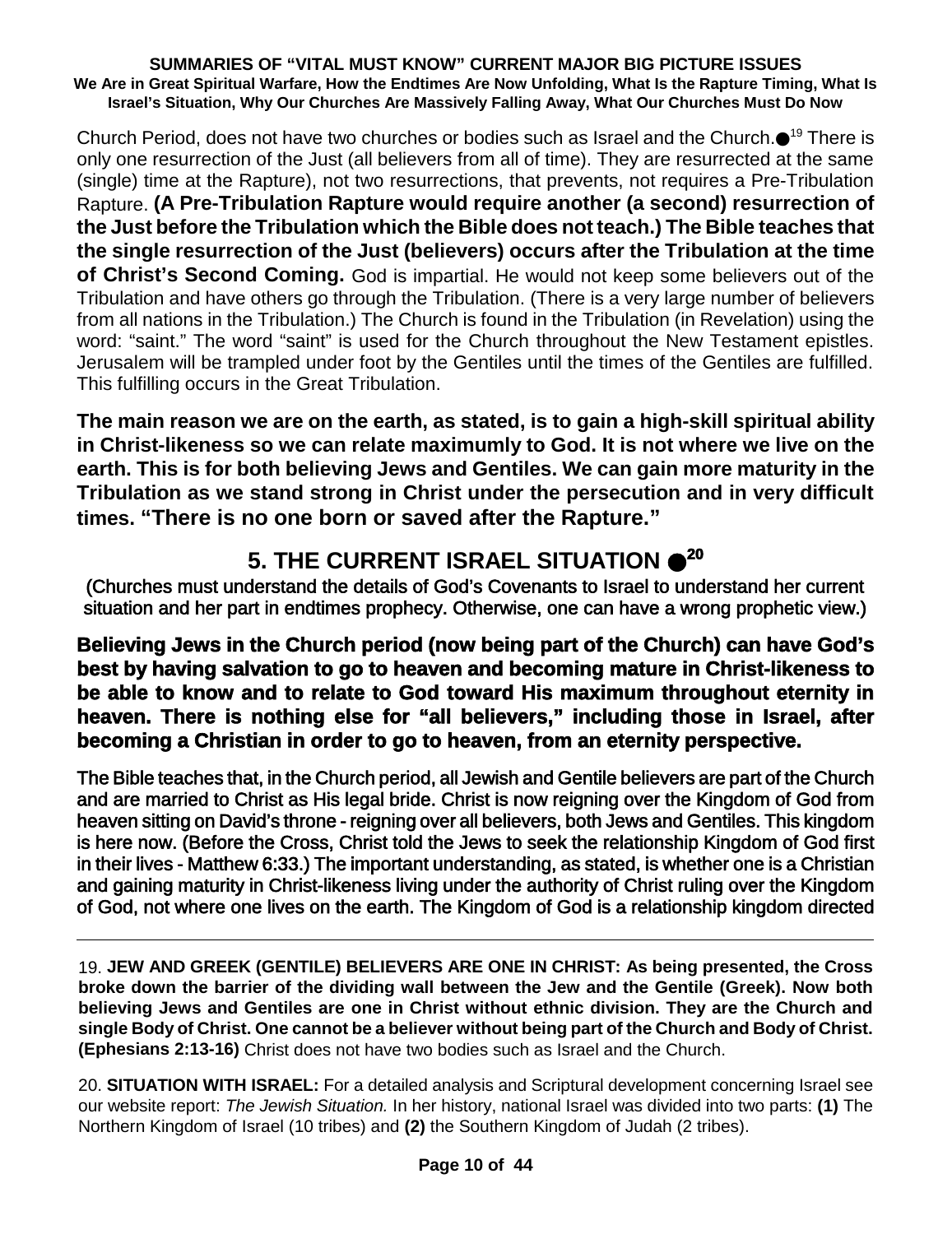Church Period, does not have two churches or bodies such as Israel and the Church.●[19] There is only one resurrection of the Just (all believers from all of time). They are resurrected at the same (single) time at the Rapture), not two resurrections, that prevents, not requires a Pre-Tribulation Rapture. **(A Pre-Tribulation Rapture would require another (a second) resurrection of the Just before the Tribulation which the Bible does not teach.) The Bible teaches that the single resurrection of the Just (believers) occurs after the Tribulation at the time of Christ's Second Coming.** God is impartial. He would not keep some believers out of the Tribulation and have others go through the Tribulation. (There is a very large number of believers from all nations in the Tribulation.) The Church is found in the Tribulation (in Revelation) using the word: "saint." The word "saint" is used for the Church throughout the New Testament epistles. Jerusalem will be trampled under foot by the Gentiles until the times of the Gentiles are fulfilled. This fulfilling occurs in the Great Tribulation.

**The main reason we are on the earth, as stated, is to gain a high-skill spiritual ability in Christ-likeness so we can relate maximumly to God. It is not where we live on the earth. This is for both believing Jews and Gentiles. We can gain more maturity in the Tribulation as we stand strong in Christ under the persecution and in very difficult times. "There is no one born or saved after the Rapture."**

## 5. THE CURRENT ISRAEL SITUATION ●[20]

(Churches must understand the details of God's Covenants to Israel to understand her current situation and her part in endtimes prophecy. Otherwise, one can have a wrong prophetic view.)

**Believing Jews in the Church period (now being part of the Church) can have God's best by having salvation to go to heaven and becoming mature in Christ-likeness to be able to know and to relate to God toward His maximum throughout eternity in heaven. There is nothing else for "all believers," including those in Israel, after becoming a Christian in order to go to heaven, from an eternity perspective.**

The Bible teaches that, in the Church period, all Jewish and Gentile believers are part of the Church and are married to Christ as His legal bride. Christ is now reigning over the Kingdom of God from heaven sitting on David's throne - reigning over all believers, both Jews and Gentiles. This kingdom is here now. (Before the Cross, Christ told the Jews to seek the relationship Kingdom of God first in their lives - Matthew 6:33.) The important understanding, as stated, is whether one is a Christian and gaining maturity in Christ-likeness living under the authority of Christ ruling over the Kingdom of God, not where one lives on the earth. The Kingdom of God is a relationship kingdom directed

---

19. **JEW AND GREEK (GENTILE) BELIEVERS ARE ONE IN CHRIST: As being presented, the Cross broke down the barrier of the dividing wall between the Jew and the Gentile (Greek). Now both believing Jews and Gentiles are one in Christ without ethnic division. They are the Church and single Body of Christ. One cannot be a believer without being part of the Church and Body of Christ. (Ephesians 2:13-16)** Christ does not have two bodies such as Israel and the Church.

20. **SITUATION WITH ISRAEL:** For a detailed analysis and Scriptural development concerning Israel see our website report: *The Jewish Situation.* In her history, national Israel was divided into two parts: **(1)** The Northern Kingdom of Israel (10 tribes) and **(2)** the Southern Kingdom of Judah (2 tribes).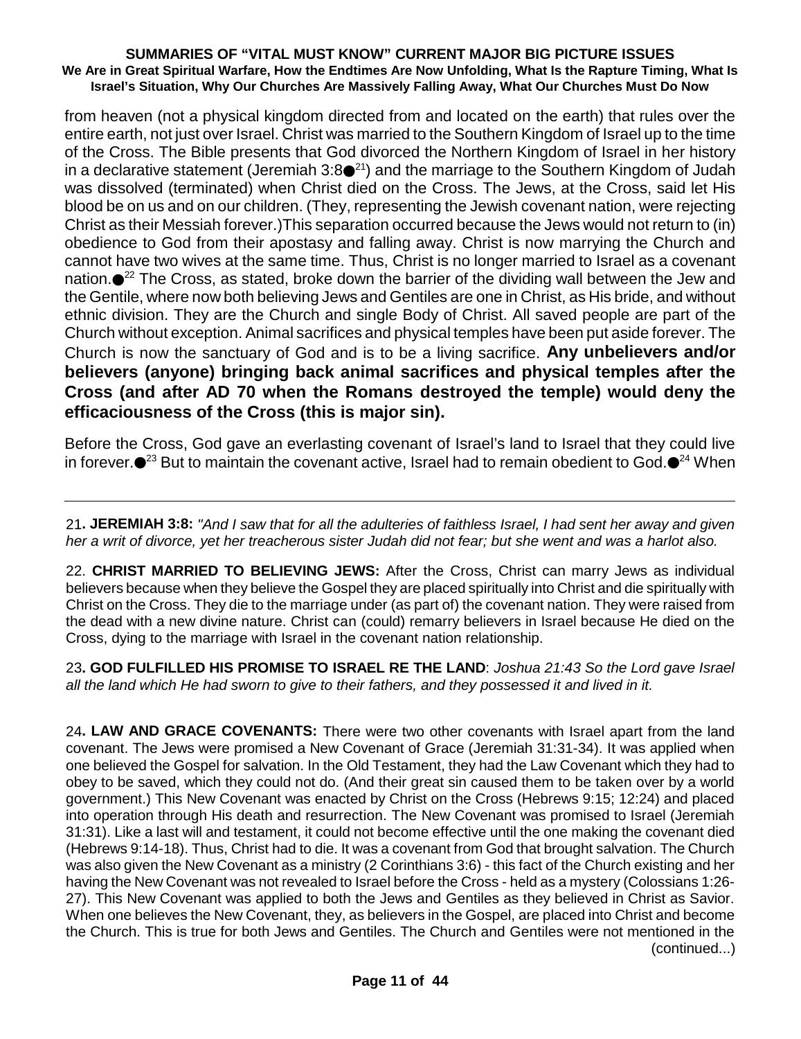from heaven (not a physical kingdom directed from and located on the earth) that rules over the entire earth, not just over Israel. Christ was married to the Southern Kingdom of Israel up to the time of the Cross. The Bible presents that God divorced the Northern Kingdom of Israel in her history in a declarative statement (Jeremiah 3:8●[21]) and the marriage to the Southern Kingdom of Judah was dissolved (terminated) when Christ died on the Cross. The Jews, at the Cross, said let His blood be on us and on our children. (They, representing the Jewish covenant nation, were rejecting Christ as their Messiah forever.)This separation occurred because the Jews would not return to (in) obedience to God from their apostasy and falling away. Christ is now marrying the Church and cannot have two wives at the same time. Thus, Christ is no longer married to Israel as a covenant nation.●[22] The Cross, as stated, broke down the barrier of the dividing wall between the Jew and the Gentile, where now both believing Jews and Gentiles are one in Christ, as His bride, and without ethnic division. They are the Church and single Body of Christ. All saved people are part of the Church without exception. Animal sacrifices and physical temples have been put aside forever. The Church is now the sanctuary of God and is to be a living sacrifice. **Any unbelievers and/or believers (anyone) bringing back animal sacrifices and physical temples after the Cross (and after AD 70 when the Romans destroyed the temple) would deny the efficaciousness of the Cross (this is major sin).**

Before the Cross, God gave an everlasting covenant of Israel's land to Israel that they could live in forever.●[23] But to maintain the covenant active, Israel had to remain obedient to God.●[24] When

---

21**. JEREMIAH 3:8:** *"And I saw that for all the adulteries of faithless Israel, I had sent her away and given her a writ of divorce, yet her treacherous sister Judah did not fear; but she went and was a harlot also.*

22. **CHRIST MARRIED TO BELIEVING JEWS:** After the Cross, Christ can marry Jews as individual believers because when they believe the Gospel they are placed spiritually into Christ and die spiritually with Christ on the Cross. They die to the marriage under (as part of) the covenant nation. They were raised from the dead with a new divine nature. Christ can (could) remarry believers in Israel because He died on the Cross, dying to the marriage with Israel in the covenant nation relationship.

23**. GOD FULFILLED HIS PROMISE TO ISRAEL RE THE LAND**: *Joshua 21:43 So the Lord gave Israel all the land which He had sworn to give to their fathers, and they possessed it and lived in it.*

24**. LAW AND GRACE COVENANTS:** There were two other covenants with Israel apart from the land covenant. The Jews were promised a New Covenant of Grace (Jeremiah 31:31-34). It was applied when one believed the Gospel for salvation. In the Old Testament, they had the Law Covenant which they had to obey to be saved, which they could not do. (And their great sin caused them to be taken over by a world government.) This New Covenant was enacted by Christ on the Cross (Hebrews 9:15; 12:24) and placed into operation through His death and resurrection. The New Covenant was promised to Israel (Jeremiah 31:31). Like a last will and testament, it could not become effective until the one making the covenant died (Hebrews 9:14-18). Thus, Christ had to die. It was a covenant from God that brought salvation. The Church was also given the New Covenant as a ministry (2 Corinthians 3:6) - this fact of the Church existing and her having the New Covenant was not revealed to Israel before the Cross - held as a mystery (Colossians 1:26-27). This New Covenant was applied to both the Jews and Gentiles as they believed in Christ as Savior. When one believes the New Covenant, they, as believers in the Gospel, are placed into Christ and become the Church. This is true for both Jews and Gentiles. The Church and Gentiles were not mentioned in the (continued...)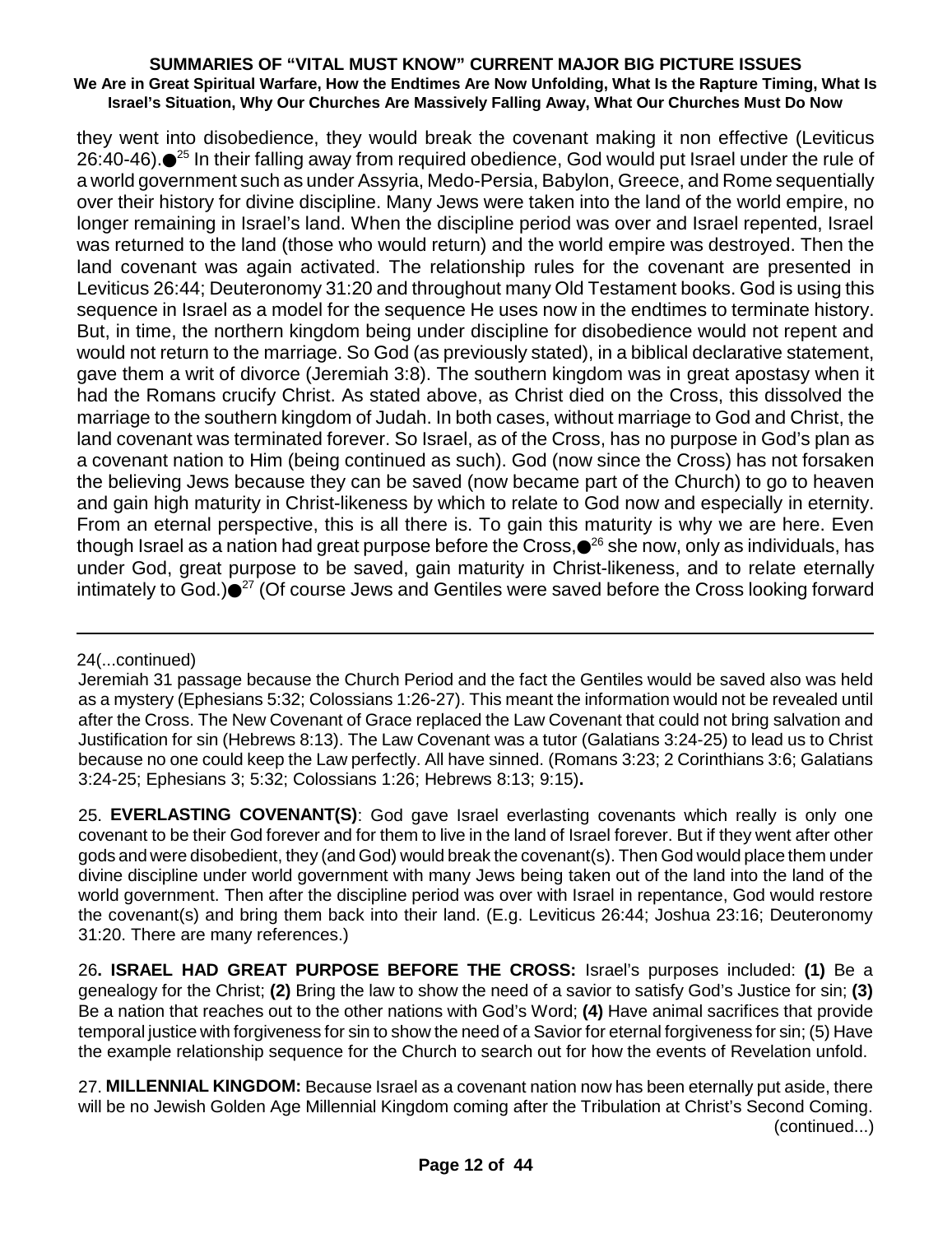they went into disobedience, they would break the covenant making it non effective (Leviticus 26:40-46).●[25] In their falling away from required obedience, God would put Israel under the rule of a world government such as under Assyria, Medo-Persia, Babylon, Greece, and Rome sequentially over their history for divine discipline. Many Jews were taken into the land of the world empire, no longer remaining in Israel's land. When the discipline period was over and Israel repented, Israel was returned to the land (those who would return) and the world empire was destroyed. Then the land covenant was again activated. The relationship rules for the covenant are presented in Leviticus 26:44; Deuteronomy 31:20 and throughout many Old Testament books. God is using this sequence in Israel as a model for the sequence He uses now in the endtimes to terminate history. But, in time, the northern kingdom being under discipline for disobedience would not repent and would not return to the marriage. So God (as previously stated), in a biblical declarative statement, gave them a writ of divorce (Jeremiah 3:8). The southern kingdom was in great apostasy when it had the Romans crucify Christ. As stated above, as Christ died on the Cross, this dissolved the marriage to the southern kingdom of Judah. In both cases, without marriage to God and Christ, the land covenant was terminated forever. So Israel, as of the Cross, has no purpose in God's plan as a covenant nation to Him (being continued as such). God (now since the Cross) has not forsaken the believing Jews because they can be saved (now became part of the Church) to go to heaven and gain high maturity in Christ-likeness by which to relate to God now and especially in eternity. From an eternal perspective, this is all there is. To gain this maturity is why we are here. Even though Israel as a nation had great purpose before the Cross,●[26] she now, only as individuals, has under God, great purpose to be saved, gain maturity in Christ-likeness, and to relate eternally intimately to God.)●[27] (Of course Jews and Gentiles were saved before the Cross looking forward

---

24(...continued)

Jeremiah 31 passage because the Church Period and the fact the Gentiles would be saved also was held as a mystery (Ephesians 5:32; Colossians 1:26-27). This meant the information would not be revealed until after the Cross. The New Covenant of Grace replaced the Law Covenant that could not bring salvation and Justification for sin (Hebrews 8:13). The Law Covenant was a tutor (Galatians 3:24-25) to lead us to Christ because no one could keep the Law perfectly. All have sinned. (Romans 3:23; 2 Corinthians 3:6; Galatians 3:24-25; Ephesians 3; 5:32; Colossians 1:26; Hebrews 8:13; 9:15)**.**

25. **EVERLASTING COVENANT(S)**: God gave Israel everlasting covenants which really is only one covenant to be their God forever and for them to live in the land of Israel forever. But if they went after other gods and were disobedient, they (and God) would break the covenant(s). Then God would place them under divine discipline under world government with many Jews being taken out of the land into the land of the world government. Then after the discipline period was over with Israel in repentance, God would restore the covenant(s) and bring them back into their land. (E.g. Leviticus 26:44; Joshua 23:16; Deuteronomy 31:20. There are many references.)

26**. ISRAEL HAD GREAT PURPOSE BEFORE THE CROSS:** Israel's purposes included: **(1)** Be a genealogy for the Christ; **(2)** Bring the law to show the need of a savior to satisfy God's Justice for sin; **(3)** Be a nation that reaches out to the other nations with God's Word; **(4)** Have animal sacrifices that provide temporal justice with forgiveness for sin to show the need of a Savior for eternal forgiveness for sin; (5) Have the example relationship sequence for the Church to search out for how the events of Revelation unfold.

27. **MILLENNIAL KINGDOM:** Because Israel as a covenant nation now has been eternally put aside, there will be no Jewish Golden Age Millennial Kingdom coming after the Tribulation at Christ's Second Coming. (continued...)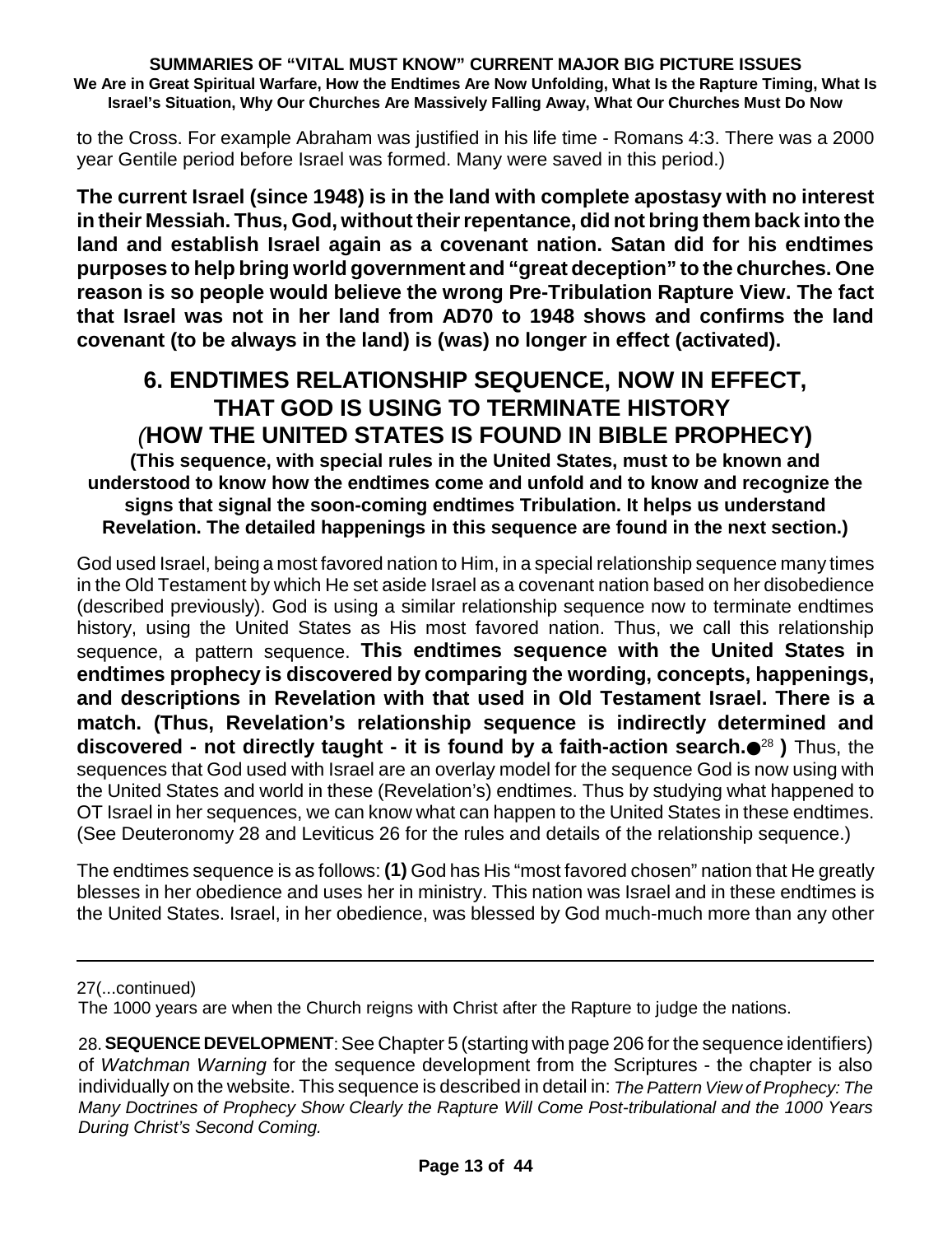to the Cross. For example Abraham was justified in his life time - Romans 4:3. There was a 2000 year Gentile period before Israel was formed. Many were saved in this period.)

**The current Israel (since 1948) is in the land with complete apostasy with no interest in their Messiah. Thus, God, without their repentance, did not bring them back into the land and establish Israel again as a covenant nation. Satan did for his endtimes purposes to help bring world government and "great deception" to the churches. One reason is so people would believe the wrong Pre-Tribulation Rapture View. The fact that Israel was not in her land from AD70 to 1948 shows and confirms the land covenant (to be always in the land) is (was) no longer in effect (activated).**

## 6. ENDTIMES RELATIONSHIP SEQUENCE, NOW IN EFFECT, THAT GOD IS USING TO TERMINATE HISTORY (HOW THE UNITED STATES IS FOUND IN BIBLE PROPHECY)

**(This sequence, with special rules in the United States, must to be known and understood to know how the endtimes come and unfold and to know and recognize the signs that signal the soon-coming endtimes Tribulation. It helps us understand Revelation. The detailed happenings in this sequence are found in the next section.)**

God used Israel, being a most favored nation to Him, in a special relationship sequence many times in the Old Testament by which He set aside Israel as a covenant nation based on her disobedience (described previously). God is using a similar relationship sequence now to terminate endtimes history, using the United States as His most favored nation. Thus, we call this relationship sequence, a pattern sequence. **This endtimes sequence with the United States in endtimes prophecy is discovered by comparing the wording, concepts, happenings, and descriptions in Revelation with that used in Old Testament Israel. There is a match. (Thus, Revelation's relationship sequence is indirectly determined and discovered - not directly taught - it is found by a faith-action search.●[28] )** Thus, the sequences that God used with Israel are an overlay model for the sequence God is now using with the United States and world in these (Revelation's) endtimes. Thus by studying what happened to OT Israel in her sequences, we can know what can happen to the United States in these endtimes. (See Deuteronomy 28 and Leviticus 26 for the rules and details of the relationship sequence.)

The endtimes sequence is as follows: **(1)** God has His "most favored chosen" nation that He greatly blesses in her obedience and uses her in ministry. This nation was Israel and in these endtimes is the United States. Israel, in her obedience, was blessed by God much-much more than any other

---

27(...continued)
The 1000 years are when the Church reigns with Christ after the Rapture to judge the nations.

28. **SEQUENCE DEVELOPMENT**: See Chapter 5 (starting with page 206 for the sequence identifiers) of *Watchman Warning* for the sequence development from the Scriptures - the chapter is also individually on the website. This sequence is described in detail in: *The Pattern View of Prophecy: The Many Doctrines of Prophecy Show Clearly the Rapture Will Come Post-tribulational and the 1000 Years During Christ's Second Coming.*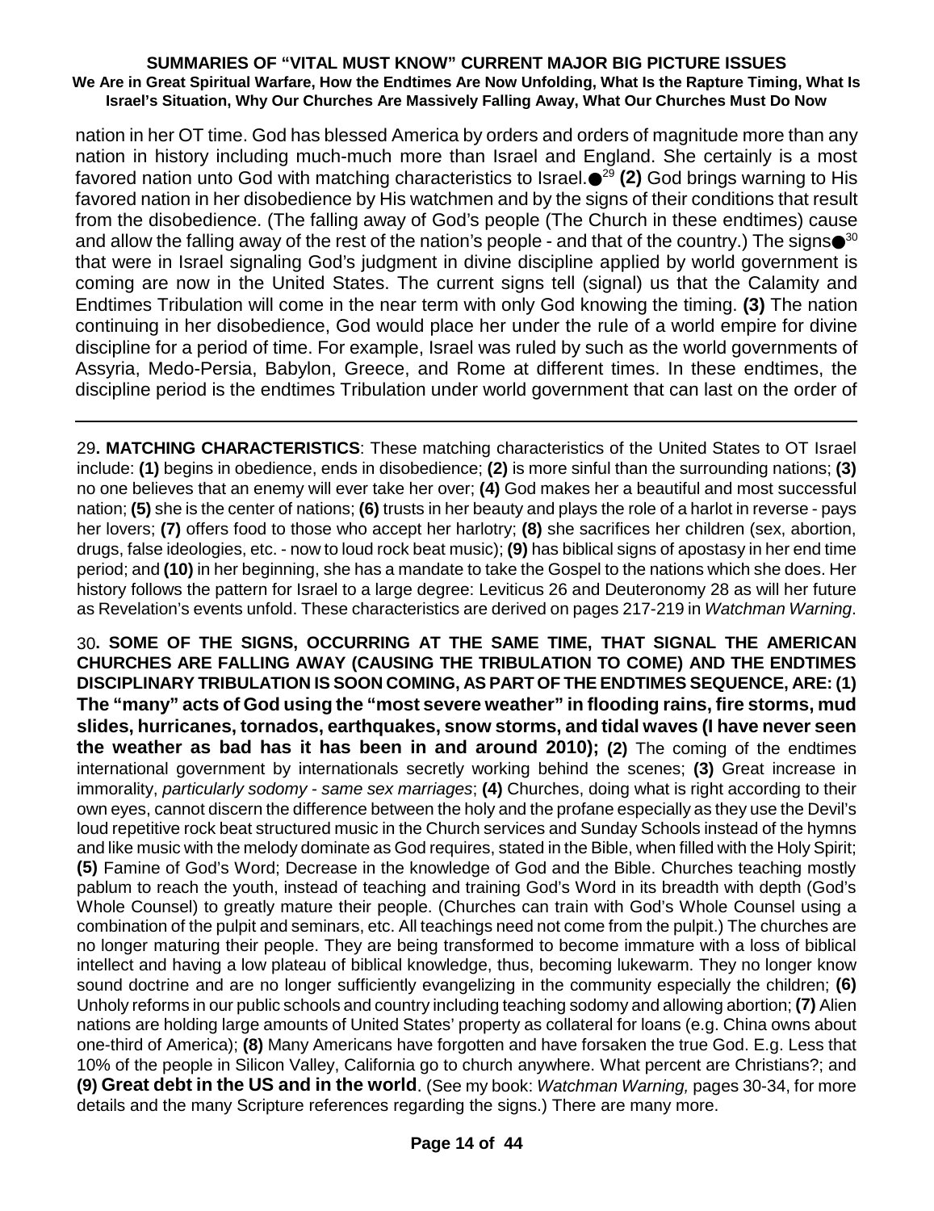nation in her OT time. God has blessed America by orders and orders of magnitude more than any nation in history including much-much more than Israel and England. She certainly is a most favored nation unto God with matching characteristics to Israel.●[29] **(2)** God brings warning to His favored nation in her disobedience by His watchmen and by the signs of their conditions that result from the disobedience. (The falling away of God's people (The Church in these endtimes) cause and allow the falling away of the rest of the nation's people - and that of the country.) The signs●[30] that were in Israel signaling God's judgment in divine discipline applied by world government is coming are now in the United States. The current signs tell (signal) us that the Calamity and Endtimes Tribulation will come in the near term with only God knowing the timing. **(3)** The nation continuing in her disobedience, God would place her under the rule of a world empire for divine discipline for a period of time. For example, Israel was ruled by such as the world governments of Assyria, Medo-Persia, Babylon, Greece, and Rome at different times. In these endtimes, the discipline period is the endtimes Tribulation under world government that can last on the order of

---

29**. MATCHING CHARACTERISTICS**: These matching characteristics of the United States to OT Israel include: **(1)** begins in obedience, ends in disobedience; **(2)** is more sinful than the surrounding nations; **(3)** no one believes that an enemy will ever take her over; **(4)** God makes her a beautiful and most successful nation; **(5)** she is the center of nations; **(6)** trusts in her beauty and plays the role of a harlot in reverse - pays her lovers; **(7)** offers food to those who accept her harlotry; **(8)** she sacrifices her children (sex, abortion, drugs, false ideologies, etc. - now to loud rock beat music); **(9)** has biblical signs of apostasy in her end time period; and **(10)** in her beginning, she has a mandate to take the Gospel to the nations which she does. Her history follows the pattern for Israel to a large degree: Leviticus 26 and Deuteronomy 28 as will her future as Revelation's events unfold. These characteristics are derived on pages 217-219 in *Watchman Warning*.

30**. SOME OF THE SIGNS, OCCURRING AT THE SAME TIME, THAT SIGNAL THE AMERICAN CHURCHES ARE FALLING AWAY (CAUSING THE TRIBULATION TO COME) AND THE ENDTIMES DISCIPLINARY TRIBULATION IS SOON COMING, AS PART OF THE ENDTIMES SEQUENCE, ARE: (1) The "many" acts of God using the "most severe weather" in flooding rains, fire storms, mud slides, hurricanes, tornados, earthquakes, snow storms, and tidal waves (I have never seen the weather as bad has it has been in and around 2010); (2)** The coming of the endtimes international government by internationals secretly working behind the scenes; **(3)** Great increase in immorality, *particularly sodomy - same sex marriages*; **(4)** Churches, doing what is right according to their own eyes, cannot discern the difference between the holy and the profane especially as they use the Devil's loud repetitive rock beat structured music in the Church services and Sunday Schools instead of the hymns and like music with the melody dominate as God requires, stated in the Bible, when filled with the Holy Spirit; **(5)** Famine of God's Word; Decrease in the knowledge of God and the Bible. Churches teaching mostly pablum to reach the youth, instead of teaching and training God's Word in its breadth with depth (God's Whole Counsel) to greatly mature their people. (Churches can train with God's Whole Counsel using a combination of the pulpit and seminars, etc. All teachings need not come from the pulpit.) The churches are no longer maturing their people. They are being transformed to become immature with a loss of biblical intellect and having a low plateau of biblical knowledge, thus, becoming lukewarm. They no longer know sound doctrine and are no longer sufficiently evangelizing in the community especially the children; **(6)** Unholy reforms in our public schools and country including teaching sodomy and allowing abortion; **(7)** Alien nations are holding large amounts of United States' property as collateral for loans (e.g. China owns about one-third of America); **(8)** Many Americans have forgotten and have forsaken the true God. E.g. Less that 10% of the people in Silicon Valley, California go to church anywhere. What percent are Christians?; and **(9) Great debt in the US and in the world**. (See my book: *Watchman Warning,* pages 30-34, for more details and the many Scripture references regarding the signs.) There are many more.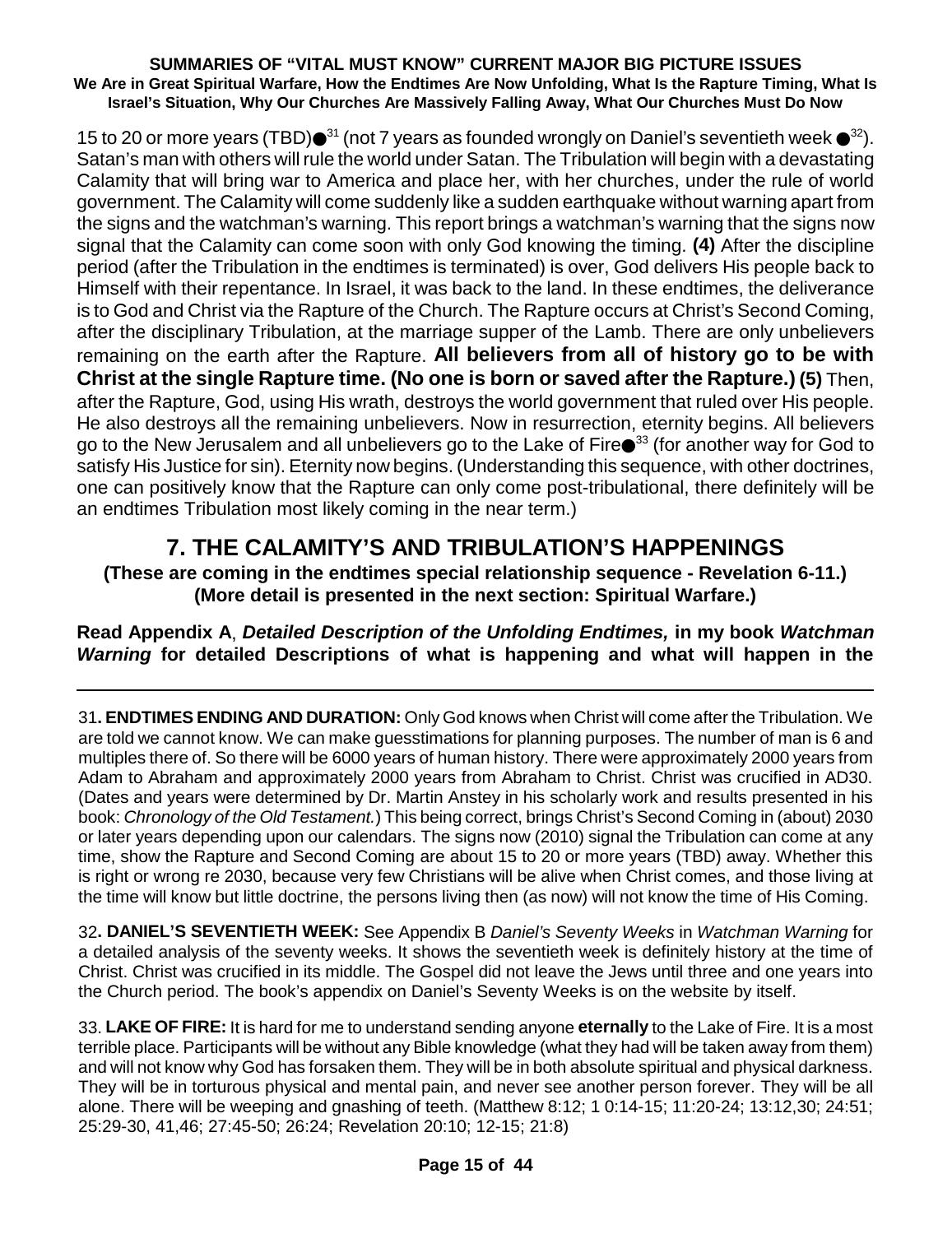15 to 20 or more years (TBD)●[31] (not 7 years as founded wrongly on Daniel's seventieth week ●[32]). Satan's man with others will rule the world under Satan. The Tribulation will begin with a devastating Calamity that will bring war to America and place her, with her churches, under the rule of world government. The Calamity will come suddenly like a sudden earthquake without warning apart from the signs and the watchman's warning. This report brings a watchman's warning that the signs now signal that the Calamity can come soon with only God knowing the timing. **(4)** After the discipline period (after the Tribulation in the endtimes is terminated) is over, God delivers His people back to Himself with their repentance. In Israel, it was back to the land. In these endtimes, the deliverance is to God and Christ via the Rapture of the Church. The Rapture occurs at Christ's Second Coming, after the disciplinary Tribulation, at the marriage supper of the Lamb. There are only unbelievers remaining on the earth after the Rapture. **All believers from all of history go to be with Christ at the single Rapture time. (No one is born or saved after the Rapture.) (5)** Then, after the Rapture, God, using His wrath, destroys the world government that ruled over His people. He also destroys all the remaining unbelievers. Now in resurrection, eternity begins. All believers go to the New Jerusalem and all unbelievers go to the Lake of Fire●[33] (for another way for God to satisfy His Justice for sin). Eternity now begins. (Understanding this sequence, with other doctrines, one can positively know that the Rapture can only come post-tribulational, there definitely will be an endtimes Tribulation most likely coming in the near term.)

## 7. THE CALAMITY'S AND TRIBULATION'S HAPPENINGS

**(These are coming in the endtimes special relationship sequence - Revelation 6-11.)**
**(More detail is presented in the next section: Spiritual Warfare.)**

**Read Appendix A**, ***Detailed Description of the Unfolding Endtimes,*** **in my book *Watchman Warning* for detailed Descriptions of what is happening and what will happen in the**

---

31**. ENDTIMES ENDING AND DURATION:** Only God knows when Christ will come after the Tribulation. We are told we cannot know. We can make guesstimations for planning purposes. The number of man is 6 and multiples there of. So there will be 6000 years of human history. There were approximately 2000 years from Adam to Abraham and approximately 2000 years from Abraham to Christ. Christ was crucified in AD30. (Dates and years were determined by Dr. Martin Anstey in his scholarly work and results presented in his book: *Chronology of the Old Testament.*) This being correct, brings Christ's Second Coming in (about) 2030 or later years depending upon our calendars. The signs now (2010) signal the Tribulation can come at any time, show the Rapture and Second Coming are about 15 to 20 or more years (TBD) away. Whether this is right or wrong re 2030, because very few Christians will be alive when Christ comes, and those living at the time will know but little doctrine, the persons living then (as now) will not know the time of His Coming.

32**. DANIEL'S SEVENTIETH WEEK:** See Appendix B *Daniel's Seventy Weeks* in *Watchman Warning* for a detailed analysis of the seventy weeks. It shows the seventieth week is definitely history at the time of Christ. Christ was crucified in its middle. The Gospel did not leave the Jews until three and one years into the Church period. The book's appendix on Daniel's Seventy Weeks is on the website by itself.

33. **LAKE OF FIRE:** It is hard for me to understand sending anyone **eternally** to the Lake of Fire. It is a most terrible place. Participants will be without any Bible knowledge (what they had will be taken away from them) and will not know why God has forsaken them. They will be in both absolute spiritual and physical darkness. They will be in torturous physical and mental pain, and never see another person forever. They will be all alone. There will be weeping and gnashing of teeth. (Matthew 8:12; 1 0:14-15; 11:20-24; 13:12,30; 24:51; 25:29-30, 41,46; 27:45-50; 26:24; Revelation 20:10; 12-15; 21:8)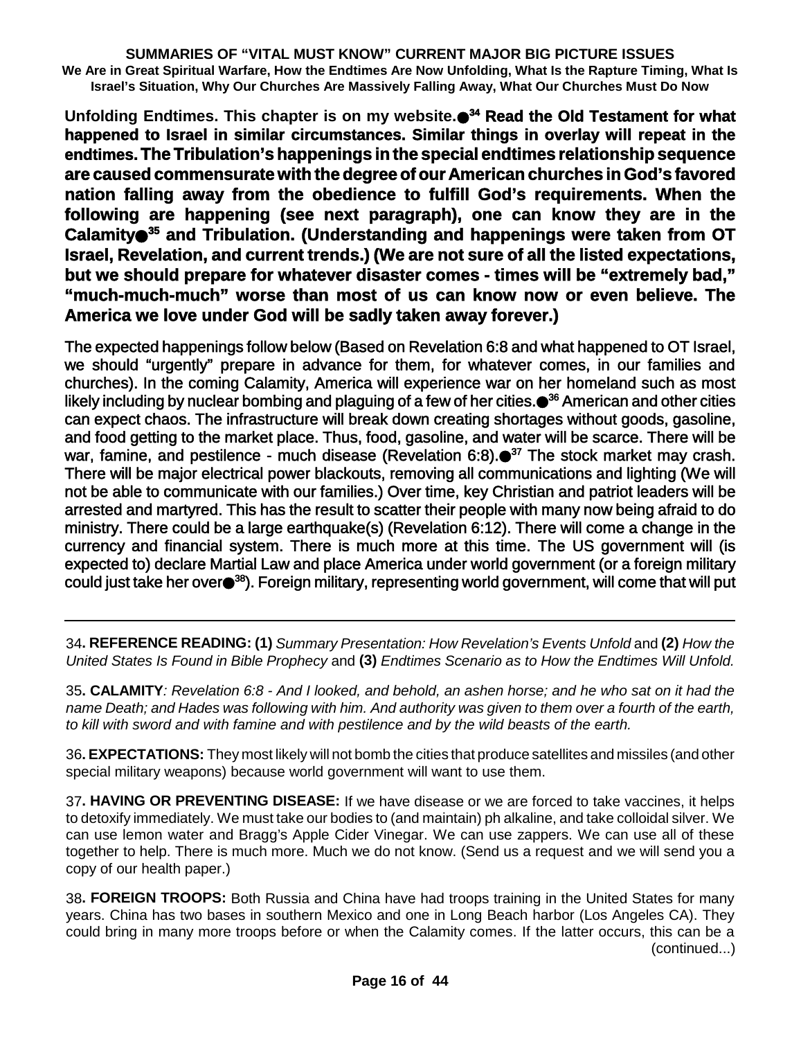**Unfolding Endtimes. This chapter is on my website.●[34] Read the Old Testament for what happened to Israel in similar circumstances. Similar things in overlay will repeat in the endtimes. The Tribulation's happenings in the special endtimes relationship sequence are caused commensurate with the degree of our American churches in God's favored nation falling away from the obedience to fulfill God's requirements. When the following are happening (see next paragraph), one can know they are in the Calamity●[35] and Tribulation. (Understanding and happenings were taken from OT Israel, Revelation, and current trends.) (We are not sure of all the listed expectations, but we should prepare for whatever disaster comes - times will be "extremely bad," "much-much-much" worse than most of us can know now or even believe. The America we love under God will be sadly taken away forever.)**

The expected happenings follow below (Based on Revelation 6:8 and what happened to OT Israel, we should "urgently" prepare in advance for them, for whatever comes, in our families and churches). In the coming Calamity, America will experience war on her homeland such as most likely including by nuclear bombing and plaguing of a few of her cities.●[36] American and other cities can expect chaos. The infrastructure will break down creating shortages without goods, gasoline, and food getting to the market place. Thus, food, gasoline, and water will be scarce. There will be war, famine, and pestilence - much disease (Revelation 6:8).●[37] The stock market may crash. There will be major electrical power blackouts, removing all communications and lighting (We will not be able to communicate with our families.) Over time, key Christian and patriot leaders will be arrested and martyred. This has the result to scatter their people with many now being afraid to do ministry. There could be a large earthquake(s) (Revelation 6:12). There will come a change in the currency and financial system. There is much more at this time. The US government will (is expected to) declare Martial Law and place America under world government (or a foreign military could just take her over●[38]). Foreign military, representing world government, will come that will put

---

34**. REFERENCE READING: (1)** *Summary Presentation: How Revelation's Events Unfold* and **(2)** *How the United States Is Found in Bible Prophecy* and **(3)** *Endtimes Scenario as to How the Endtimes Will Unfold.*

35**. CALAMITY***: Revelation 6:8 - And I looked, and behold, an ashen horse; and he who sat on it had the name Death; and Hades was following with him. And authority was given to them over a fourth of the earth, to kill with sword and with famine and with pestilence and by the wild beasts of the earth.*

36**. EXPECTATIONS:** They most likely will not bomb the cities that produce satellites and missiles (and other special military weapons) because world government will want to use them.

37**. HAVING OR PREVENTING DISEASE:** If we have disease or we are forced to take vaccines, it helps to detoxify immediately. We must take our bodies to (and maintain) ph alkaline, and take colloidal silver. We can use lemon water and Bragg's Apple Cider Vinegar. We can use zappers. We can use all of these together to help. There is much more. Much we do not know. (Send us a request and we will send you a copy of our health paper.)

38**. FOREIGN TROOPS:** Both Russia and China have had troops training in the United States for many years. China has two bases in southern Mexico and one in Long Beach harbor (Los Angeles CA). They could bring in many more troops before or when the Calamity comes. If the latter occurs, this can be a (continued...)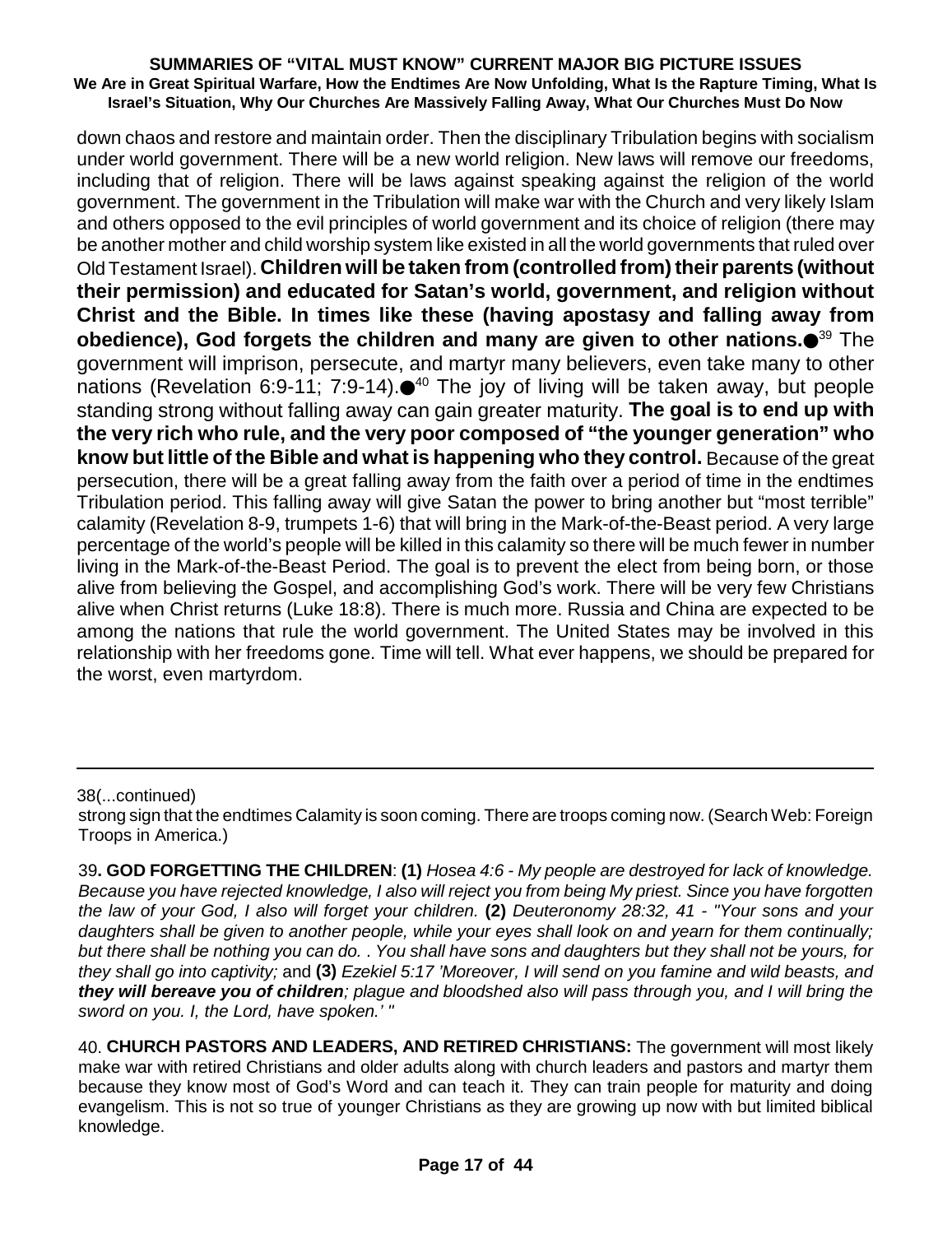down chaos and restore and maintain order. Then the disciplinary Tribulation begins with socialism under world government. There will be a new world religion. New laws will remove our freedoms, including that of religion. There will be laws against speaking against the religion of the world government. The government in the Tribulation will make war with the Church and very likely Islam and others opposed to the evil principles of world government and its choice of religion (there may be another mother and child worship system like existed in all the world governments that ruled over Old Testament Israel). **Children will be taken from (controlled from) their parents (without their permission) and educated for Satan's world, government, and religion without Christ and the Bible. In times like these (having apostasy and falling away from obedience), God forgets the children and many are given to other nations.**●[39] The government will imprison, persecute, and martyr many believers, even take many to other nations (Revelation 6:9-11; 7:9-14).●[40] The joy of living will be taken away, but people standing strong without falling away can gain greater maturity. **The goal is to end up with the very rich who rule, and the very poor composed of "the younger generation" who know but little of the Bible and what is happening who they control.** Because of the great persecution, there will be a great falling away from the faith over a period of time in the endtimes Tribulation period. This falling away will give Satan the power to bring another but "most terrible" calamity (Revelation 8-9, trumpets 1-6) that will bring in the Mark-of-the-Beast period. A very large percentage of the world's people will be killed in this calamity so there will be much fewer in number living in the Mark-of-the-Beast Period. The goal is to prevent the elect from being born, or those alive from believing the Gospel, and accomplishing God's work. There will be very few Christians alive when Christ returns (Luke 18:8). There is much more. Russia and China are expected to be among the nations that rule the world government. The United States may be involved in this relationship with her freedoms gone. Time will tell. What ever happens, we should be prepared for the worst, even martyrdom.

---

38(...continued)

strong sign that the endtimes Calamity is soon coming. There are troops coming now. (Search Web: Foreign Troops in America.)

39**. GOD FORGETTING THE CHILDREN**: **(1)** *Hosea 4:6 - My people are destroyed for lack of knowledge. Because you have rejected knowledge, I also will reject you from being My priest. Since you have forgotten the law of your God, I also will forget your children.* **(2)** *Deuteronomy 28:32, 41 - "Your sons and your daughters shall be given to another people, while your eyes shall look on and yearn for them continually; but there shall be nothing you can do. . You shall have sons and daughters but they shall not be yours, for they shall go into captivity;* and **(3)** *Ezekiel 5:17 'Moreover, I will send on you famine and wild beasts, and **they will bereave you of children**; plague and bloodshed also will pass through you, and I will bring the sword on you. I, the Lord, have spoken.' "*

40. **CHURCH PASTORS AND LEADERS, AND RETIRED CHRISTIANS:** The government will most likely make war with retired Christians and older adults along with church leaders and pastors and martyr them because they know most of God's Word and can teach it. They can train people for maturity and doing evangelism. This is not so true of younger Christians as they are growing up now with but limited biblical knowledge.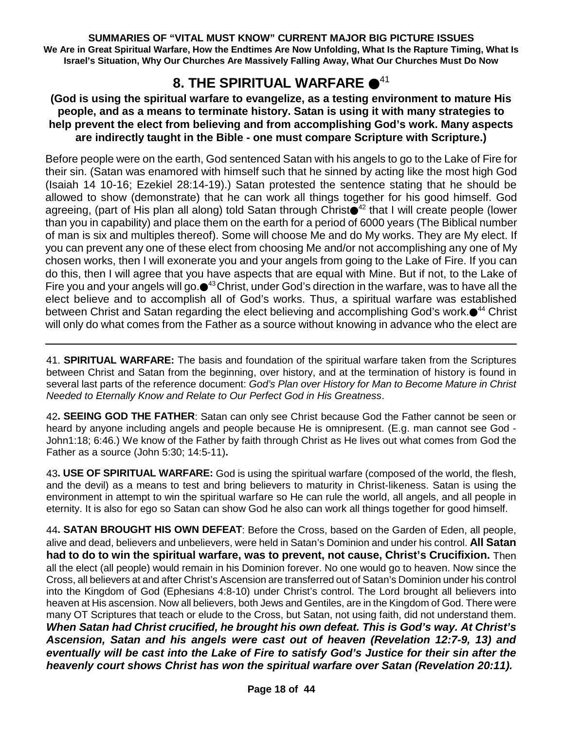## 8. THE SPIRITUAL WARFARE ●[41]

**(God is using the spiritual warfare to evangelize, as a testing environment to mature His people, and as a means to terminate history. Satan is using it with many strategies to help prevent the elect from believing and from accomplishing God's work. Many aspects are indirectly taught in the Bible - one must compare Scripture with Scripture.)**

Before people were on the earth, God sentenced Satan with his angels to go to the Lake of Fire for their sin. (Satan was enamored with himself such that he sinned by acting like the most high God (Isaiah 14 10-16; Ezekiel 28:14-19).) Satan protested the sentence stating that he should be allowed to show (demonstrate) that he can work all things together for his good himself. God agreeing, (part of His plan all along) told Satan through Christ●[42] that I will create people (lower than you in capability) and place them on the earth for a period of 6000 years (The Biblical number of man is six and multiples thereof). Some will choose Me and do My works. They are My elect. If you can prevent any one of these elect from choosing Me and/or not accomplishing any one of My chosen works, then I will exonerate you and your angels from going to the Lake of Fire. If you can do this, then I will agree that you have aspects that are equal with Mine. But if not, to the Lake of Fire you and your angels will go.●[43] Christ, under God's direction in the warfare, was to have all the elect believe and to accomplish all of God's works. Thus, a spiritual warfare was established between Christ and Satan regarding the elect believing and accomplishing God's work.●[44] Christ will only do what comes from the Father as a source without knowing in advance who the elect are

---

41. **SPIRITUAL WARFARE:** The basis and foundation of the spiritual warfare taken from the Scriptures between Christ and Satan from the beginning, over history, and at the termination of history is found in several last parts of the reference document: *God's Plan over History for Man to Become Mature in Christ Needed to Eternally Know and Relate to Our Perfect God in His Greatness*.

42**. SEEING GOD THE FATHER**: Satan can only see Christ because God the Father cannot be seen or heard by anyone including angels and people because He is omnipresent. (E.g. man cannot see God - John1:18; 6:46.) We know of the Father by faith through Christ as He lives out what comes from God the Father as a source (John 5:30; 14:5-11)**.**

43**. USE OF SPIRITUAL WARFARE:** God is using the spiritual warfare (composed of the world, the flesh, and the devil) as a means to test and bring believers to maturity in Christ-likeness. Satan is using the environment in attempt to win the spiritual warfare so He can rule the world, all angels, and all people in eternity. It is also for ego so Satan can show God he also can work all things together for good himself.

44**. SATAN BROUGHT HIS OWN DEFEAT**: Before the Cross, based on the Garden of Eden, all people, alive and dead, believers and unbelievers, were held in Satan's Dominion and under his control. **All Satan had to do to win the spiritual warfare, was to prevent, not cause, Christ's Crucifixion.** Then all the elect (all people) would remain in his Dominion forever. No one would go to heaven. Now since the Cross, all believers at and after Christ's Ascension are transferred out of Satan's Dominion under his control into the Kingdom of God (Ephesians 4:8-10) under Christ's control. The Lord brought all believers into heaven at His ascension. Now all believers, both Jews and Gentiles, are in the Kingdom of God. There were many OT Scriptures that teach or elude to the Cross, but Satan, not using faith, did not understand them. ***When Satan had Christ crucified, he brought his own defeat. This is God's way. At Christ's Ascension, Satan and his angels were cast out of heaven (Revelation 12:7-9, 13) and eventually will be cast into the Lake of Fire to satisfy God's Justice for their sin after the heavenly court shows Christ has won the spiritual warfare over Satan (Revelation 20:11).***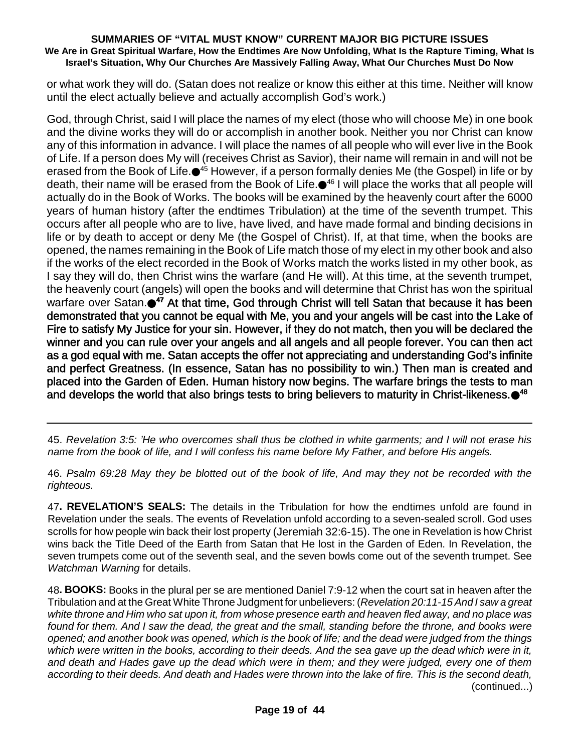or what work they will do. (Satan does not realize or know this either at this time. Neither will know until the elect actually believe and actually accomplish God's work.)

God, through Christ, said I will place the names of my elect (those who will choose Me) in one book and the divine works they will do or accomplish in another book. Neither you nor Christ can know any of this information in advance. I will place the names of all people who will ever live in the Book of Life. If a person does My will (receives Christ as Savior), their name will remain in and will not be erased from the Book of Life.●[45] However, if a person formally denies Me (the Gospel) in life or by death, their name will be erased from the Book of Life.●[46] I will place the works that all people will actually do in the Book of Works. The books will be examined by the heavenly court after the 6000 years of human history (after the endtimes Tribulation) at the time of the seventh trumpet. This occurs after all people who are to live, have lived, and have made formal and binding decisions in life or by death to accept or deny Me (the Gospel of Christ). If, at that time, when the books are opened, the names remaining in the Book of Life match those of my elect in my other book and also if the works of the elect recorded in the Book of Works match the works listed in my other book, as I say they will do, then Christ wins the warfare (and He will). At this time, at the seventh trumpet, the heavenly court (angels) will open the books and will determine that Christ has won the spiritual warfare over Satan.●[47] **At that time, God through Christ will tell Satan that because it has been demonstrated that you cannot be equal with Me, you and your angels will be cast into the Lake of Fire to satisfy My Justice for your sin. However, if they do not match, then you will be declared the winner and you can rule over your angels and all angels and all people forever. You can then act as a god equal with me. Satan accepts the offer not appreciating and understanding God's infinite and perfect Greatness. (In essence, Satan has no possibility to win.) Then man is created and placed into the Garden of Eden. Human history now begins. The warfare brings the tests to man and develops the world that also brings tests to bring believers to maturity in Christ-likeness.●[48]**

---

45. *Revelation 3:5: 'He who overcomes shall thus be clothed in white garments; and I will not erase his name from the book of life, and I will confess his name before My Father, and before His angels.*

46. *Psalm 69:28 May they be blotted out of the book of life, And may they not be recorded with the righteous.*

47**. REVELATION'S SEALS:** The details in the Tribulation for how the endtimes unfold are found in Revelation under the seals. The events of Revelation unfold according to a seven-sealed scroll. God uses scrolls for how people win back their lost property (Jeremiah 32:6-15). The one in Revelation is how Christ wins back the Title Deed of the Earth from Satan that He lost in the Garden of Eden. In Revelation, the seven trumpets come out of the seventh seal, and the seven bowls come out of the seventh trumpet. See *Watchman Warning* for details.

48**. BOOKS:** Books in the plural per se are mentioned Daniel 7:9-12 when the court sat in heaven after the Tribulation and at the Great White Throne Judgment for unbelievers: (*Revelation 20:11-15 And I saw a great white throne and Him who sat upon it, from whose presence earth and heaven fled away, and no place was found for them. And I saw the dead, the great and the small, standing before the throne, and books were opened; and another book was opened, which is the book of life; and the dead were judged from the things which were written in the books, according to their deeds. And the sea gave up the dead which were in it, and death and Hades gave up the dead which were in them; and they were judged, every one of them according to their deeds. And death and Hades were thrown into the lake of fire. This is the second death,*
(continued...)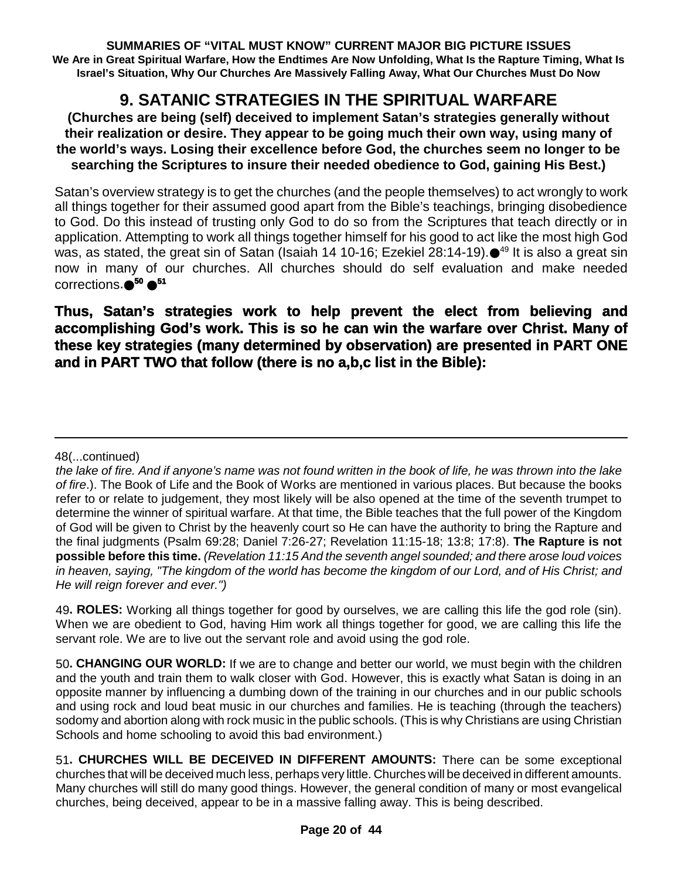# 9. SATANIC STRATEGIES IN THE SPIRITUAL WARFARE

**(Churches are being (self) deceived to implement Satan's strategies generally without their realization or desire. They appear to be going much their own way, using many of the world's ways. Losing their excellence before God, the churches seem no longer to be searching the Scriptures to insure their needed obedience to God, gaining His Best.)**

Satan's overview strategy is to get the churches (and the people themselves) to act wrongly to work all things together for their assumed good apart from the Bible's teachings, bringing disobedience to God. Do this instead of trusting only God to do so from the Scriptures that teach directly or in application. Attempting to work all things together himself for his good to act like the most high God was, as stated, the great sin of Satan (Isaiah 14 10-16; Ezekiel 28:14-19).●[49] It is also a great sin now in many of our churches. All churches should do self evaluation and make needed corrections.●[50] ●[51]

**Thus, Satan's strategies work to help prevent the elect from believing and accomplishing God's work. This is so he can win the warfare over Christ. Many of these key strategies (many determined by observation) are presented in PART ONE and in PART TWO that follow (there is no a,b,c list in the Bible):**

---

48(...continued)

*the lake of fire. And if anyone's name was not found written in the book of life, he was thrown into the lake of fire*.). The Book of Life and the Book of Works are mentioned in various places. But because the books refer to or relate to judgement, they most likely will be also opened at the time of the seventh trumpet to determine the winner of spiritual warfare. At that time, the Bible teaches that the full power of the Kingdom of God will be given to Christ by the heavenly court so He can have the authority to bring the Rapture and the final judgments (Psalm 69:28; Daniel 7:26-27; Revelation 11:15-18; 13:8; 17:8). **The Rapture is not possible before this time.** *(Revelation 11:15 And the seventh angel sounded; and there arose loud voices in heaven, saying, "The kingdom of the world has become the kingdom of our Lord, and of His Christ; and He will reign forever and ever.")*

49**. ROLES:** Working all things together for good by ourselves, we are calling this life the god role (sin). When we are obedient to God, having Him work all things together for good, we are calling this life the servant role. We are to live out the servant role and avoid using the god role.

50**. CHANGING OUR WORLD:** If we are to change and better our world, we must begin with the children and the youth and train them to walk closer with God. However, this is exactly what Satan is doing in an opposite manner by influencing a dumbing down of the training in our churches and in our public schools and using rock and loud beat music in our churches and families. He is teaching (through the teachers) sodomy and abortion along with rock music in the public schools. (This is why Christians are using Christian Schools and home schooling to avoid this bad environment.)

51**. CHURCHES WILL BE DECEIVED IN DIFFERENT AMOUNTS:** There can be some exceptional churches that will be deceived much less, perhaps very little. Churches will be deceived in different amounts. Many churches will still do many good things. However, the general condition of many or most evangelical churches, being deceived, appear to be in a massive falling away. This is being described.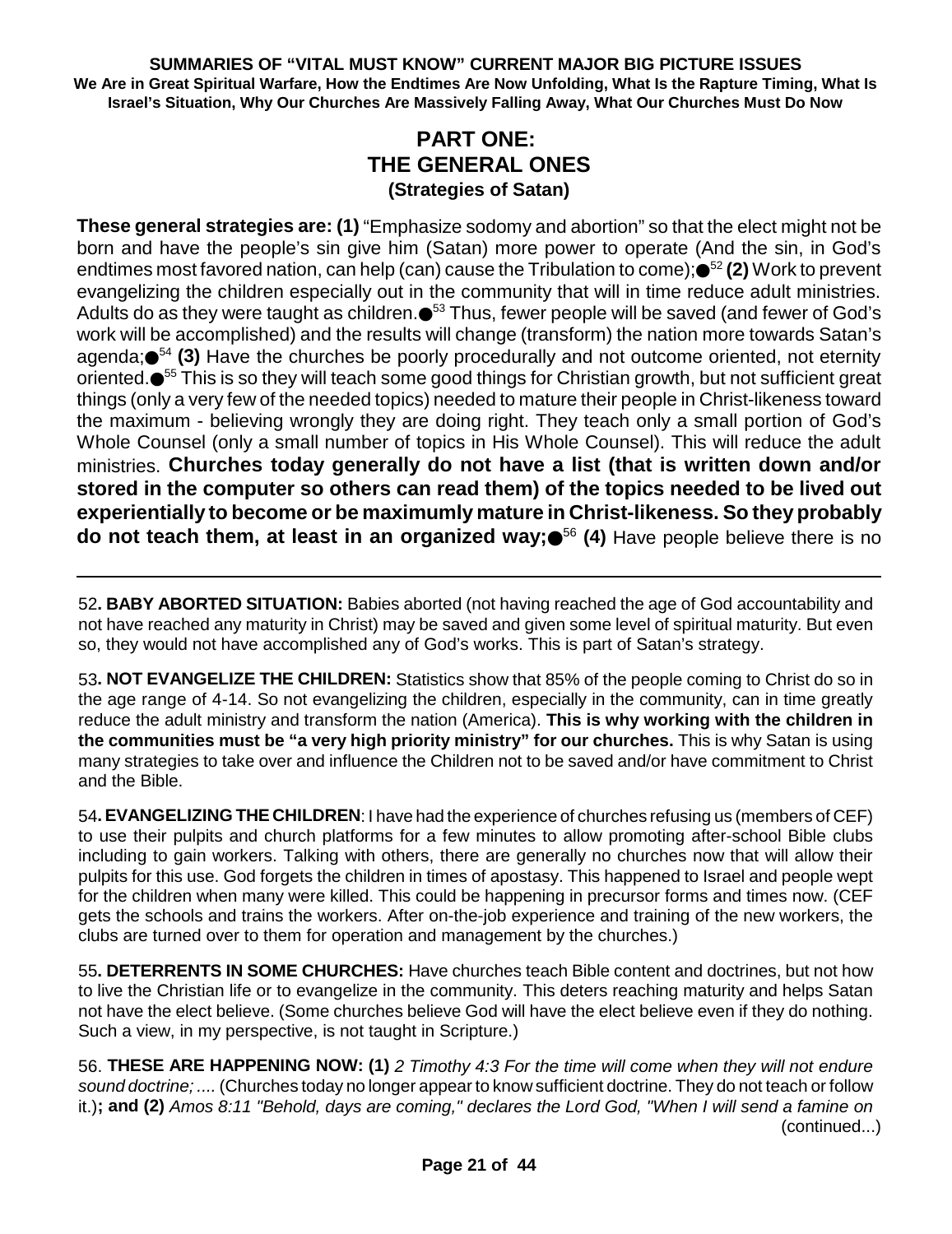**SUMMARIES OF "VITAL MUST KNOW" CURRENT MAJOR BIG PICTURE ISSUES**
**We Are in Great Spiritual Warfare, How the Endtimes Are Now Unfolding, What Is the Rapture Timing, What Is Israel's Situation, Why Our Churches Are Massively Falling Away, What Our Churches Must Do Now**

# PART ONE: THE GENERAL ONES
### (Strategies of Satan)

**These general strategies are: (1)** "Emphasize sodomy and abortion" so that the elect might not be born and have the people's sin give him (Satan) more power to operate (And the sin, in God's endtimes most favored nation, can help (can) cause the Tribulation to come);●[52] **(2)** Work to prevent evangelizing the children especially out in the community that will in time reduce adult ministries. Adults do as they were taught as children.●[53] Thus, fewer people will be saved (and fewer of God's work will be accomplished) and the results will change (transform) the nation more towards Satan's agenda;●[54] **(3)** Have the churches be poorly procedurally and not outcome oriented, not eternity oriented.●[55] This is so they will teach some good things for Christian growth, but not sufficient great things (only a very few of the needed topics) needed to mature their people in Christ-likeness toward the maximum - believing wrongly they are doing right. They teach only a small portion of God's Whole Counsel (only a small number of topics in His Whole Counsel). This will reduce the adult ministries. **Churches today generally do not have a list (that is written down and/or stored in the computer so others can read them) of the topics needed to be lived out experientially to become or be maximumly mature in Christ-likeness. So they probably do not teach them, at least in an organized way;●**[56] **(4)** Have people believe there is no

---

52**. BABY ABORTED SITUATION:** Babies aborted (not having reached the age of God accountability and not have reached any maturity in Christ) may be saved and given some level of spiritual maturity. But even so, they would not have accomplished any of God's works. This is part of Satan's strategy.

53**. NOT EVANGELIZE THE CHILDREN:** Statistics show that 85% of the people coming to Christ do so in the age range of 4-14. So not evangelizing the children, especially in the community, can in time greatly reduce the adult ministry and transform the nation (America). **This is why working with the children in the communities must be "a very high priority ministry" for our churches.** This is why Satan is using many strategies to take over and influence the Children not to be saved and/or have commitment to Christ and the Bible.

54**. EVANGELIZING THE CHILDREN**: I have had the experience of churches refusing us (members of CEF) to use their pulpits and church platforms for a few minutes to allow promoting after-school Bible clubs including to gain workers. Talking with others, there are generally no churches now that will allow their pulpits for this use. God forgets the children in times of apostasy. This happened to Israel and people wept for the children when many were killed. This could be happening in precursor forms and times now. (CEF gets the schools and trains the workers. After on-the-job experience and training of the new workers, the clubs are turned over to them for operation and management by the churches.)

55**. DETERRENTS IN SOME CHURCHES:** Have churches teach Bible content and doctrines, but not how to live the Christian life or to evangelize in the community. This deters reaching maturity and helps Satan not have the elect believe. (Some churches believe God will have the elect believe even if they do nothing. Such a view, in my perspective, is not taught in Scripture.)

56. **THESE ARE HAPPENING NOW: (1)** *2 Timothy 4:3 For the time will come when they will not endure sound doctrine; ....* (Churches today no longer appear to know sufficient doctrine. They do not teach or follow it.)**; and (2)** *Amos 8:11 "Behold, days are coming," declares the Lord God, "When I will send a famine on*

(continued...)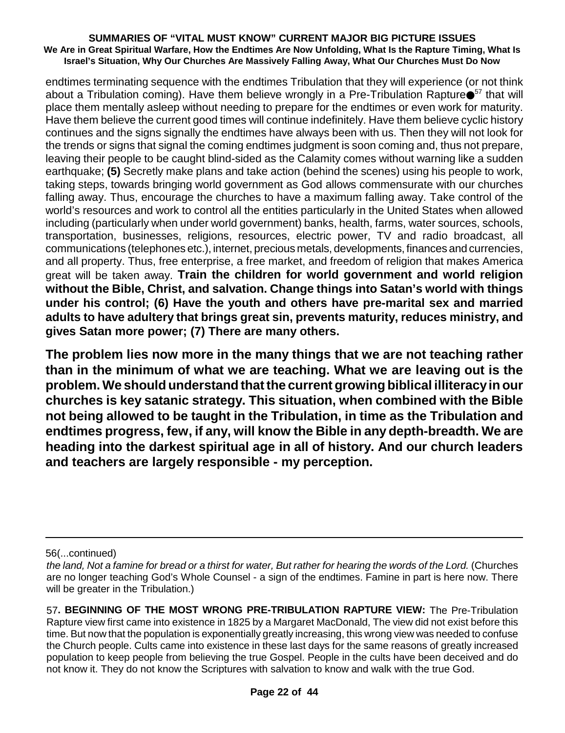endtimes terminating sequence with the endtimes Tribulation that they will experience (or not think about a Tribulation coming). Have them believe wrongly in a Pre-Tribulation Rapture●[57] that will place them mentally asleep without needing to prepare for the endtimes or even work for maturity. Have them believe the current good times will continue indefinitely. Have them believe cyclic history continues and the signs signally the endtimes have always been with us. Then they will not look for the trends or signs that signal the coming endtimes judgment is soon coming and, thus not prepare, leaving their people to be caught blind-sided as the Calamity comes without warning like a sudden earthquake; **(5)** Secretly make plans and take action (behind the scenes) using his people to work, taking steps, towards bringing world government as God allows commensurate with our churches falling away. Thus, encourage the churches to have a maximum falling away. Take control of the world's resources and work to control all the entities particularly in the United States when allowed including (particularly when under world government) banks, health, farms, water sources, schools, transportation, businesses, religions, resources, electric power, TV and radio broadcast, all communications (telephones etc.), internet, precious metals, developments, finances and currencies, and all property. Thus, free enterprise, a free market, and freedom of religion that makes America great will be taken away. **Train the children for world government and world religion without the Bible, Christ, and salvation. Change things into Satan's world with things under his control; (6) Have the youth and others have pre-marital sex and married adults to have adultery that brings great sin, prevents maturity, reduces ministry, and gives Satan more power; (7) There are many others.**

**The problem lies now more in the many things that we are not teaching rather than in the minimum of what we are teaching. What we are leaving out is the problem. We should understand that the current growing biblical illiteracy in our churches is key satanic strategy. This situation, when combined with the Bible not being allowed to be taught in the Tribulation, in time as the Tribulation and endtimes progress, few, if any, will know the Bible in any depth-breadth. We are heading into the darkest spiritual age in all of history. And our church leaders and teachers are largely responsible - my perception.**

---

56(...continued)

*the land, Not a famine for bread or a thirst for water, But rather for hearing the words of the Lord.* (Churches are no longer teaching God's Whole Counsel - a sign of the endtimes. Famine in part is here now. There will be greater in the Tribulation.)

57**. BEGINNING OF THE MOST WRONG PRE-TRIBULATION RAPTURE VIEW:** The Pre-Tribulation Rapture view first came into existence in 1825 by a Margaret MacDonald, The view did not exist before this time. But now that the population is exponentially greatly increasing, this wrong view was needed to confuse the Church people. Cults came into existence in these last days for the same reasons of greatly increased population to keep people from believing the true Gospel. People in the cults have been deceived and do not know it. They do not know the Scriptures with salvation to know and walk with the true God.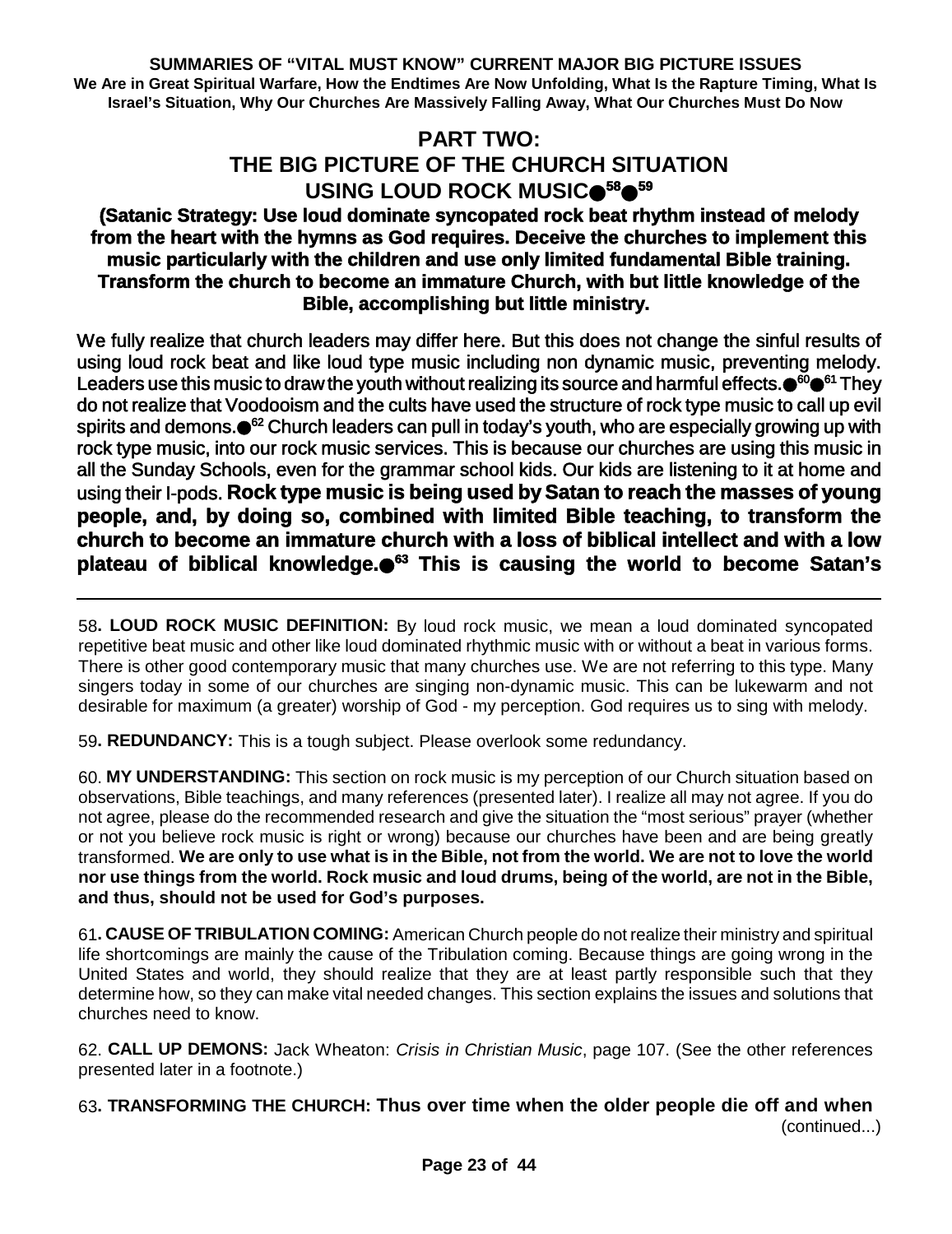## PART TWO: THE BIG PICTURE OF THE CHURCH SITUATION USING LOUD ROCK MUSIC●[58]●[59]

**(Satanic Strategy: Use loud dominate syncopated rock beat rhythm instead of melody from the heart with the hymns as God requires. Deceive the churches to implement this music particularly with the children and use only limited fundamental Bible training. Transform the church to become an immature Church, with but little knowledge of the Bible, accomplishing but little ministry.**

We fully realize that church leaders may differ here. But this does not change the sinful results of using loud rock beat and like loud type music including non dynamic music, preventing melody. Leaders use this music to draw the youth without realizing its source and harmful effects.●[60]●[61] They do not realize that Voodooism and the cults have used the structure of rock type music to call up evil spirits and demons.●[62] Church leaders can pull in today's youth, who are especially growing up with rock type music, into our rock music services. This is because our churches are using this music in all the Sunday Schools, even for the grammar school kids. Our kids are listening to it at home and using their I-pods. **Rock type music is being used by Satan to reach the masses of young people, and, by doing so, combined with limited Bible teaching, to transform the church to become an immature church with a loss of biblical intellect and with a low plateau of biblical knowledge.●[63] This is causing the world to become Satan's**

---

58**. LOUD ROCK MUSIC DEFINITION:** By loud rock music, we mean a loud dominated syncopated repetitive beat music and other like loud dominated rhythmic music with or without a beat in various forms. There is other good contemporary music that many churches use. We are not referring to this type. Many singers today in some of our churches are singing non-dynamic music. This can be lukewarm and not desirable for maximum (a greater) worship of God - my perception. God requires us to sing with melody.

59**. REDUNDANCY:** This is a tough subject. Please overlook some redundancy.

60. **MY UNDERSTANDING:** This section on rock music is my perception of our Church situation based on observations, Bible teachings, and many references (presented later). I realize all may not agree. If you do not agree, please do the recommended research and give the situation the "most serious" prayer (whether or not you believe rock music is right or wrong) because our churches have been and are being greatly transformed. **We are only to use what is in the Bible, not from the world. We are not to love the world nor use things from the world. Rock music and loud drums, being of the world, are not in the Bible, and thus, should not be used for God's purposes.**

61**. CAUSE OF TRIBULATION COMING:** American Church people do not realize their ministry and spiritual life shortcomings are mainly the cause of the Tribulation coming. Because things are going wrong in the United States and world, they should realize that they are at least partly responsible such that they determine how, so they can make vital needed changes. This section explains the issues and solutions that churches need to know.

62. **CALL UP DEMONS:** Jack Wheaton: *Crisis in Christian Music*, page 107. (See the other references presented later in a footnote.)

63**. TRANSFORMING THE CHURCH: Thus over time when the older people die off and when**

(continued...)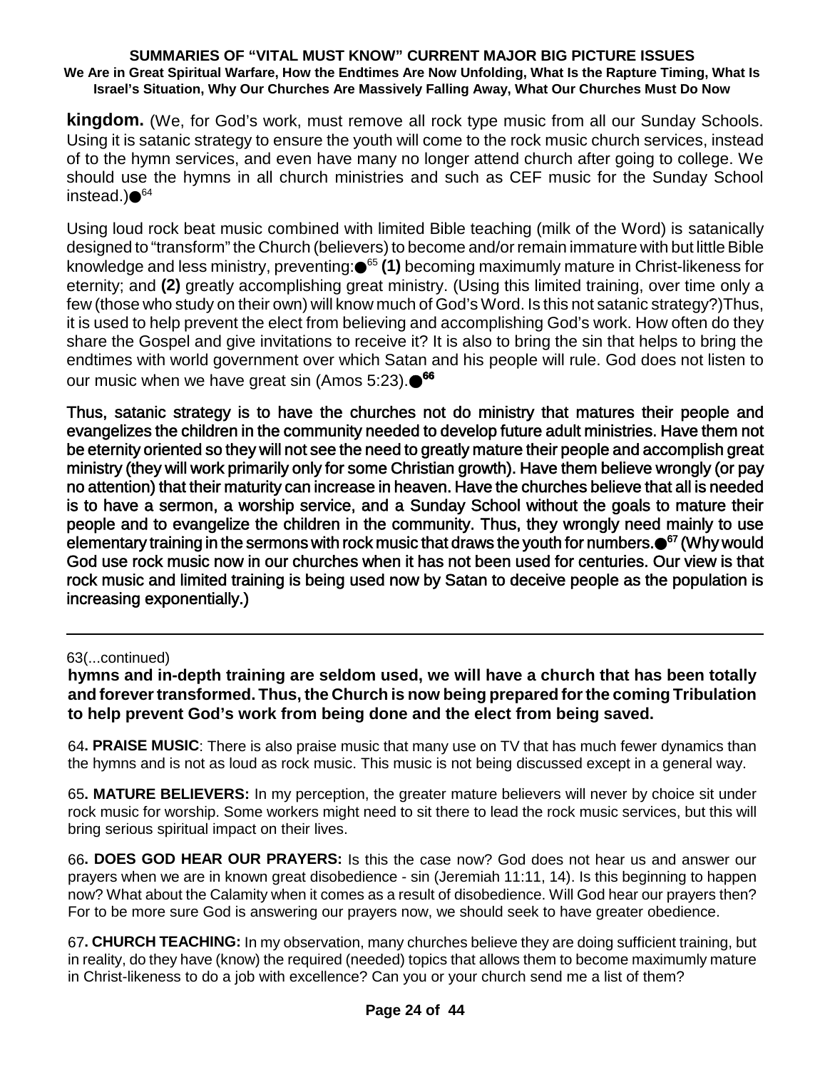**kingdom.** (We, for God's work, must remove all rock type music from all our Sunday Schools. Using it is satanic strategy to ensure the youth will come to the rock music church services, instead of to the hymn services, and even have many no longer attend church after going to college. We should use the hymns in all church ministries and such as CEF music for the Sunday School instead.)●[64]

Using loud rock beat music combined with limited Bible teaching (milk of the Word) is satanically designed to "transform" the Church (believers) to become and/or remain immature with but little Bible knowledge and less ministry, preventing:●[65] **(1)** becoming maximumly mature in Christ-likeness for eternity; and **(2)** greatly accomplishing great ministry. (Using this limited training, over time only a few (those who study on their own) will know much of God's Word. Is this not satanic strategy?)Thus, it is used to help prevent the elect from believing and accomplishing God's work. How often do they share the Gospel and give invitations to receive it? It is also to bring the sin that helps to bring the endtimes with world government over which Satan and his people will rule. God does not listen to our music when we have great sin (Amos 5:23).●[66]

Thus, satanic strategy is to have the churches not do ministry that matures their people and evangelizes the children in the community needed to develop future adult ministries. Have them not be eternity oriented so they will not see the need to greatly mature their people and accomplish great ministry (they will work primarily only for some Christian growth). Have them believe wrongly (or pay no attention) that their maturity can increase in heaven. Have the churches believe that all is needed is to have a sermon, a worship service, and a Sunday School without the goals to mature their people and to evangelize the children in the community. Thus, they wrongly need mainly to use elementary training in the sermons with rock music that draws the youth for numbers.●[67] (Why would God use rock music now in our churches when it has not been used for centuries. Our view is that rock music and limited training is being used now by Satan to deceive people as the population is increasing exponentially.)

---

63(...continued)

**hymns and in-depth training are seldom used, we will have a church that has been totally and forever transformed. Thus, the Church is now being prepared for the coming Tribulation to help prevent God's work from being done and the elect from being saved.**

64**. PRAISE MUSIC**: There is also praise music that many use on TV that has much fewer dynamics than the hymns and is not as loud as rock music. This music is not being discussed except in a general way.

65**. MATURE BELIEVERS:** In my perception, the greater mature believers will never by choice sit under rock music for worship. Some workers might need to sit there to lead the rock music services, but this will bring serious spiritual impact on their lives.

66**. DOES GOD HEAR OUR PRAYERS:** Is this the case now? God does not hear us and answer our prayers when we are in known great disobedience - sin (Jeremiah 11:11, 14). Is this beginning to happen now? What about the Calamity when it comes as a result of disobedience. Will God hear our prayers then? For to be more sure God is answering our prayers now, we should seek to have greater obedience.

67**. CHURCH TEACHING:** In my observation, many churches believe they are doing sufficient training, but in reality, do they have (know) the required (needed) topics that allows them to become maximumly mature in Christ-likeness to do a job with excellence? Can you or your church send me a list of them?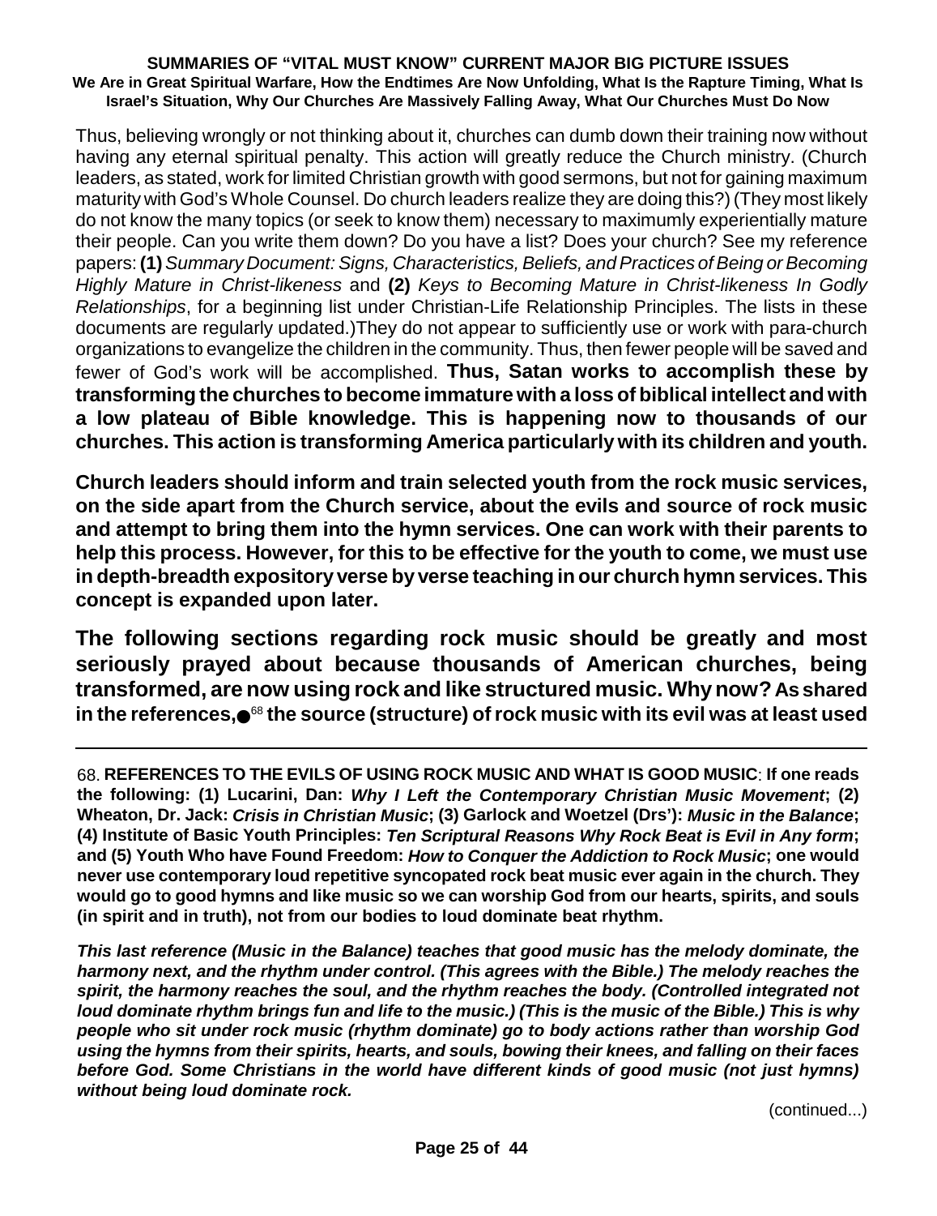Thus, believing wrongly or not thinking about it, churches can dumb down their training now without having any eternal spiritual penalty. This action will greatly reduce the Church ministry. (Church leaders, as stated, work for limited Christian growth with good sermons, but not for gaining maximum maturity with God's Whole Counsel. Do church leaders realize they are doing this?) (They most likely do not know the many topics (or seek to know them) necessary to maximumly experientially mature their people. Can you write them down? Do you have a list? Does your church? See my reference papers: **(1)** *Summary Document: Signs, Characteristics, Beliefs, and Practices of Being or Becoming Highly Mature in Christ-likeness* and **(2)** *Keys to Becoming Mature in Christ-likeness In Godly Relationships*, for a beginning list under Christian-Life Relationship Principles. The lists in these documents are regularly updated.)They do not appear to sufficiently use or work with para-church organizations to evangelize the children in the community. Thus, then fewer people will be saved and fewer of God's work will be accomplished. **Thus, Satan works to accomplish these by transforming the churches to become immature with a loss of biblical intellect and with a low plateau of Bible knowledge. This is happening now to thousands of our churches. This action is transforming America particularly with its children and youth.**

**Church leaders should inform and train selected youth from the rock music services, on the side apart from the Church service, about the evils and source of rock music and attempt to bring them into the hymn services. One can work with their parents to help this process. However, for this to be effective for the youth to come, we must use in depth-breadth expository verse by verse teaching in our church hymn services. This concept is expanded upon later.**

**The following sections regarding rock music should be greatly and most seriously prayed about because thousands of American churches, being transformed, are now using rock and like structured music. Why now? As shared in the references,●[68] the source (structure) of rock music with its evil was at least used**

---

68. **REFERENCES TO THE EVILS OF USING ROCK MUSIC AND WHAT IS GOOD MUSIC: If one reads the following: (1) Lucarini, Dan: *Why I Left the Contemporary Christian Music Movement*; (2) Wheaton, Dr. Jack: *Crisis in Christian Music*; (3) Garlock and Woetzel (Drs'): *Music in the Balance*; (4) Institute of Basic Youth Principles: *Ten Scriptural Reasons Why Rock Beat is Evil in Any form*; and (5) Youth Who have Found Freedom: *How to Conquer the Addiction to Rock Music*; one would never use contemporary loud repetitive syncopated rock beat music ever again in the church. They would go to good hymns and like music so we can worship God from our hearts, spirits, and souls (in spirit and in truth), not from our bodies to loud dominate beat rhythm.**

***This last reference (Music in the Balance) teaches that good music has the melody dominate, the harmony next, and the rhythm under control. (This agrees with the Bible.) The melody reaches the spirit, the harmony reaches the soul, and the rhythm reaches the body. (Controlled integrated not loud dominate rhythm brings fun and life to the music.) (This is the music of the Bible.) This is why people who sit under rock music (rhythm dominate) go to body actions rather than worship God using the hymns from their spirits, hearts, and souls, bowing their knees, and falling on their faces before God. Some Christians in the world have different kinds of good music (not just hymns) without being loud dominate rock.***

(continued...)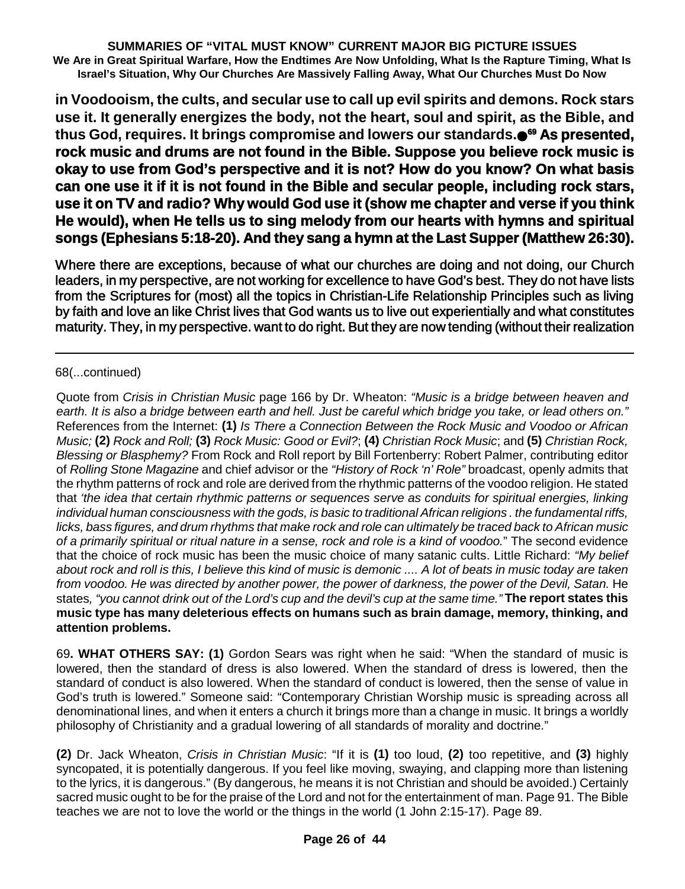**in Voodooism, the cults, and secular use to call up evil spirits and demons. Rock stars use it. It generally energizes the body, not the heart, soul and spirit, as the Bible, and thus God, requires. It brings compromise and lowers our standards.●[69] As presented, rock music and drums are not found in the Bible. Suppose you believe rock music is okay to use from God's perspective and it is not? How do you know? On what basis can one use it if it is not found in the Bible and secular people, including rock stars, use it on TV and radio? Why would God use it (show me chapter and verse if you think He would), when He tells us to sing melody from our hearts with hymns and spiritual songs (Ephesians 5:18-20). And they sang a hymn at the Last Supper (Matthew 26:30).**

Where there are exceptions, because of what our churches are doing and not doing, our Church leaders, in my perspective, are not working for excellence to have God's best. They do not have lists from the Scriptures for (most) all the topics in Christian-Life Relationship Principles such as living by faith and love an like Christ lives that God wants us to live out experientially and what constitutes maturity. They, in my perspective. want to do right. But they are now tending (without their realization

---

68(...continued)

Quote from *Crisis in Christian Music* page 166 by Dr. Wheaton: *"Music is a bridge between heaven and earth. It is also a bridge between earth and hell. Just be careful which bridge you take, or lead others on."* References from the Internet: **(1)** *Is There a Connection Between the Rock Music and Voodoo or African Music;* **(2)** *Rock and Roll;* **(3)** *Rock Music: Good or Evil?*; **(4)** *Christian Rock Music*; and **(5)** *Christian Rock, Blessing or Blasphemy?* From Rock and Roll report by Bill Fortenberry: Robert Palmer, contributing editor of *Rolling Stone Magazine* and chief advisor or the *"History of Rock 'n' Role"* broadcast, openly admits that the rhythm patterns of rock and role are derived from the rhythmic patterns of the voodoo religion. He stated that *'the idea that certain rhythmic patterns or sequences serve as conduits for spiritual energies, linking individual human consciousness with the gods, is basic to traditional African religions . the fundamental riffs, licks, bass figures, and drum rhythms that make rock and role can ultimately be traced back to African music of a primarily spiritual or ritual nature in a sense, rock and role is a kind of voodoo.*" The second evidence that the choice of rock music has been the music choice of many satanic cults. Little Richard: *"My belief about rock and roll is this, I believe this kind of music is demonic .... A lot of beats in music today are taken from voodoo. He was directed by another power, the power of darkness, the power of the Devil, Satan.* He states*, "you cannot drink out of the Lord's cup and the devil's cup at the same time."* **The report states this music type has many deleterious effects on humans such as brain damage, memory, thinking, and attention problems.**

69**. WHAT OTHERS SAY: (1)** Gordon Sears was right when he said: "When the standard of music is lowered, then the standard of dress is also lowered. When the standard of dress is lowered, then the standard of conduct is also lowered. When the standard of conduct is lowered, then the sense of value in God's truth is lowered." Someone said: "Contemporary Christian Worship music is spreading across all denominational lines, and when it enters a church it brings more than a change in music. It brings a worldly philosophy of Christianity and a gradual lowering of all standards of morality and doctrine."

**(2)** Dr. Jack Wheaton, *Crisis in Christian Music*: "If it is **(1)** too loud, **(2)** too repetitive, and **(3)** highly syncopated, it is potentially dangerous. If you feel like moving, swaying, and clapping more than listening to the lyrics, it is dangerous." (By dangerous, he means it is not Christian and should be avoided.) Certainly sacred music ought to be for the praise of the Lord and not for the entertainment of man. Page 91. The Bible teaches we are not to love the world or the things in the world (1 John 2:15-17). Page 89.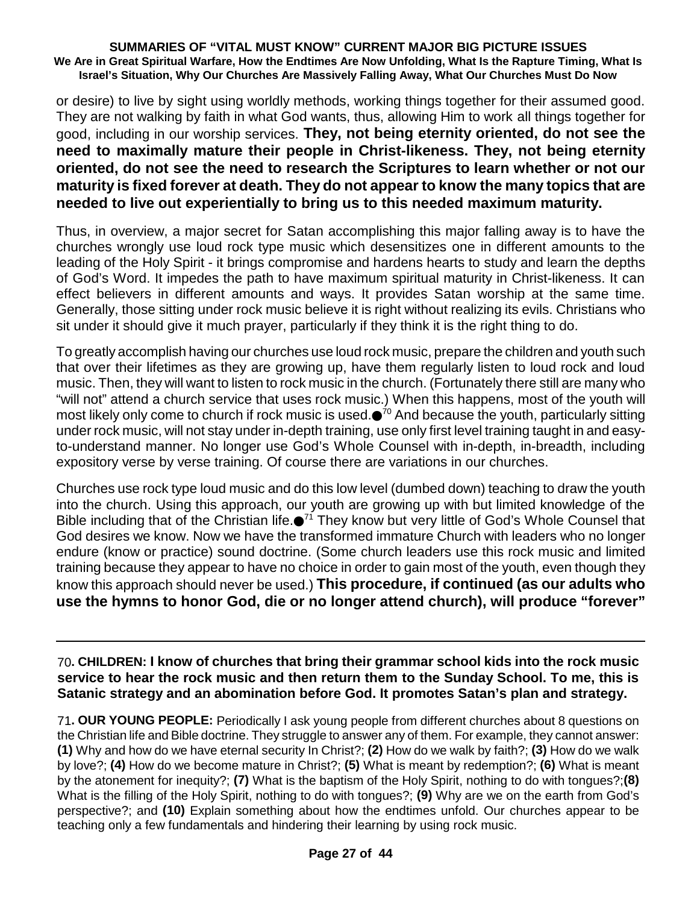or desire) to live by sight using worldly methods, working things together for their assumed good. They are not walking by faith in what God wants, thus, allowing Him to work all things together for good, including in our worship services. **They, not being eternity oriented, do not see the need to maximally mature their people in Christ-likeness. They, not being eternity oriented, do not see the need to research the Scriptures to learn whether or not our maturity is fixed forever at death. They do not appear to know the many topics that are needed to live out experientially to bring us to this needed maximum maturity.**

Thus, in overview, a major secret for Satan accomplishing this major falling away is to have the churches wrongly use loud rock type music which desensitizes one in different amounts to the leading of the Holy Spirit - it brings compromise and hardens hearts to study and learn the depths of God's Word. It impedes the path to have maximum spiritual maturity in Christ-likeness. It can effect believers in different amounts and ways. It provides Satan worship at the same time. Generally, those sitting under rock music believe it is right without realizing its evils. Christians who sit under it should give it much prayer, particularly if they think it is the right thing to do.

To greatly accomplish having our churches use loud rock music, prepare the children and youth such that over their lifetimes as they are growing up, have them regularly listen to loud rock and loud music. Then, they will want to listen to rock music in the church. (Fortunately there still are many who "will not" attend a church service that uses rock music.) When this happens, most of the youth will most likely only come to church if rock music is used.●[70] And because the youth, particularly sitting under rock music, will not stay under in-depth training, use only first level training taught in and easy-to-understand manner. No longer use God's Whole Counsel with in-depth, in-breadth, including expository verse by verse training. Of course there are variations in our churches.

Churches use rock type loud music and do this low level (dumbed down) teaching to draw the youth into the church. Using this approach, our youth are growing up with but limited knowledge of the Bible including that of the Christian life.●[71] They know but very little of God's Whole Counsel that God desires we know. Now we have the transformed immature Church with leaders who no longer endure (know or practice) sound doctrine. (Some church leaders use this rock music and limited training because they appear to have no choice in order to gain most of the youth, even though they know this approach should never be used.) **This procedure, if continued (as our adults who use the hymns to honor God, die or no longer attend church), will produce "forever"**

---

70**. CHILDREN: I know of churches that bring their grammar school kids into the rock music service to hear the rock music and then return them to the Sunday School. To me, this is Satanic strategy and an abomination before God. It promotes Satan's plan and strategy.**

71**. OUR YOUNG PEOPLE:** Periodically I ask young people from different churches about 8 questions on the Christian life and Bible doctrine. They struggle to answer any of them. For example, they cannot answer: **(1)** Why and how do we have eternal security In Christ?; **(2)** How do we walk by faith?; **(3)** How do we walk by love?; **(4)** How do we become mature in Christ?; **(5)** What is meant by redemption?; **(6)** What is meant by the atonement for inequity?; **(7)** What is the baptism of the Holy Spirit, nothing to do with tongues?;**(8)** What is the filling of the Holy Spirit, nothing to do with tongues?; **(9)** Why are we on the earth from God's perspective?; and **(10)** Explain something about how the endtimes unfold. Our churches appear to be teaching only a few fundamentals and hindering their learning by using rock music.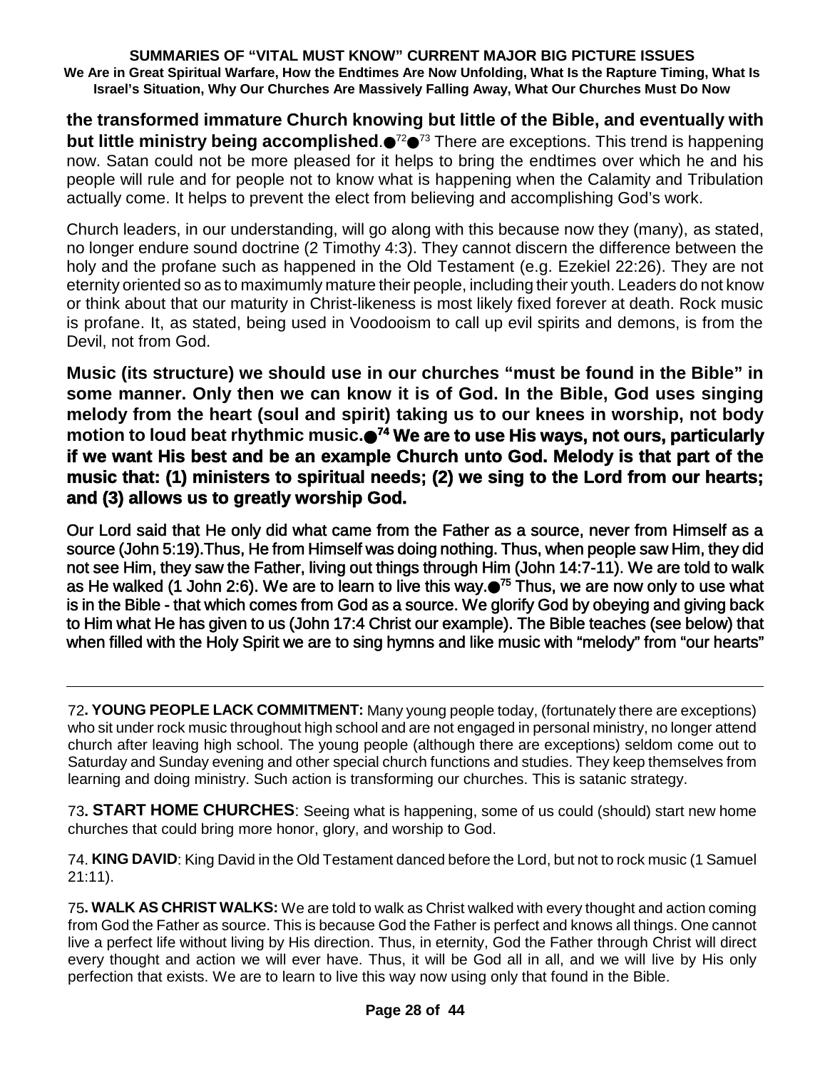**the transformed immature Church knowing but little of the Bible, and eventually with but little ministry being accomplished**.●[72]●[73] There are exceptions. This trend is happening now. Satan could not be more pleased for it helps to bring the endtimes over which he and his people will rule and for people not to know what is happening when the Calamity and Tribulation actually come. It helps to prevent the elect from believing and accomplishing God's work.

Church leaders, in our understanding, will go along with this because now they (many), as stated, no longer endure sound doctrine (2 Timothy 4:3). They cannot discern the difference between the holy and the profane such as happened in the Old Testament (e.g. Ezekiel 22:26). They are not eternity oriented so as to maximumly mature their people, including their youth. Leaders do not know or think about that our maturity in Christ-likeness is most likely fixed forever at death. Rock music is profane. It, as stated, being used in Voodooism to call up evil spirits and demons, is from the Devil, not from God.

**Music (its structure) we should use in our churches "must be found in the Bible" in some manner. Only then we can know it is of God. In the Bible, God uses singing melody from the heart (soul and spirit) taking us to our knees in worship, not body motion to loud beat rhythmic music.●[74] We are to use His ways, not ours, particularly if we want His best and be an example Church unto God. Melody is that part of the music that: (1) ministers to spiritual needs; (2) we sing to the Lord from our hearts; and (3) allows us to greatly worship God.**

Our Lord said that He only did what came from the Father as a source, never from Himself as a source (John 5:19).Thus, He from Himself was doing nothing. Thus, when people saw Him, they did not see Him, they saw the Father, living out things through Him (John 14:7-11). We are told to walk as He walked (1 John 2:6). We are to learn to live this way.●[75] Thus, we are now only to use what is in the Bible - that which comes from God as a source. We glorify God by obeying and giving back to Him what He has given to us (John 17:4 Christ our example). The Bible teaches (see below) that when filled with the Holy Spirit we are to sing hymns and like music with "melody" from "our hearts"

---

72**. YOUNG PEOPLE LACK COMMITMENT:** Many young people today, (fortunately there are exceptions) who sit under rock music throughout high school and are not engaged in personal ministry, no longer attend church after leaving high school. The young people (although there are exceptions) seldom come out to Saturday and Sunday evening and other special church functions and studies. They keep themselves from learning and doing ministry. Such action is transforming our churches. This is satanic strategy.

73**. START HOME CHURCHES**: Seeing what is happening, some of us could (should) start new home churches that could bring more honor, glory, and worship to God.

74. **KING DAVID**: King David in the Old Testament danced before the Lord, but not to rock music (1 Samuel 21:11).

75**. WALK AS CHRIST WALKS:** We are told to walk as Christ walked with every thought and action coming from God the Father as source. This is because God the Father is perfect and knows all things. One cannot live a perfect life without living by His direction. Thus, in eternity, God the Father through Christ will direct every thought and action we will ever have. Thus, it will be God all in all, and we will live by His only perfection that exists. We are to learn to live this way now using only that found in the Bible.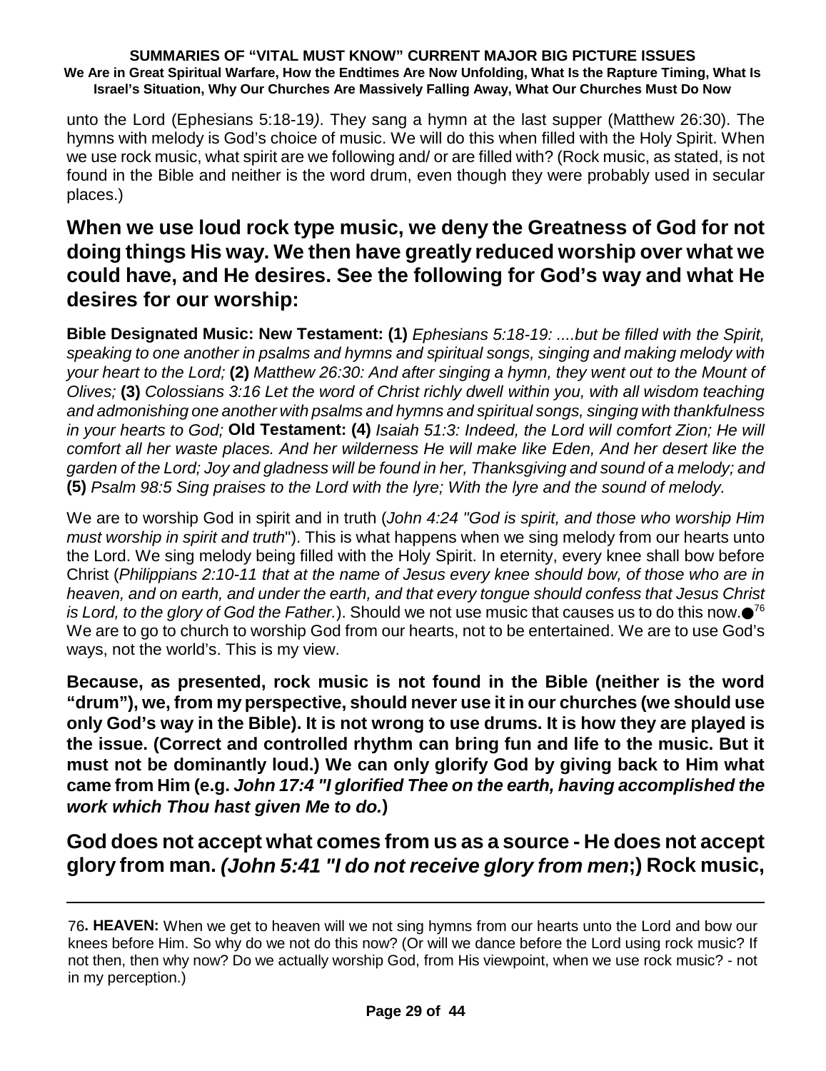unto the Lord (Ephesians 5:18-19*)*. They sang a hymn at the last supper (Matthew 26:30). The hymns with melody is God's choice of music. We will do this when filled with the Holy Spirit. When we use rock music, what spirit are we following and/ or are filled with? (Rock music, as stated, is not found in the Bible and neither is the word drum, even though they were probably used in secular places.)

## When we use loud rock type music, we deny the Greatness of God for not doing things His way. We then have greatly reduced worship over what we could have, and He desires. See the following for God's way and what He desires for our worship:

**Bible Designated Music: New Testament: (1)** *Ephesians 5:18-19: ....but be filled with the Spirit, speaking to one another in psalms and hymns and spiritual songs, singing and making melody with your heart to the Lord;* **(2)** *Matthew 26:30: And after singing a hymn, they went out to the Mount of Olives;* **(3)** *Colossians 3:16 Let the word of Christ richly dwell within you, with all wisdom teaching and admonishing one another with psalms and hymns and spiritual songs, singing with thankfulness in your hearts to God;* **Old Testament: (4)** *Isaiah 51:3: Indeed, the Lord will comfort Zion; He will comfort all her waste places. And her wilderness He will make like Eden, And her desert like the garden of the Lord; Joy and gladness will be found in her, Thanksgiving and sound of a melody;* and **(5)** *Psalm 98:5 Sing praises to the Lord with the lyre; With the lyre and the sound of melody.*

We are to worship God in spirit and in truth (*John 4:24 "God is spirit, and those who worship Him must worship in spirit and truth*"). This is what happens when we sing melody from our hearts unto the Lord. We sing melody being filled with the Holy Spirit. In eternity, every knee shall bow before Christ (*Philippians 2:10-11 that at the name of Jesus every knee should bow, of those who are in heaven, and on earth, and under the earth, and that every tongue should confess that Jesus Christ is Lord, to the glory of God the Father.*). Should we not use music that causes us to do this now.●[76] We are to go to church to worship God from our hearts, not to be entertained. We are to use God's ways, not the world's. This is my view.

**Because, as presented, rock music is not found in the Bible (neither is the word "drum"), we, from my perspective, should never use it in our churches (we should use only God's way in the Bible). It is not wrong to use drums. It is how they are played is the issue. (Correct and controlled rhythm can bring fun and life to the music. But it must not be dominantly loud.) We can only glorify God by giving back to Him what came from Him (e.g. *John 17:4 "I glorified Thee on the earth, having accomplished the work which Thou hast given Me to do.*)**

## God does not accept what comes from us as a source - He does not accept glory from man. *(John 5:41 "I do not receive glory from men*;) Rock music,

---

76**. HEAVEN:** When we get to heaven will we not sing hymns from our hearts unto the Lord and bow our knees before Him. So why do we not do this now? (Or will we dance before the Lord using rock music? If not then, then why now? Do we actually worship God, from His viewpoint, when we use rock music? - not in my perception.)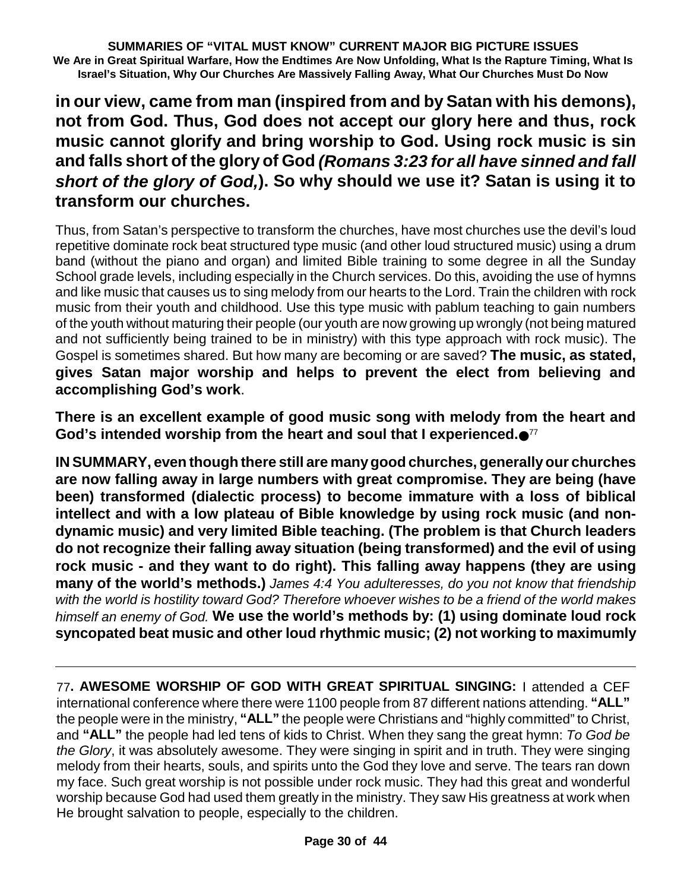**in our view, came from man (inspired from and by Satan with his demons), not from God. Thus, God does not accept our glory here and thus, rock music cannot glorify and bring worship to God. Using rock music is sin and falls short of the glory of God *(Romans 3:23 for all have sinned and fall short of the glory of God,)*. So why should we use it? Satan is using it to transform our churches.**

Thus, from Satan's perspective to transform the churches, have most churches use the devil's loud repetitive dominate rock beat structured type music (and other loud structured music) using a drum band (without the piano and organ) and limited Bible training to some degree in all the Sunday School grade levels, including especially in the Church services. Do this, avoiding the use of hymns and like music that causes us to sing melody from our hearts to the Lord. Train the children with rock music from their youth and childhood. Use this type music with pablum teaching to gain numbers of the youth without maturing their people (our youth are now growing up wrongly (not being matured and not sufficiently being trained to be in ministry) with this type approach with rock music). The Gospel is sometimes shared. But how many are becoming or are saved? **The music, as stated, gives Satan major worship and helps to prevent the elect from believing and accomplishing God's work**.

**There is an excellent example of good music song with melody from the heart and God's intended worship from the heart and soul that I experienced.●**[77]

**IN SUMMARY, even though there still are many good churches, generally our churches are now falling away in large numbers with great compromise. They are being (have been) transformed (dialectic process) to become immature with a loss of biblical intellect and with a low plateau of Bible knowledge by using rock music (and non-dynamic music) and very limited Bible teaching. (The problem is that Church leaders do not recognize their falling away situation (being transformed) and the evil of using rock music - and they want to do right). This falling away happens (they are using many of the world's methods.)** *James 4:4 You adulteresses, do you not know that friendship with the world is hostility toward God? Therefore whoever wishes to be a friend of the world makes himself an enemy of God.* **We use the world's methods by: (1) using dominate loud rock syncopated beat music and other loud rhythmic music; (2) not working to maximumly**

---

77**. AWESOME WORSHIP OF GOD WITH GREAT SPIRITUAL SINGING:** I attended a CEF international conference where there were 1100 people from 87 different nations attending. **"ALL"** the people were in the ministry, **"ALL"** the people were Christians and "highly committed" to Christ, and **"ALL"** the people had led tens of kids to Christ. When they sang the great hymn: *To God be the Glory*, it was absolutely awesome. They were singing in spirit and in truth. They were singing melody from their hearts, souls, and spirits unto the God they love and serve. The tears ran down my face. Such great worship is not possible under rock music. They had this great and wonderful worship because God had used them greatly in the ministry. They saw His greatness at work when He brought salvation to people, especially to the children.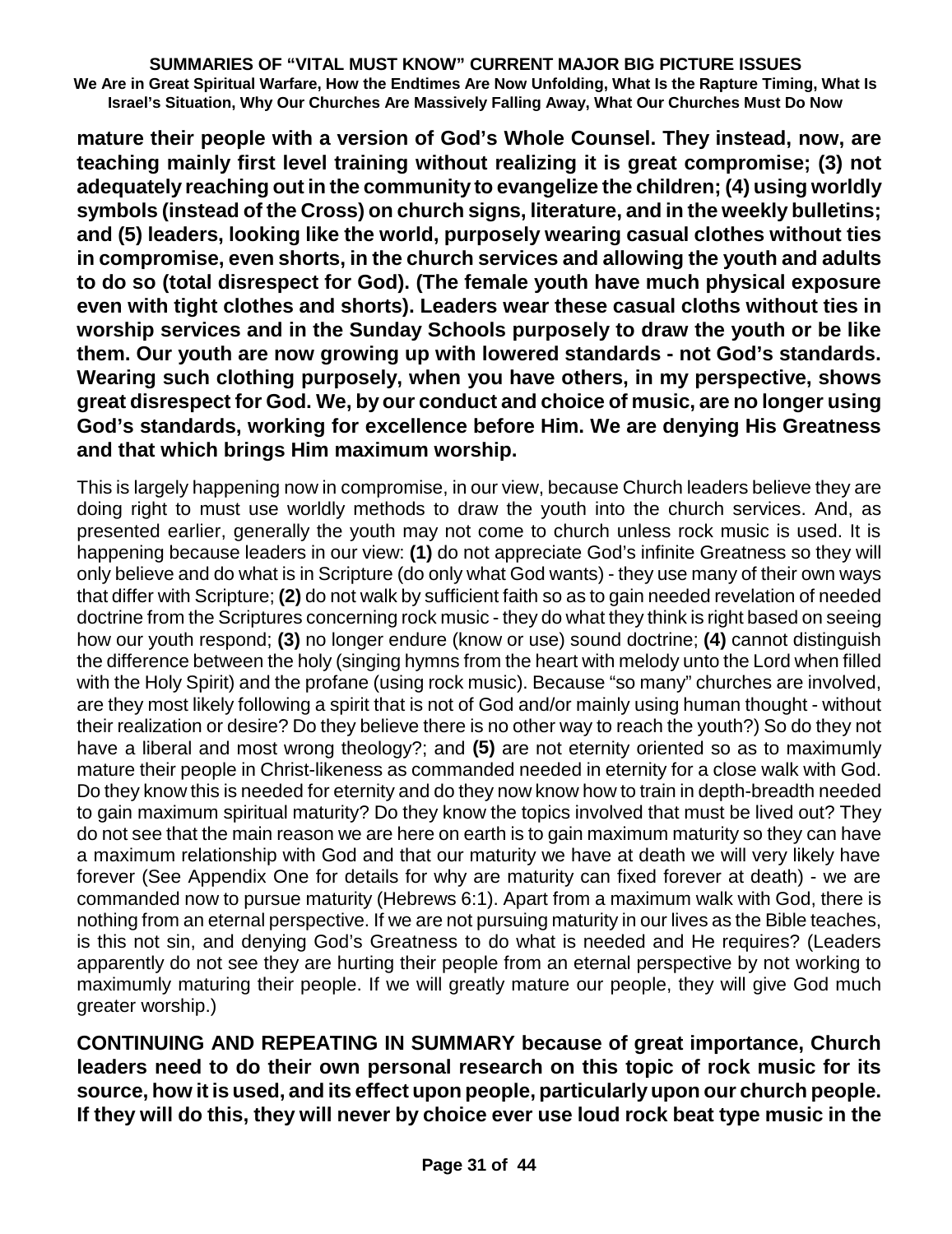**mature their people with a version of God's Whole Counsel. They instead, now, are teaching mainly first level training without realizing it is great compromise; (3) not adequately reaching out in the community to evangelize the children; (4) using worldly symbols (instead of the Cross) on church signs, literature, and in the weekly bulletins; and (5) leaders, looking like the world, purposely wearing casual clothes without ties in compromise, even shorts, in the church services and allowing the youth and adults to do so (total disrespect for God). (The female youth have much physical exposure even with tight clothes and shorts). Leaders wear these casual cloths without ties in worship services and in the Sunday Schools purposely to draw the youth or be like them. Our youth are now growing up with lowered standards - not God's standards. Wearing such clothing purposely, when you have others, in my perspective, shows great disrespect for God. We, by our conduct and choice of music, are no longer using God's standards, working for excellence before Him. We are denying His Greatness and that which brings Him maximum worship.**

This is largely happening now in compromise, in our view, because Church leaders believe they are doing right to must use worldly methods to draw the youth into the church services. And, as presented earlier, generally the youth may not come to church unless rock music is used. It is happening because leaders in our view: **(1)** do not appreciate God's infinite Greatness so they will only believe and do what is in Scripture (do only what God wants) - they use many of their own ways that differ with Scripture; **(2)** do not walk by sufficient faith so as to gain needed revelation of needed doctrine from the Scriptures concerning rock music - they do what they think is right based on seeing how our youth respond; **(3)** no longer endure (know or use) sound doctrine; **(4)** cannot distinguish the difference between the holy (singing hymns from the heart with melody unto the Lord when filled with the Holy Spirit) and the profane (using rock music). Because "so many" churches are involved, are they most likely following a spirit that is not of God and/or mainly using human thought - without their realization or desire? Do they believe there is no other way to reach the youth?) So do they not have a liberal and most wrong theology?; and **(5)** are not eternity oriented so as to maximumly mature their people in Christ-likeness as commanded needed in eternity for a close walk with God. Do they know this is needed for eternity and do they now know how to train in depth-breadth needed to gain maximum spiritual maturity? Do they know the topics involved that must be lived out? They do not see that the main reason we are here on earth is to gain maximum maturity so they can have a maximum relationship with God and that our maturity we have at death we will very likely have forever (See Appendix One for details for why are maturity can fixed forever at death) - we are commanded now to pursue maturity (Hebrews 6:1). Apart from a maximum walk with God, there is nothing from an eternal perspective. If we are not pursuing maturity in our lives as the Bible teaches, is this not sin, and denying God's Greatness to do what is needed and He requires? (Leaders apparently do not see they are hurting their people from an eternal perspective by not working to maximumly maturing their people. If we will greatly mature our people, they will give God much greater worship.)

**CONTINUING AND REPEATING IN SUMMARY because of great importance, Church leaders need to do their own personal research on this topic of rock music for its source, how it is used, and its effect upon people, particularly upon our church people. If they will do this, they will never by choice ever use loud rock beat type music in the**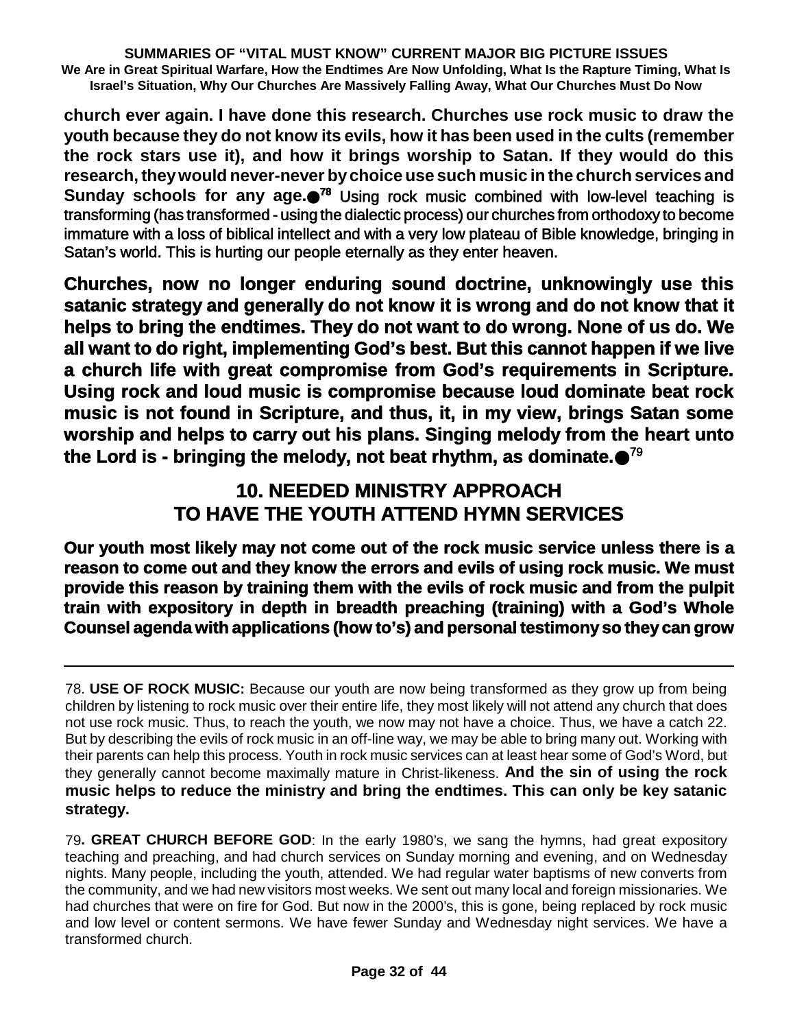**church ever again. I have done this research. Churches use rock music to draw the youth because they do not know its evils, how it has been used in the cults (remember the rock stars use it), and how it brings worship to Satan. If they would do this research, they would never-never by choice use such music in the church services and Sunday schools for any age.●**[78] Using rock music combined with low-level teaching is transforming (has transformed - using the dialectic process) our churches from orthodoxy to become immature with a loss of biblical intellect and with a very low plateau of Bible knowledge, bringing in Satan's world. This is hurting our people eternally as they enter heaven.

**Churches, now no longer enduring sound doctrine, unknowingly use this satanic strategy and generally do not know it is wrong and do not know that it helps to bring the endtimes. They do not want to do wrong. None of us do. We all want to do right, implementing God's best. But this cannot happen if we live a church life with great compromise from God's requirements in Scripture. Using rock and loud music is compromise because loud dominate beat rock music is not found in Scripture, and thus, it, in my view, brings Satan some worship and helps to carry out his plans. Singing melody from the heart unto the Lord is - bringing the melody, not beat rhythm, as dominate.●**[79]

## 10. NEEDED MINISTRY APPROACH TO HAVE THE YOUTH ATTEND HYMN SERVICES

**Our youth most likely may not come out of the rock music service unless there is a reason to come out and they know the errors and evils of using rock music. We must provide this reason by training them with the evils of rock music and from the pulpit train with expository in depth in breadth preaching (training) with a God's Whole Counsel agenda with applications (how to's) and personal testimony so they can grow**

---

78. **USE OF ROCK MUSIC:** Because our youth are now being transformed as they grow up from being children by listening to rock music over their entire life, they most likely will not attend any church that does not use rock music. Thus, to reach the youth, we now may not have a choice. Thus, we have a catch 22. But by describing the evils of rock music in an off-line way, we may be able to bring many out. Working with their parents can help this process. Youth in rock music services can at least hear some of God's Word, but they generally cannot become maximally mature in Christ-likeness. **And the sin of using the rock music helps to reduce the ministry and bring the endtimes. This can only be key satanic strategy.**

79. **GREAT CHURCH BEFORE GOD**: In the early 1980's, we sang the hymns, had great expository teaching and preaching, and had church services on Sunday morning and evening, and on Wednesday nights. Many people, including the youth, attended. We had regular water baptisms of new converts from the community, and we had new visitors most weeks. We sent out many local and foreign missionaries. We had churches that were on fire for God. But now in the 2000's, this is gone, being replaced by rock music and low level or content sermons. We have fewer Sunday and Wednesday night services. We have a transformed church.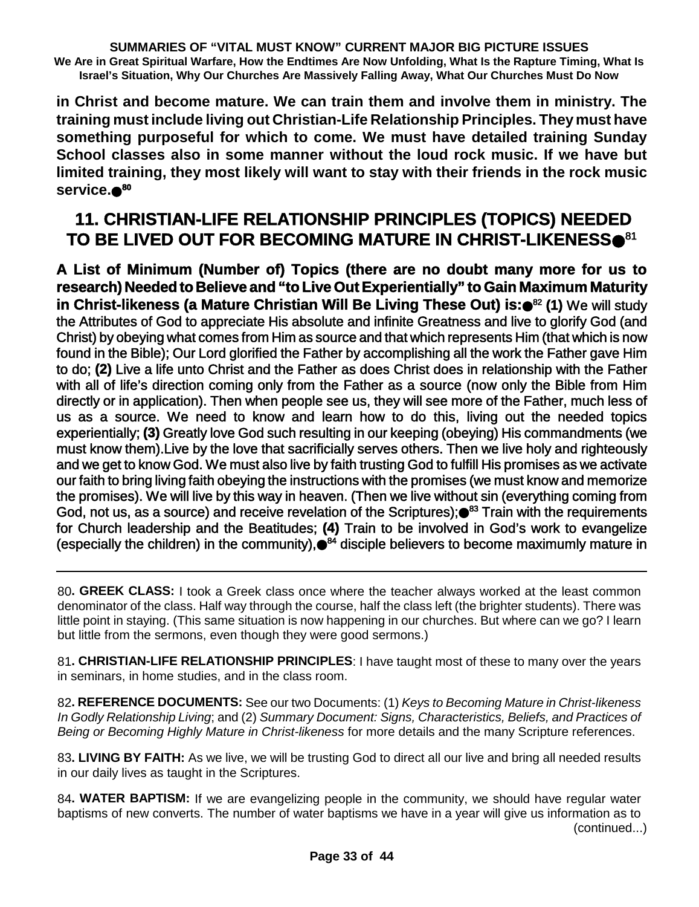**in Christ and become mature. We can train them and involve them in ministry. The training must include living out Christian-Life Relationship Principles. They must have something purposeful for which to come. We must have detailed training Sunday School classes also in some manner without the loud rock music. If we have but limited training, they most likely will want to stay with their friends in the rock music service.**●[80]

## 11. CHRISTIAN-LIFE RELATIONSHIP PRINCIPLES (TOPICS) NEEDED TO BE LIVED OUT FOR BECOMING MATURE IN CHRIST-LIKENESS●[81]

**A List of Minimum (Number of) Topics (there are no doubt many more for us to research) Needed to Believe and "to Live Out Experientially" to Gain Maximum Maturity in Christ-likeness (a Mature Christian Will Be Living These Out) is:**●[82] **(1)** We will study the Attributes of God to appreciate His absolute and infinite Greatness and live to glorify God (and Christ) by obeying what comes from Him as source and that which represents Him (that which is now found in the Bible); Our Lord glorified the Father by accomplishing all the work the Father gave Him to do; **(2)** Live a life unto Christ and the Father as does Christ does in relationship with the Father with all of life's direction coming only from the Father as a source (now only the Bible from Him directly or in application). Then when people see us, they will see more of the Father, much less of us as a source. We need to know and learn how to do this, living out the needed topics experientially; **(3)** Greatly love God such resulting in our keeping (obeying) His commandments (we must know them).Live by the love that sacrificially serves others. Then we live holy and righteously and we get to know God. We must also live by faith trusting God to fulfill His promises as we activate our faith to bring living faith obeying the instructions with the promises (we must know and memorize the promises). We will live by this way in heaven. (Then we live without sin (everything coming from God, not us, as a source) and receive revelation of the Scriptures);●[83] Train with the requirements for Church leadership and the Beatitudes; **(4)** Train to be involved in God's work to evangelize (especially the children) in the community),●[84] disciple believers to become maximumly mature in

---

80**. GREEK CLASS:** I took a Greek class once where the teacher always worked at the least common denominator of the class. Half way through the course, half the class left (the brighter students). There was little point in staying. (This same situation is now happening in our churches. But where can we go? I learn but little from the sermons, even though they were good sermons.)

81**. CHRISTIAN-LIFE RELATIONSHIP PRINCIPLES**: I have taught most of these to many over the years in seminars, in home studies, and in the class room.

82**. REFERENCE DOCUMENTS:** See our two Documents: (1) *Keys to Becoming Mature in Christ-likeness In Godly Relationship Living*; and (2) *Summary Document: Signs, Characteristics, Beliefs, and Practices of Being or Becoming Highly Mature in Christ-likeness* for more details and the many Scripture references.

83**. LIVING BY FAITH:** As we live, we will be trusting God to direct all our live and bring all needed results in our daily lives as taught in the Scriptures.

84**. WATER BAPTISM:** If we are evangelizing people in the community, we should have regular water baptisms of new converts. The number of water baptisms we have in a year will give us information as to (continued...)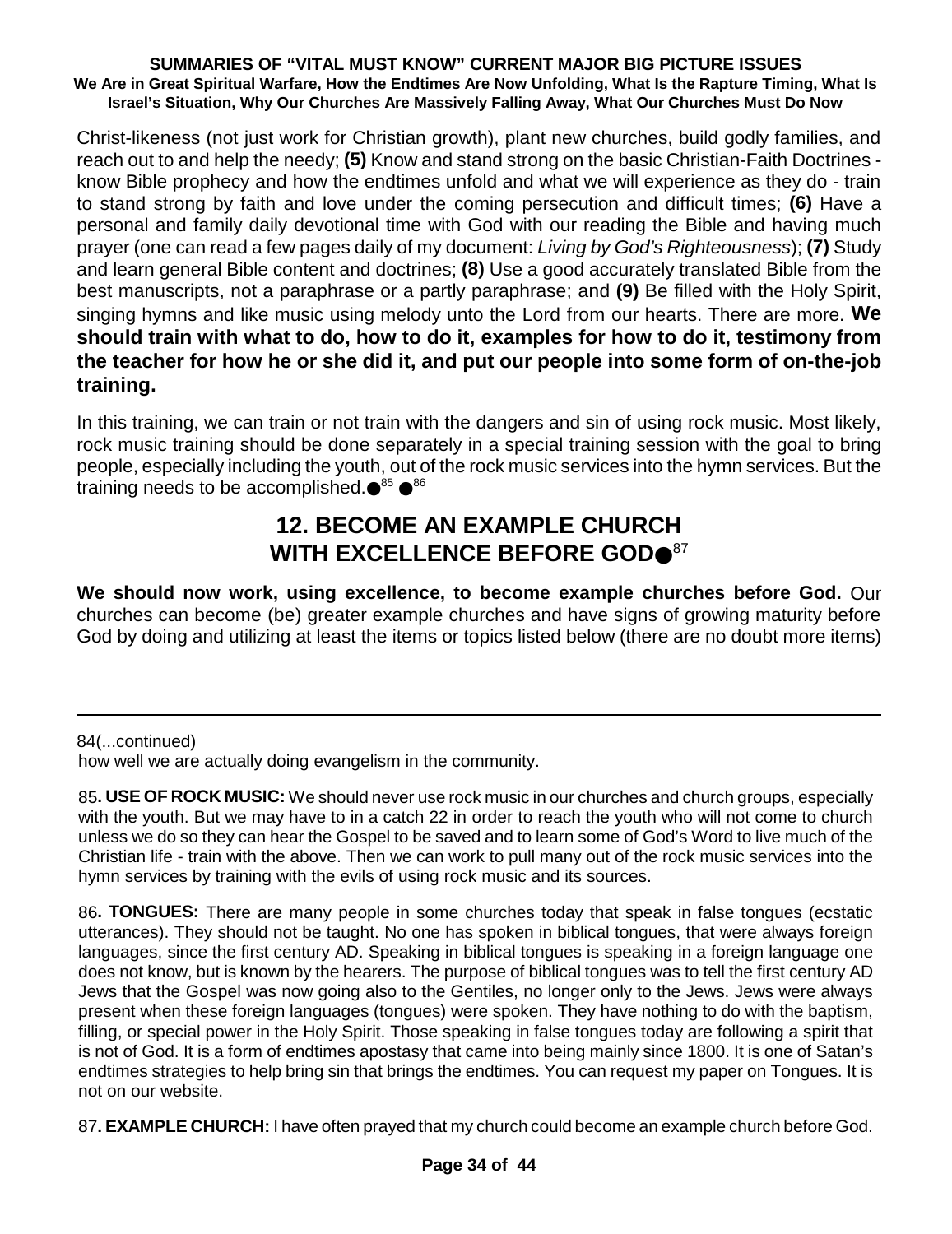Christ-likeness (not just work for Christian growth), plant new churches, build godly families, and reach out to and help the needy; **(5)** Know and stand strong on the basic Christian-Faith Doctrines - know Bible prophecy and how the endtimes unfold and what we will experience as they do - train to stand strong by faith and love under the coming persecution and difficult times; **(6)** Have a personal and family daily devotional time with God with our reading the Bible and having much prayer (one can read a few pages daily of my document: *Living by God's Righteousness*); **(7)** Study and learn general Bible content and doctrines; **(8)** Use a good accurately translated Bible from the best manuscripts, not a paraphrase or a partly paraphrase; and **(9)** Be filled with the Holy Spirit, singing hymns and like music using melody unto the Lord from our hearts. There are more. **We should train with what to do, how to do it, examples for how to do it, testimony from the teacher for how he or she did it, and put our people into some form of on-the-job training.**

In this training, we can train or not train with the dangers and sin of using rock music. Most likely, rock music training should be done separately in a special training session with the goal to bring people, especially including the youth, out of the rock music services into the hymn services. But the training needs to be accomplished.●[85] ●[86]

## 12. BECOME AN EXAMPLE CHURCH WITH EXCELLENCE BEFORE GOD●[87]

**We should now work, using excellence, to become example churches before God.** Our churches can become (be) greater example churches and have signs of growing maturity before God by doing and utilizing at least the items or topics listed below (there are no doubt more items)

---

84(...continued)
how well we are actually doing evangelism in the community.

85**. USE OF ROCK MUSIC:** We should never use rock music in our churches and church groups, especially with the youth. But we may have to in a catch 22 in order to reach the youth who will not come to church unless we do so they can hear the Gospel to be saved and to learn some of God's Word to live much of the Christian life - train with the above. Then we can work to pull many out of the rock music services into the hymn services by training with the evils of using rock music and its sources.

86**. TONGUES:** There are many people in some churches today that speak in false tongues (ecstatic utterances). They should not be taught. No one has spoken in biblical tongues, that were always foreign languages, since the first century AD. Speaking in biblical tongues is speaking in a foreign language one does not know, but is known by the hearers. The purpose of biblical tongues was to tell the first century AD Jews that the Gospel was now going also to the Gentiles, no longer only to the Jews. Jews were always present when these foreign languages (tongues) were spoken. They have nothing to do with the baptism, filling, or special power in the Holy Spirit. Those speaking in false tongues today are following a spirit that is not of God. It is a form of endtimes apostasy that came into being mainly since 1800. It is one of Satan's endtimes strategies to help bring sin that brings the endtimes. You can request my paper on Tongues. It is not on our website.

87**. EXAMPLE CHURCH:** I have often prayed that my church could become an example church before God.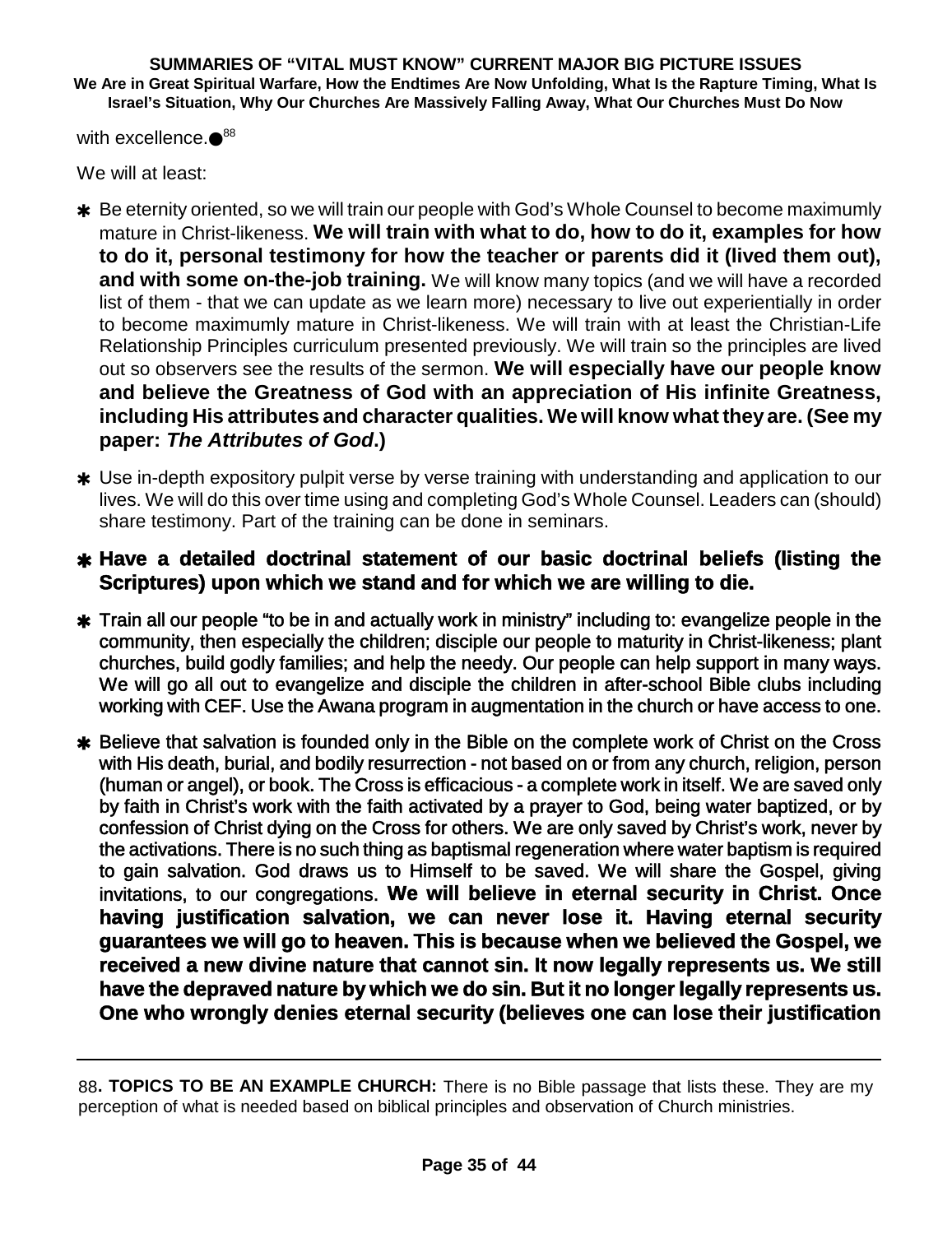with excellence.●[88]

We will at least:

- ✱ Be eternity oriented, so we will train our people with God's Whole Counsel to become maximumly mature in Christ-likeness. **We will train with what to do, how to do it, examples for how to do it, personal testimony for how the teacher or parents did it (lived them out), and with some on-the-job training.** We will know many topics (and we will have a recorded list of them - that we can update as we learn more) necessary to live out experientially in order to become maximumly mature in Christ-likeness. We will train with at least the Christian-Life Relationship Principles curriculum presented previously. We will train so the principles are lived out so observers see the results of the sermon. **We will especially have our people know and believe the Greatness of God with an appreciation of His infinite Greatness, including His attributes and character qualities. We will know what they are. (See my paper: *The Attributes of God*.)**
- ✱ Use in-depth expository pulpit verse by verse training with understanding and application to our lives. We will do this over time using and completing God's Whole Counsel. Leaders can (should) share testimony. Part of the training can be done in seminars.
- ✱ **Have a detailed doctrinal statement of our basic doctrinal beliefs (listing the Scriptures) upon which we stand and for which we are willing to die.**
- ✱ Train all our people "to be in and actually work in ministry" including to: evangelize people in the community, then especially the children; disciple our people to maturity in Christ-likeness; plant churches, build godly families; and help the needy. Our people can help support in many ways. We will go all out to evangelize and disciple the children in after-school Bible clubs including working with CEF. Use the Awana program in augmentation in the church or have access to one.
- ✱ Believe that salvation is founded only in the Bible on the complete work of Christ on the Cross with His death, burial, and bodily resurrection - not based on or from any church, religion, person (human or angel), or book. The Cross is efficacious - a complete work in itself. We are saved only by faith in Christ's work with the faith activated by a prayer to God, being water baptized, or by confession of Christ dying on the Cross for others. We are only saved by Christ's work, never by the activations. There is no such thing as baptismal regeneration where water baptism is required to gain salvation. God draws us to Himself to be saved. We will share the Gospel, giving invitations, to our congregations. **We will believe in eternal security in Christ. Once having justification salvation, we can never lose it. Having eternal security guarantees we will go to heaven. This is because when we believed the Gospel, we received a new divine nature that cannot sin. It now legally represents us. We still have the depraved nature by which we do sin. But it no longer legally represents us. One who wrongly denies eternal security (believes one can lose their justification**

---

88**. TOPICS TO BE AN EXAMPLE CHURCH:** There is no Bible passage that lists these. They are my perception of what is needed based on biblical principles and observation of Church ministries.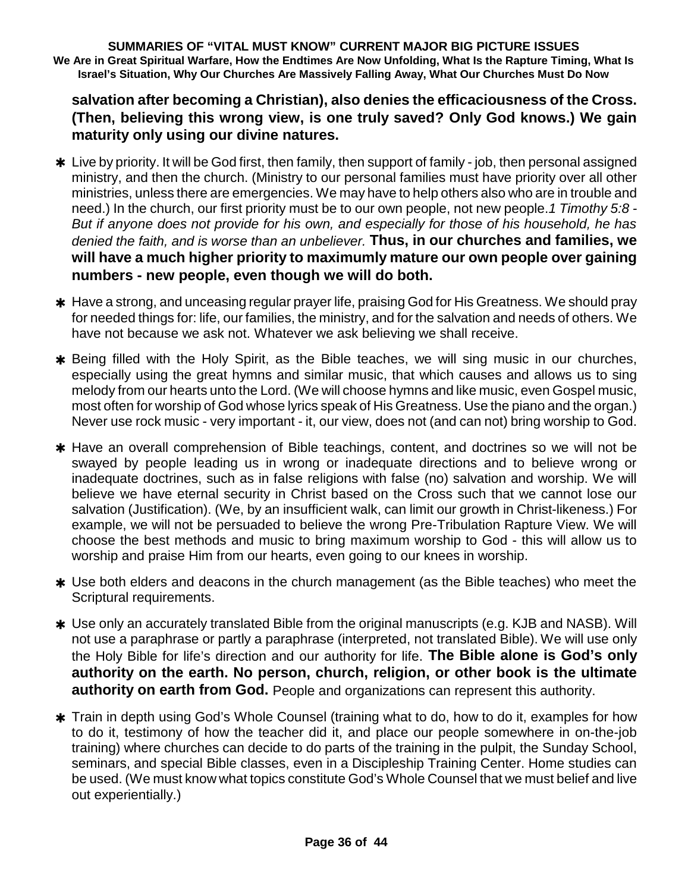**salvation after becoming a Christian), also denies the efficaciousness of the Cross. (Then, believing this wrong view, is one truly saved? Only God knows.) We gain maturity only using our divine natures.**

- ✱ Live by priority. It will be God first, then family, then support of family - job, then personal assigned ministry, and then the church. (Ministry to our personal families must have priority over all other ministries, unless there are emergencies. We may have to help others also who are in trouble and need.) In the church, our first priority must be to our own people, not new people. *1 Timothy 5:8 - But if anyone does not provide for his own, and especially for those of his household, he has denied the faith, and is worse than an unbeliever.* **Thus, in our churches and families, we will have a much higher priority to maximumly mature our own people over gaining numbers - new people, even though we will do both.**

- ✱ Have a strong, and unceasing regular prayer life, praising God for His Greatness. We should pray for needed things for: life, our families, the ministry, and for the salvation and needs of others. We have not because we ask not. Whatever we ask believing we shall receive.

- ✱ Being filled with the Holy Spirit, as the Bible teaches, we will sing music in our churches, especially using the great hymns and similar music, that which causes and allows us to sing melody from our hearts unto the Lord. (We will choose hymns and like music, even Gospel music, most often for worship of God whose lyrics speak of His Greatness. Use the piano and the organ.) Never use rock music - very important - it, our view, does not (and can not) bring worship to God.

- ✱ Have an overall comprehension of Bible teachings, content, and doctrines so we will not be swayed by people leading us in wrong or inadequate directions and to believe wrong or inadequate doctrines, such as in false religions with false (no) salvation and worship. We will believe we have eternal security in Christ based on the Cross such that we cannot lose our salvation (Justification). (We, by an insufficient walk, can limit our growth in Christ-likeness.) For example, we will not be persuaded to believe the wrong Pre-Tribulation Rapture View. We will choose the best methods and music to bring maximum worship to God - this will allow us to worship and praise Him from our hearts, even going to our knees in worship.

- ✱ Use both elders and deacons in the church management (as the Bible teaches) who meet the Scriptural requirements.

- ✱ Use only an accurately translated Bible from the original manuscripts (e.g. KJB and NASB). Will not use a paraphrase or partly a paraphrase (interpreted, not translated Bible). We will use only the Holy Bible for life's direction and our authority for life. **The Bible alone is God's only authority on the earth. No person, church, religion, or other book is the ultimate authority on earth from God.** People and organizations can represent this authority.

- ✱ Train in depth using God's Whole Counsel (training what to do, how to do it, examples for how to do it, testimony of how the teacher did it, and place our people somewhere in on-the-job training) where churches can decide to do parts of the training in the pulpit, the Sunday School, seminars, and special Bible classes, even in a Discipleship Training Center. Home studies can be used. (We must know what topics constitute God's Whole Counsel that we must belief and live out experientially.)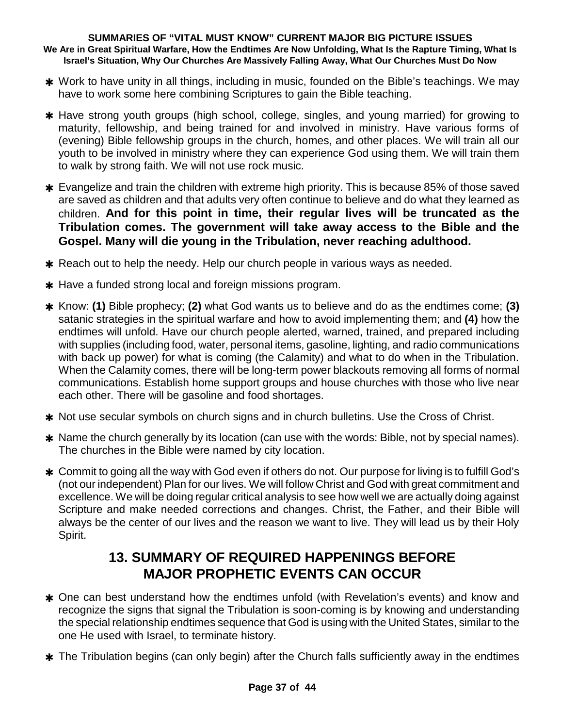* Work to have unity in all things, including in music, founded on the Bible's teachings. We may have to work some here combining Scriptures to gain the Bible teaching.

* Have strong youth groups (high school, college, singles, and young married) for growing to maturity, fellowship, and being trained for and involved in ministry. Have various forms of (evening) Bible fellowship groups in the church, homes, and other places. We will train all our youth to be involved in ministry where they can experience God using them. We will train them to walk by strong faith. We will not use rock music.

* Evangelize and train the children with extreme high priority. This is because 85% of those saved are saved as children and that adults very often continue to believe and do what they learned as children. **And for this point in time, their regular lives will be truncated as the Tribulation comes. The government will take away access to the Bible and the Gospel. Many will die young in the Tribulation, never reaching adulthood.**

* Reach out to help the needy. Help our church people in various ways as needed.

* Have a funded strong local and foreign missions program.

* Know: **(1)** Bible prophecy; **(2)** what God wants us to believe and do as the endtimes come; **(3)** satanic strategies in the spiritual warfare and how to avoid implementing them; and **(4)** how the endtimes will unfold. Have our church people alerted, warned, trained, and prepared including with supplies (including food, water, personal items, gasoline, lighting, and radio communications with back up power) for what is coming (the Calamity) and what to do when in the Tribulation. When the Calamity comes, there will be long-term power blackouts removing all forms of normal communications. Establish home support groups and house churches with those who live near each other. There will be gasoline and food shortages.

* Not use secular symbols on church signs and in church bulletins. Use the Cross of Christ.

* Name the church generally by its location (can use with the words: Bible, not by special names). The churches in the Bible were named by city location.

* Commit to going all the way with God even if others do not. Our purpose for living is to fulfill God's (not our independent) Plan for our lives. We will follow Christ and God with great commitment and excellence. We will be doing regular critical analysis to see how well we are actually doing against Scripture and make needed corrections and changes. Christ, the Father, and their Bible will always be the center of our lives and the reason we want to live. They will lead us by their Holy Spirit.

## 13. SUMMARY OF REQUIRED HAPPENINGS BEFORE MAJOR PROPHETIC EVENTS CAN OCCUR

* One can best understand how the endtimes unfold (with Revelation's events) and know and recognize the signs that signal the Tribulation is soon-coming is by knowing and understanding the special relationship endtimes sequence that God is using with the United States, similar to the one He used with Israel, to terminate history.

* The Tribulation begins (can only begin) after the Church falls sufficiently away in the endtimes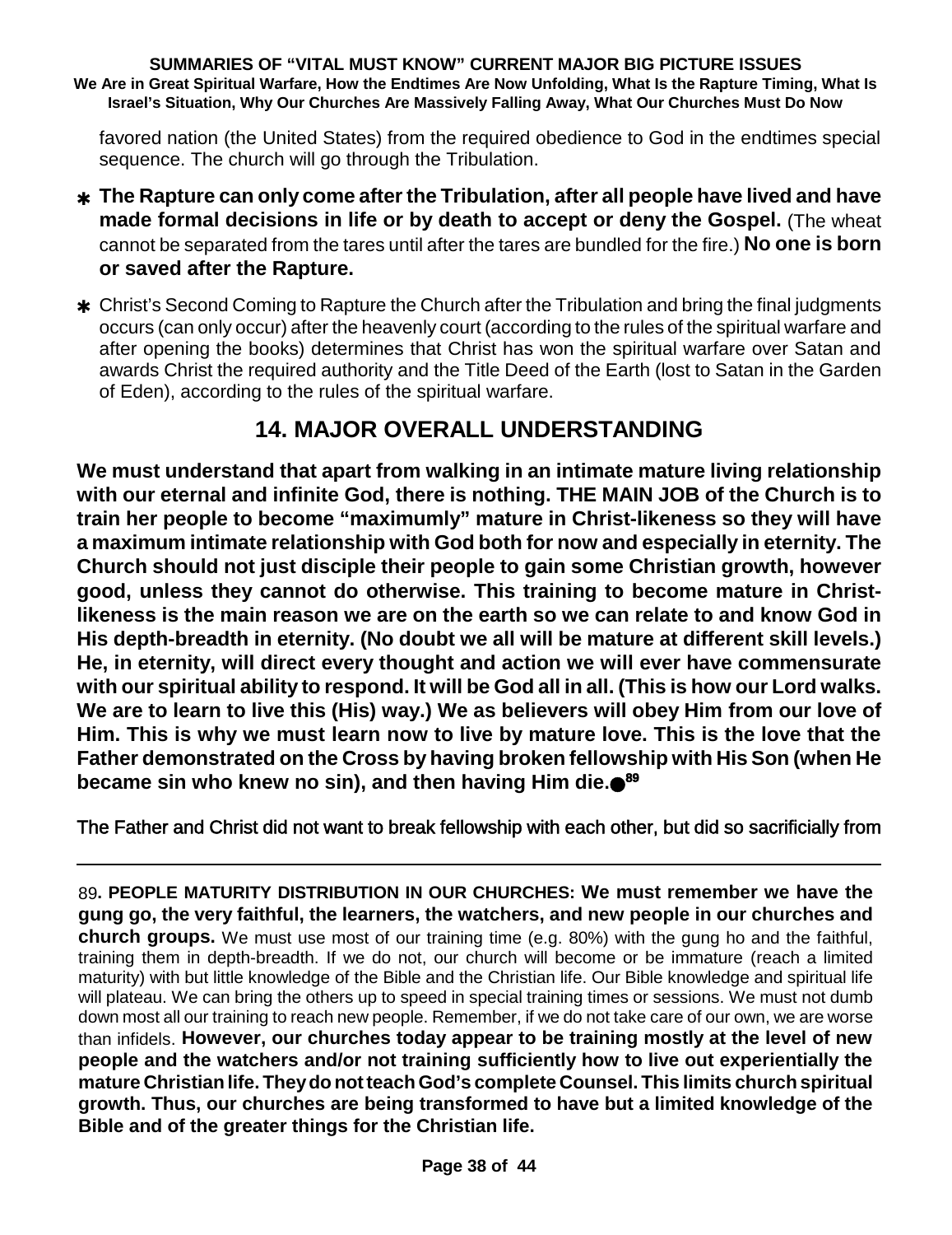favored nation (the United States) from the required obedience to God in the endtimes special sequence. The church will go through the Tribulation.

- ✱ **The Rapture can only come after the Tribulation, after all people have lived and have made formal decisions in life or by death to accept or deny the Gospel.** (The wheat cannot be separated from the tares until after the tares are bundled for the fire.) **No one is born or saved after the Rapture.**

- ✱ Christ's Second Coming to Rapture the Church after the Tribulation and bring the final judgments occurs (can only occur) after the heavenly court (according to the rules of the spiritual warfare and after opening the books) determines that Christ has won the spiritual warfare over Satan and awards Christ the required authority and the Title Deed of the Earth (lost to Satan in the Garden of Eden), according to the rules of the spiritual warfare.

## 14. MAJOR OVERALL UNDERSTANDING

**We must understand that apart from walking in an intimate mature living relationship with our eternal and infinite God, there is nothing. THE MAIN JOB of the Church is to train her people to become "maximumly" mature in Christ-likeness so they will have a maximum intimate relationship with God both for now and especially in eternity. The Church should not just disciple their people to gain some Christian growth, however good, unless they cannot do otherwise. This training to become mature in Christ-likeness is the main reason we are on the earth so we can relate to and know God in His depth-breadth in eternity. (No doubt we all will be mature at different skill levels.) He, in eternity, will direct every thought and action we will ever have commensurate with our spiritual ability to respond. It will be God all in all. (This is how our Lord walks. We are to learn to live this (His) way.) We as believers will obey Him from our love of Him. This is why we must learn now to live by mature love. This is the love that the Father demonstrated on the Cross by having broken fellowship with His Son (when He became sin who knew no sin), and then having Him die.●**[89]

The Father and Christ did not want to break fellowship with each other, but did so sacrificially from

---

89**. PEOPLE MATURITY DISTRIBUTION IN OUR CHURCHES: We must remember we have the gung go, the very faithful, the learners, the watchers, and new people in our churches and church groups.** We must use most of our training time (e.g. 80%) with the gung ho and the faithful, training them in depth-breadth. If we do not, our church will become or be immature (reach a limited maturity) with but little knowledge of the Bible and the Christian life. Our Bible knowledge and spiritual life will plateau. We can bring the others up to speed in special training times or sessions. We must not dumb down most all our training to reach new people. Remember, if we do not take care of our own, we are worse than infidels. **However, our churches today appear to be training mostly at the level of new people and the watchers and/or not training sufficiently how to live out experientially the mature Christian life. They do not teach God's complete Counsel. This limits church spiritual growth. Thus, our churches are being transformed to have but a limited knowledge of the Bible and of the greater things for the Christian life.**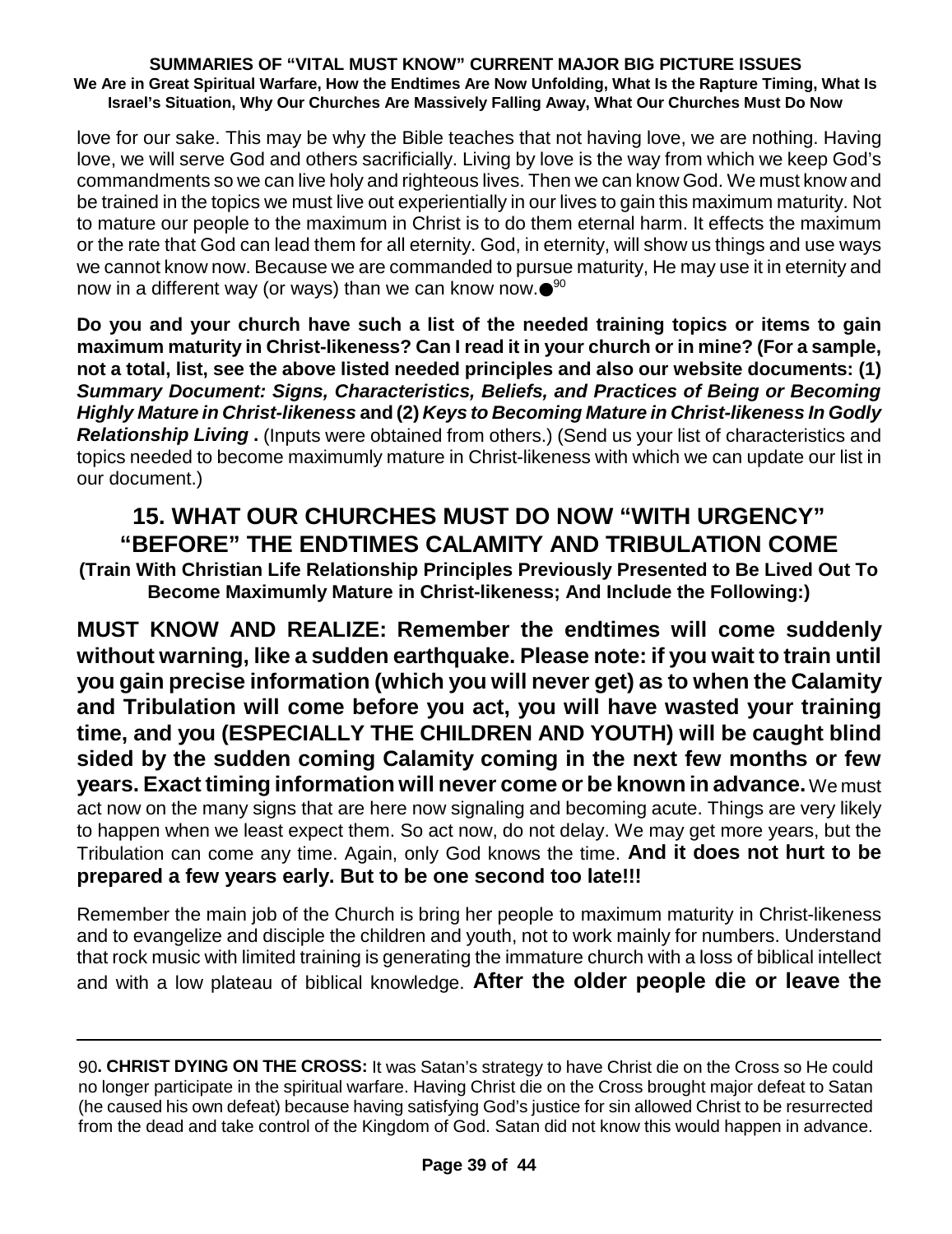love for our sake. This may be why the Bible teaches that not having love, we are nothing. Having love, we will serve God and others sacrificially. Living by love is the way from which we keep God's commandments so we can live holy and righteous lives. Then we can know God. We must know and be trained in the topics we must live out experientially in our lives to gain this maximum maturity. Not to mature our people to the maximum in Christ is to do them eternal harm. It effects the maximum or the rate that God can lead them for all eternity. God, in eternity, will show us things and use ways we cannot know now. Because we are commanded to pursue maturity, He may use it in eternity and now in a different way (or ways) than we can know now.●[90]

**Do you and your church have such a list of the needed training topics or items to gain maximum maturity in Christ-likeness? Can I read it in your church or in mine? (For a sample, not a total, list, see the above listed needed principles and also our website documents: (1) *Summary Document: Signs, Characteristics, Beliefs, and Practices of Being or Becoming Highly Mature in Christ-likeness* and (2) *Keys to Becoming Mature in Christ-likeness In Godly Relationship Living* .** (Inputs were obtained from others.) (Send us your list of characteristics and topics needed to become maximumly mature in Christ-likeness with which we can update our list in our document.)

## 15. WHAT OUR CHURCHES MUST DO NOW "WITH URGENCY" "BEFORE" THE ENDTIMES CALAMITY AND TRIBULATION COME

**(Train With Christian Life Relationship Principles Previously Presented to Be Lived Out To Become Maximumly Mature in Christ-likeness; And Include the Following:)**

**MUST KNOW AND REALIZE: Remember the endtimes will come suddenly without warning, like a sudden earthquake. Please note: if you wait to train until you gain precise information (which you will never get) as to when the Calamity and Tribulation will come before you act, you will have wasted your training time, and you (ESPECIALLY THE CHILDREN AND YOUTH) will be caught blind sided by the sudden coming Calamity coming in the next few months or few years. Exact timing information will never come or be known in advance.** We must act now on the many signs that are here now signaling and becoming acute. Things are very likely to happen when we least expect them. So act now, do not delay. We may get more years, but the Tribulation can come any time. Again, only God knows the time. **And it does not hurt to be prepared a few years early. But to be one second too late!!!**

Remember the main job of the Church is bring her people to maximum maturity in Christ-likeness and to evangelize and disciple the children and youth, not to work mainly for numbers. Understand that rock music with limited training is generating the immature church with a loss of biblical intellect and with a low plateau of biblical knowledge. **After the older people die or leave the**

---

90**. CHRIST DYING ON THE CROSS:** It was Satan's strategy to have Christ die on the Cross so He could no longer participate in the spiritual warfare. Having Christ die on the Cross brought major defeat to Satan (he caused his own defeat) because having satisfying God's justice for sin allowed Christ to be resurrected from the dead and take control of the Kingdom of God. Satan did not know this would happen in advance.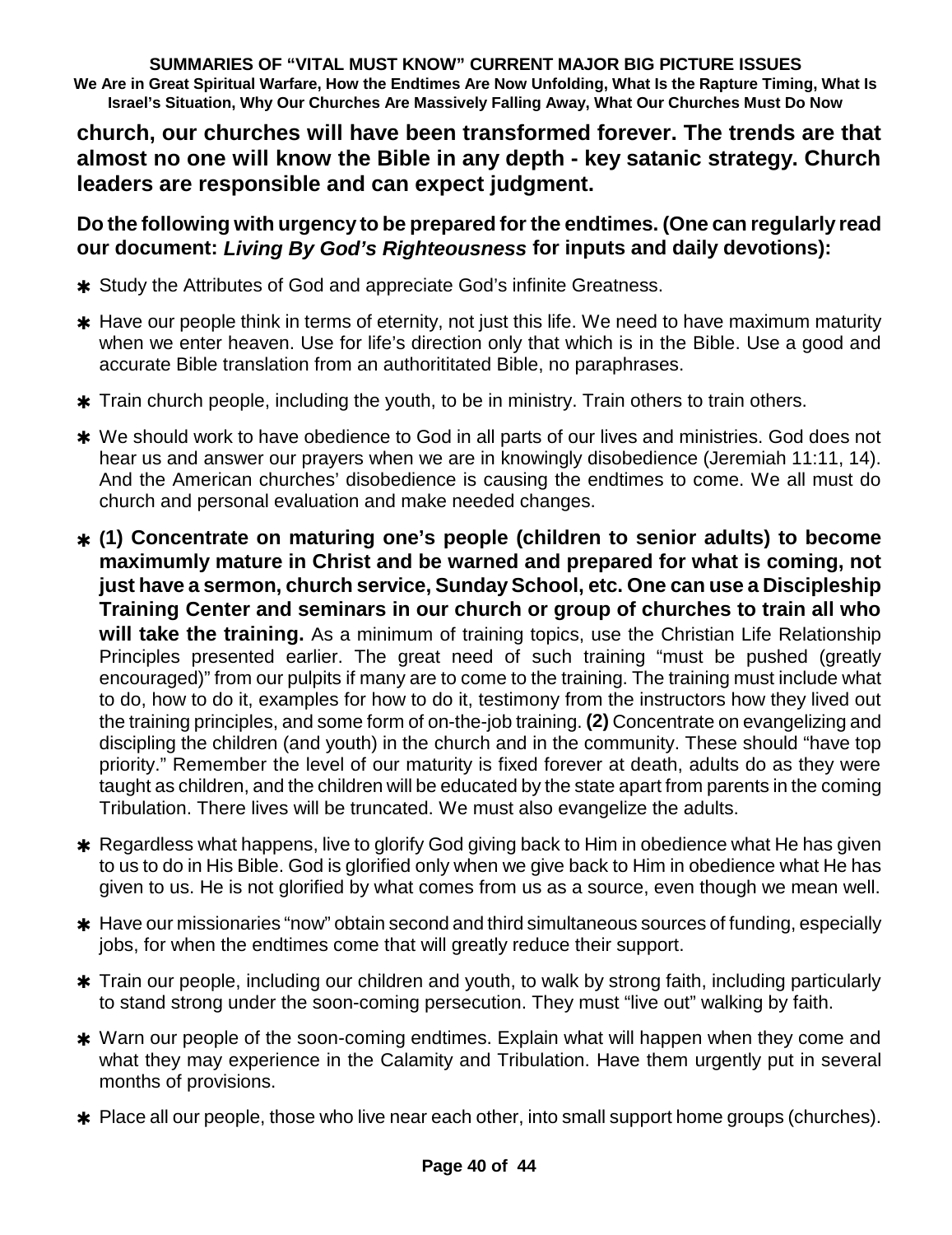**church, our churches will have been transformed forever. The trends are that almost no one will know the Bible in any depth - key satanic strategy. Church leaders are responsible and can expect judgment.**

**Do the following with urgency to be prepared for the endtimes. (One can regularly read our document: *Living By God's Righteousness* for inputs and daily devotions):**

- Study the Attributes of God and appreciate God's infinite Greatness.
- Have our people think in terms of eternity, not just this life. We need to have maximum maturity when we enter heaven. Use for life's direction only that which is in the Bible. Use a good and accurate Bible translation from an authorititated Bible, no paraphrases.
- Train church people, including the youth, to be in ministry. Train others to train others.
- We should work to have obedience to God in all parts of our lives and ministries. God does not hear us and answer our prayers when we are in knowingly disobedience (Jeremiah 11:11, 14). And the American churches' disobedience is causing the endtimes to come. We all must do church and personal evaluation and make needed changes.
- **(1) Concentrate on maturing one's people (children to senior adults) to become maximumly mature in Christ and be warned and prepared for what is coming, not just have a sermon, church service, Sunday School, etc. One can use a Discipleship Training Center and seminars in our church or group of churches to train all who will take the training.** As a minimum of training topics, use the Christian Life Relationship Principles presented earlier. The great need of such training "must be pushed (greatly encouraged)" from our pulpits if many are to come to the training. The training must include what to do, how to do it, examples for how to do it, testimony from the instructors how they lived out the training principles, and some form of on-the-job training. **(2)** Concentrate on evangelizing and discipling the children (and youth) in the church and in the community. These should "have top priority." Remember the level of our maturity is fixed forever at death, adults do as they were taught as children, and the children will be educated by the state apart from parents in the coming Tribulation. There lives will be truncated. We must also evangelize the adults.
- Regardless what happens, live to glorify God giving back to Him in obedience what He has given to us to do in His Bible. God is glorified only when we give back to Him in obedience what He has given to us. He is not glorified by what comes from us as a source, even though we mean well.
- Have our missionaries "now" obtain second and third simultaneous sources of funding, especially jobs, for when the endtimes come that will greatly reduce their support.
- Train our people, including our children and youth, to walk by strong faith, including particularly to stand strong under the soon-coming persecution. They must "live out" walking by faith.
- Warn our people of the soon-coming endtimes. Explain what will happen when they come and what they may experience in the Calamity and Tribulation. Have them urgently put in several months of provisions.
- Place all our people, those who live near each other, into small support home groups (churches).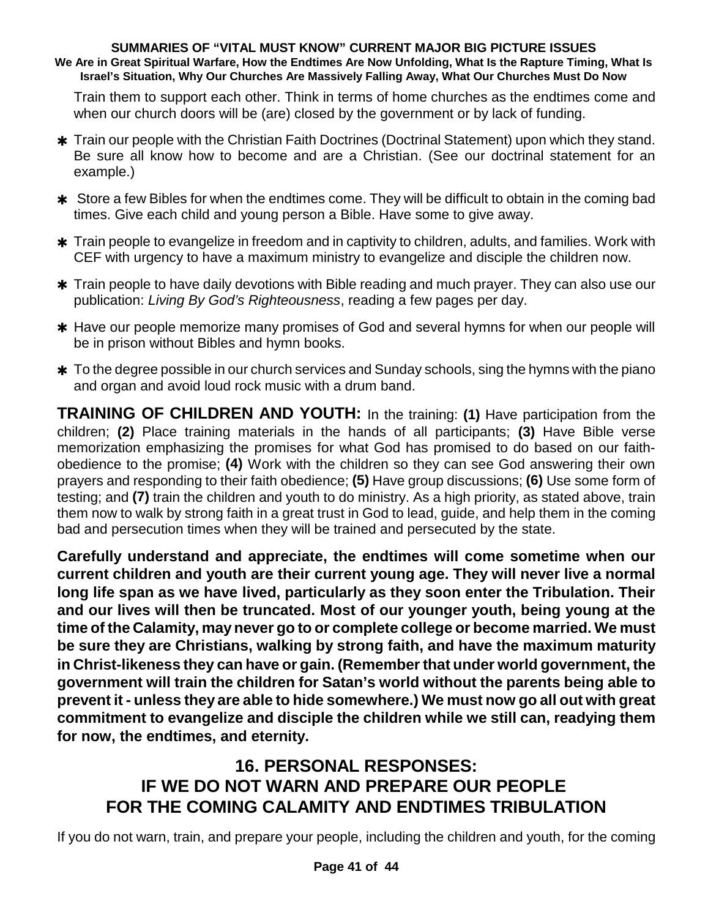Train them to support each other. Think in terms of home churches as the endtimes come and when our church doors will be (are) closed by the government or by lack of funding.

- Train our people with the Christian Faith Doctrines (Doctrinal Statement) upon which they stand. Be sure all know how to become and are a Christian. (See our doctrinal statement for an example.)
- Store a few Bibles for when the endtimes come. They will be difficult to obtain in the coming bad times. Give each child and young person a Bible. Have some to give away.
- Train people to evangelize in freedom and in captivity to children, adults, and families. Work with CEF with urgency to have a maximum ministry to evangelize and disciple the children now.
- Train people to have daily devotions with Bible reading and much prayer. They can also use our publication: *Living By God's Righteousness*, reading a few pages per day.
- Have our people memorize many promises of God and several hymns for when our people will be in prison without Bibles and hymn books.
- To the degree possible in our church services and Sunday schools, sing the hymns with the piano and organ and avoid loud rock music with a drum band.

**TRAINING OF CHILDREN AND YOUTH:** In the training: **(1)** Have participation from the children; **(2)** Place training materials in the hands of all participants; **(3)** Have Bible verse memorization emphasizing the promises for what God has promised to do based on our faith-obedience to the promise; **(4)** Work with the children so they can see God answering their own prayers and responding to their faith obedience; **(5)** Have group discussions; **(6)** Use some form of testing; and **(7)** train the children and youth to do ministry. As a high priority, as stated above, train them now to walk by strong faith in a great trust in God to lead, guide, and help them in the coming bad and persecution times when they will be trained and persecuted by the state.

**Carefully understand and appreciate, the endtimes will come sometime when our current children and youth are their current young age. They will never live a normal long life span as we have lived, particularly as they soon enter the Tribulation. Their and our lives will then be truncated. Most of our younger youth, being young at the time of the Calamity, may never go to or complete college or become married. We must be sure they are Christians, walking by strong faith, and have the maximum maturity in Christ-likeness they can have or gain. (Remember that under world government, the government will train the children for Satan's world without the parents being able to prevent it - unless they are able to hide somewhere.) We must now go all out with great commitment to evangelize and disciple the children while we still can, readying them for now, the endtimes, and eternity.**

## 16. PERSONAL RESPONSES: IF WE DO NOT WARN AND PREPARE OUR PEOPLE FOR THE COMING CALAMITY AND ENDTIMES TRIBULATION

If you do not warn, train, and prepare your people, including the children and youth, for the coming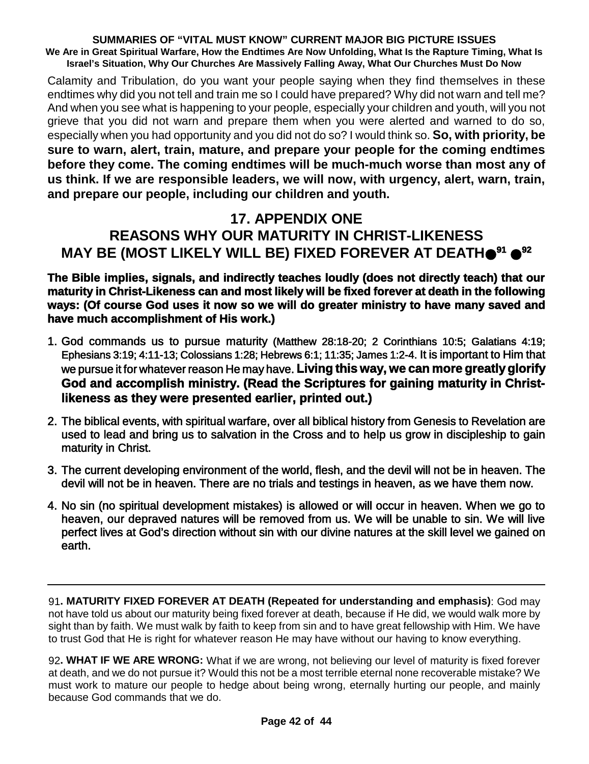Calamity and Tribulation, do you want your people saying when they find themselves in these endtimes why did you not tell and train me so I could have prepared? Why did not warn and tell me? And when you see what is happening to your people, especially your children and youth, will you not grieve that you did not warn and prepare them when you were alerted and warned to do so, especially when you had opportunity and you did not do so? I would think so. **So, with priority, be sure to warn, alert, train, mature, and prepare your people for the coming endtimes before they come. The coming endtimes will be much-much worse than most any of us think. If we are responsible leaders, we will now, with urgency, alert, warn, train, and prepare our people, including our children and youth.**

## 17. APPENDIX ONE
## REASONS WHY OUR MATURITY IN CHRIST-LIKENESS MAY BE (MOST LIKELY WILL BE) FIXED FOREVER AT DEATH● [91] ● [92]

**The Bible implies, signals, and indirectly teaches loudly (does not directly teach) that our maturity in Christ-Likeness can and most likely will be fixed forever at death in the following ways: (Of course God uses it now so we will do greater ministry to have many saved and have much accomplishment of His work.)**

1. God commands us to pursue maturity (Matthew 28:18-20; 2 Corinthians 10:5; Galatians 4:19; Ephesians 3:19; 4:11-13; Colossians 1:28; Hebrews 6:1; 11:35; James 1:2-4. It is important to Him that we pursue it for whatever reason He may have. **Living this way, we can more greatly glorify God and accomplish ministry. (Read the Scriptures for gaining maturity in Christ-likeness as they were presented earlier, printed out.)**
2. The biblical events, with spiritual warfare, over all biblical history from Genesis to Revelation are used to lead and bring us to salvation in the Cross and to help us grow in discipleship to gain maturity in Christ.
3. The current developing environment of the world, flesh, and the devil will not be in heaven. The devil will not be in heaven. There are no trials and testings in heaven, as we have them now.
4. No sin (no spiritual development mistakes) is allowed or will occur in heaven. When we go to heaven, our depraved natures will be removed from us. We will be unable to sin. We will live perfect lives at God's direction without sin with our divine natures at the skill level we gained on earth.

---

91**. MATURITY FIXED FOREVER AT DEATH (Repeated for understanding and emphasis)**: God may not have told us about our maturity being fixed forever at death, because if He did, we would walk more by sight than by faith. We must walk by faith to keep from sin and to have great fellowship with Him. We have to trust God that He is right for whatever reason He may have without our having to know everything.

92**. WHAT IF WE ARE WRONG:** What if we are wrong, not believing our level of maturity is fixed forever at death, and we do not pursue it? Would this not be a most terrible eternal none recoverable mistake? We must work to mature our people to hedge about being wrong, eternally hurting our people, and mainly because God commands that we do.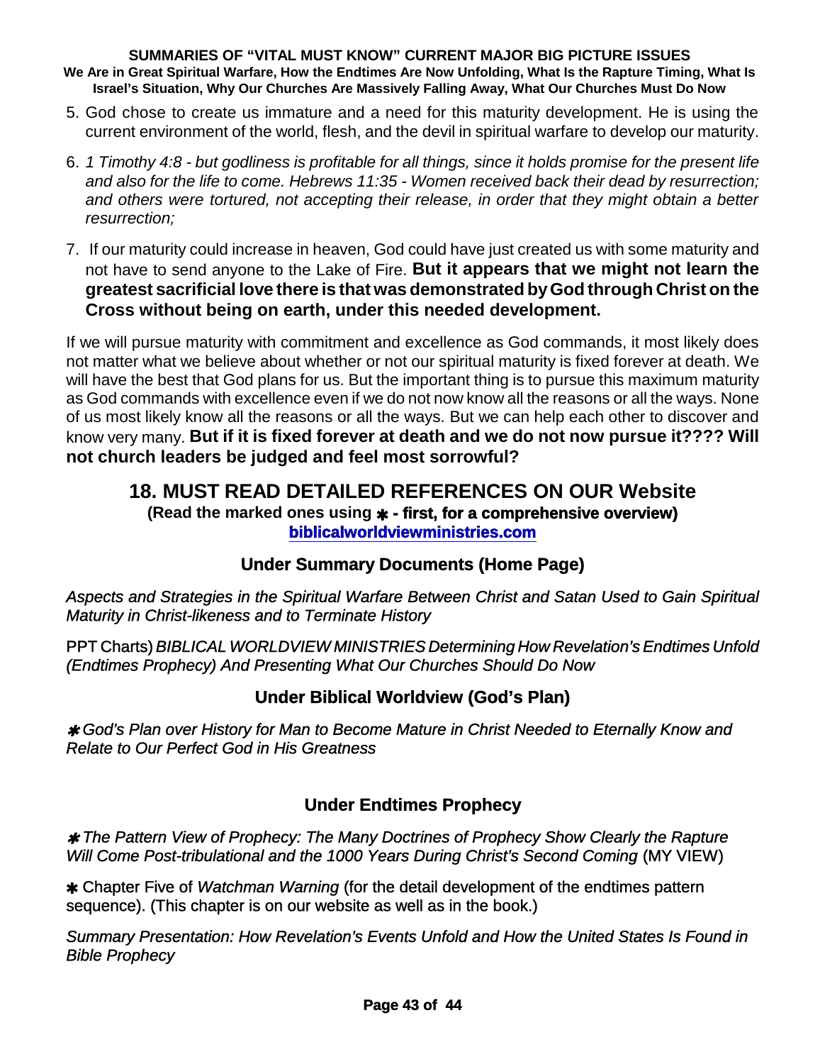5. God chose to create us immature and a need for this maturity development. He is using the current environment of the world, flesh, and the devil in spiritual warfare to develop our maturity.

6. *1 Timothy 4:8 - but godliness is profitable for all things, since it holds promise for the present life and also for the life to come. Hebrews 11:35 - Women received back their dead by resurrection; and others were tortured, not accepting their release, in order that they might obtain a better resurrection;*

7. If our maturity could increase in heaven, God could have just created us with some maturity and not have to send anyone to the Lake of Fire. **But it appears that we might not learn the greatest sacrificial love there is that was demonstrated by God through Christ on the Cross without being on earth, under this needed development.**

If we will pursue maturity with commitment and excellence as God commands, it most likely does not matter what we believe about whether or not our spiritual maturity is fixed forever at death. We will have the best that God plans for us. But the important thing is to pursue this maximum maturity as God commands with excellence even if we do not now know all the reasons or all the ways. None of us most likely know all the reasons or all the ways. But we can help each other to discover and know very many. **But if it is fixed forever at death and we do not now pursue it???? Will not church leaders be judged and feel most sorrowful?**

## 18. MUST READ DETAILED REFERENCES ON OUR Website

**(Read the marked ones using ✱ - first, for a comprehensive overview)**

**biblicalworldviewministries.com**

### Under Summary Documents (Home Page)

*Aspects and Strategies in the Spiritual Warfare Between Christ and Satan Used to Gain Spiritual Maturity in Christ-likeness and to Terminate History*

PPT Charts) *BIBLICAL WORLDVIEW MINISTRIES Determining How Revelation's Endtimes Unfold (Endtimes Prophecy) And Presenting What Our Churches Should Do Now*

### Under Biblical Worldview (God's Plan)

✱ *God's Plan over History for Man to Become Mature in Christ Needed to Eternally Know and Relate to Our Perfect God in His Greatness*

### Under Endtimes Prophecy

✱ *The Pattern View of Prophecy: The Many Doctrines of Prophecy Show Clearly the Rapture Will Come Post-tribulational and the 1000 Years During Christ's Second Coming* (MY VIEW)

✱ Chapter Five of *Watchman Warning* (for the detail development of the endtimes pattern sequence). (This chapter is on our website as well as in the book.)

*Summary Presentation: How Revelation's Events Unfold and How the United States Is Found in Bible Prophecy*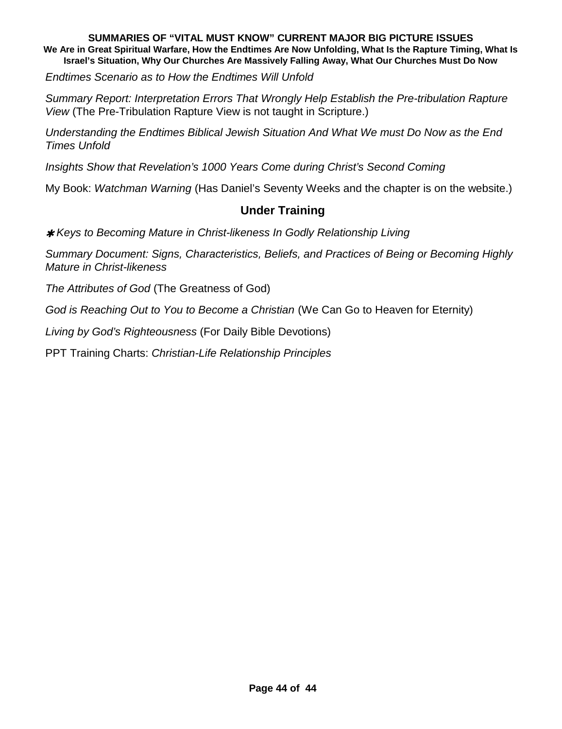**SUMMARIES OF "VITAL MUST KNOW" CURRENT MAJOR BIG PICTURE ISSUES**

**We Are in Great Spiritual Warfare, How the Endtimes Are Now Unfolding, What Is the Rapture Timing, What Is Israel's Situation, Why Our Churches Are Massively Falling Away, What Our Churches Must Do Now**

*Endtimes Scenario as to How the Endtimes Will Unfold*

*Summary Report: Interpretation Errors That Wrongly Help Establish the Pre-tribulation Rapture View* (The Pre-Tribulation Rapture View is not taught in Scripture.)

*Understanding the Endtimes Biblical Jewish Situation And What We must Do Now as the End Times Unfold*

*Insights Show that Revelation's 1000 Years Come during Christ's Second Coming*

My Book: *Watchman Warning* (Has Daniel's Seventy Weeks and the chapter is on the website.)

## Under Training

✱ *Keys to Becoming Mature in Christ-likeness In Godly Relationship Living*

*Summary Document: Signs, Characteristics, Beliefs, and Practices of Being or Becoming Highly Mature in Christ-likeness*

*The Attributes of God* (The Greatness of God)

*God is Reaching Out to You to Become a Christian* (We Can Go to Heaven for Eternity)

*Living by God's Righteousness* (For Daily Bible Devotions)

PPT Training Charts: *Christian-Life Relationship Principles*